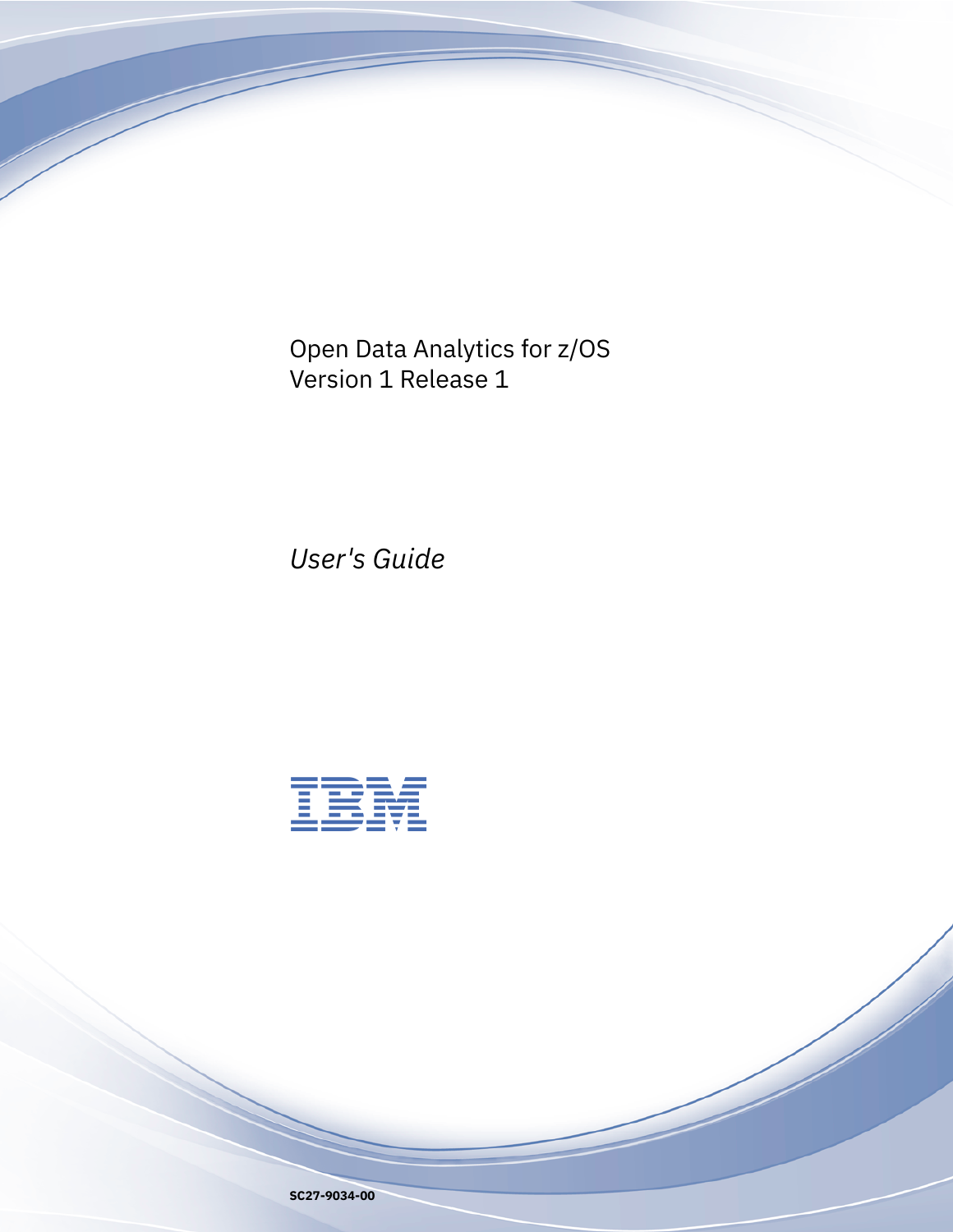Open Data Analytics for z/OS
Version 1 Release 1

*User's Guide*

IBM

**SC27-9034-00**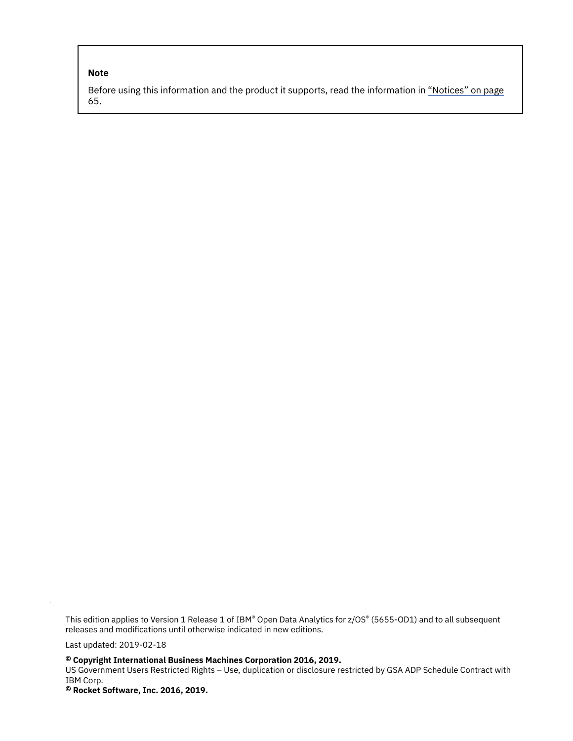**Note**

Before using this information and the product it supports, read the information in "Notices" on page 65.

This edition applies to Version 1 Release 1 of IBM® Open Data Analytics for z/OS® (5655-OD1) and to all subsequent releases and modifications until otherwise indicated in new editions.

Last updated: 2019-02-18

**© Copyright International Business Machines Corporation 2016, 2019.**
US Government Users Restricted Rights – Use, duplication or disclosure restricted by GSA ADP Schedule Contract with IBM Corp.
**© Rocket Software, Inc. 2016, 2019.**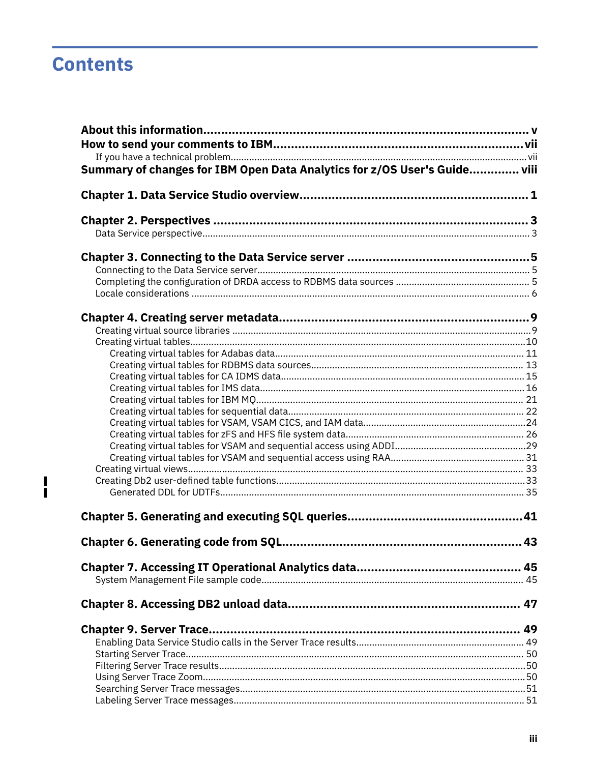# Contents

**About this information** ........ v

**How to send your comments to IBM** ........ vii

- If you have a technical problem ........ vii

**Summary of changes for IBM Open Data Analytics for z/OS User's Guide** ........ viii

**Chapter 1. Data Service Studio overview** ........ 1

**Chapter 2. Perspectives** ........ 3

- Data Service perspective ........ 3

**Chapter 3. Connecting to the Data Service server** ........ 5

- Connecting to the Data Service server ........ 5
- Completing the configuration of DRDA access to RDBMS data sources ........ 5
- Locale considerations ........ 6

**Chapter 4. Creating server metadata** ........ 9

- Creating virtual source libraries ........ 9
- Creating virtual tables ........ 10
  - Creating virtual tables for Adabas data ........ 11
  - Creating virtual tables for RDBMS data sources ........ 13
  - Creating virtual tables for CA IDMS data ........ 15
  - Creating virtual tables for IMS data ........ 16
  - Creating virtual tables for IBM MQ ........ 21
  - Creating virtual tables for sequential data ........ 22
  - Creating virtual tables for VSAM, VSAM CICS, and IAM data ........ 24
  - Creating virtual tables for zFS and HFS file system data ........ 26
  - Creating virtual tables for VSAM and sequential access using ADDI ........ 29
  - Creating virtual tables for VSAM and sequential access using RAA ........ 31
- Creating virtual views ........ 33
- Creating Db2 user-defined table functions ........ 33
  - Generated DDL for UDTFs ........ 35

**Chapter 5. Generating and executing SQL queries** ........ 41

**Chapter 6. Generating code from SQL** ........ 43

**Chapter 7. Accessing IT Operational Analytics data** ........ 45

- System Management File sample code ........ 45

**Chapter 8. Accessing DB2 unload data** ........ 47

**Chapter 9. Server Trace** ........ 49

- Enabling Data Service Studio calls in the Server Trace results ........ 49
- Starting Server Trace ........ 50
- Filtering Server Trace results ........ 50
- Using Server Trace Zoom ........ 50
- Searching Server Trace messages ........ 51
- Labeling Server Trace messages ........ 51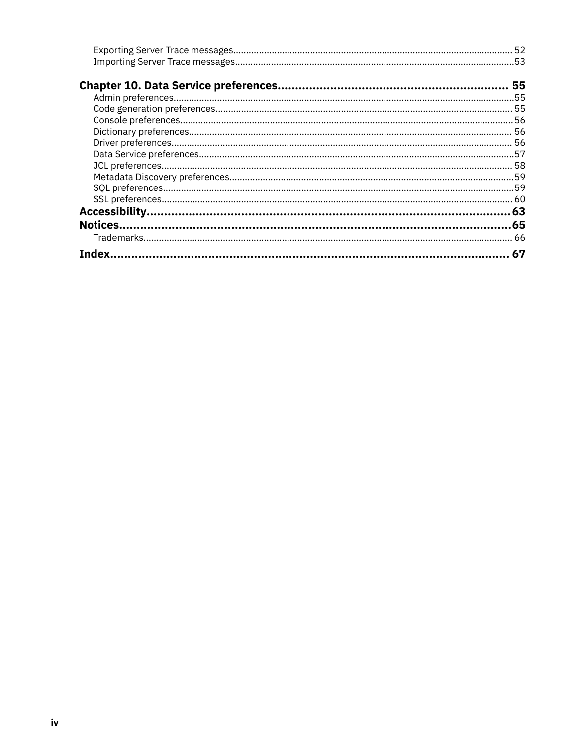Exporting Server Trace messages........................................................................................................... 52
Importing Server Trace messages...........................................................................................................53

**Chapter 10. Data Service preferences.................................................................. 55**

Admin preferences...................................................................................................................................55
Code generation preferences.................................................................................................................. 55
Console preferences................................................................................................................................ 56
Dictionary preferences............................................................................................................................ 56
Driver preferences................................................................................................................................... 56
Data Service preferences.........................................................................................................................57
JCL preferences....................................................................................................................................... 58
Metadata Discovery preferences.............................................................................................................59
SQL preferences.......................................................................................................................................59
SSL preferences....................................................................................................................................... 60

**Accessibility...........................................................................................................63**

**Notices...................................................................................................................65**

Trademarks.............................................................................................................................................. 66

**Index.................................................................................................................... 67**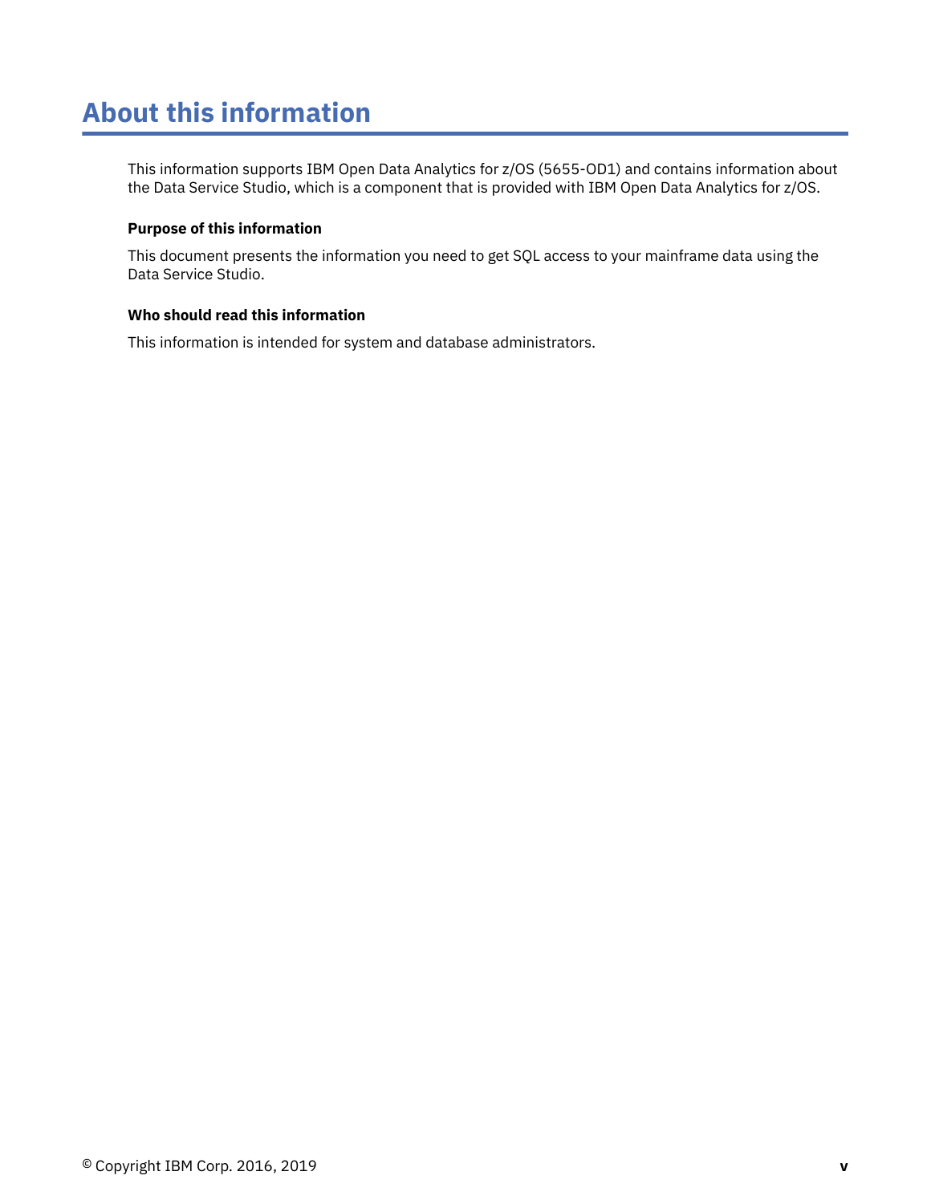# About this information

This information supports IBM Open Data Analytics for z/OS (5655-OD1) and contains information about the Data Service Studio, which is a component that is provided with IBM Open Data Analytics for z/OS.

**Purpose of this information**

This document presents the information you need to get SQL access to your mainframe data using the Data Service Studio.

**Who should read this information**

This information is intended for system and database administrators.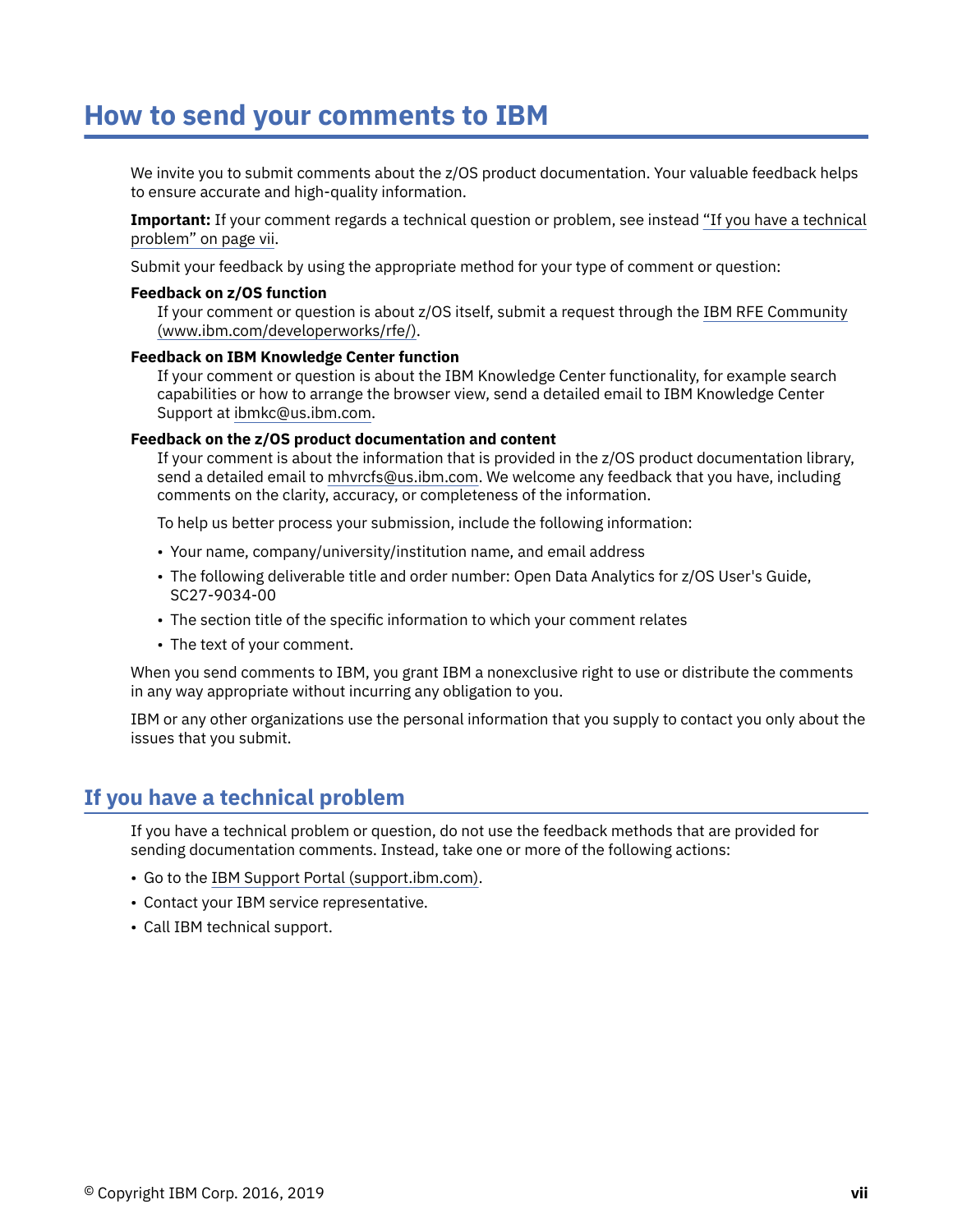# How to send your comments to IBM

We invite you to submit comments about the z/OS product documentation. Your valuable feedback helps to ensure accurate and high-quality information.

**Important:** If your comment regards a technical question or problem, see instead "If you have a technical problem" on page vii.

Submit your feedback by using the appropriate method for your type of comment or question:

**Feedback on z/OS function**

If your comment or question is about z/OS itself, submit a request through the IBM RFE Community (www.ibm.com/developerworks/rfe/).

**Feedback on IBM Knowledge Center function**

If your comment or question is about the IBM Knowledge Center functionality, for example search capabilities or how to arrange the browser view, send a detailed email to IBM Knowledge Center Support at ibmkc@us.ibm.com.

**Feedback on the z/OS product documentation and content**

If your comment is about the information that is provided in the z/OS product documentation library, send a detailed email to mhvrcfs@us.ibm.com. We welcome any feedback that you have, including comments on the clarity, accuracy, or completeness of the information.

To help us better process your submission, include the following information:

- Your name, company/university/institution name, and email address
- The following deliverable title and order number: Open Data Analytics for z/OS User's Guide, SC27-9034-00
- The section title of the specific information to which your comment relates
- The text of your comment.

When you send comments to IBM, you grant IBM a nonexclusive right to use or distribute the comments in any way appropriate without incurring any obligation to you.

IBM or any other organizations use the personal information that you supply to contact you only about the issues that you submit.

## If you have a technical problem

If you have a technical problem or question, do not use the feedback methods that are provided for sending documentation comments. Instead, take one or more of the following actions:

- Go to the IBM Support Portal (support.ibm.com).
- Contact your IBM service representative.
- Call IBM technical support.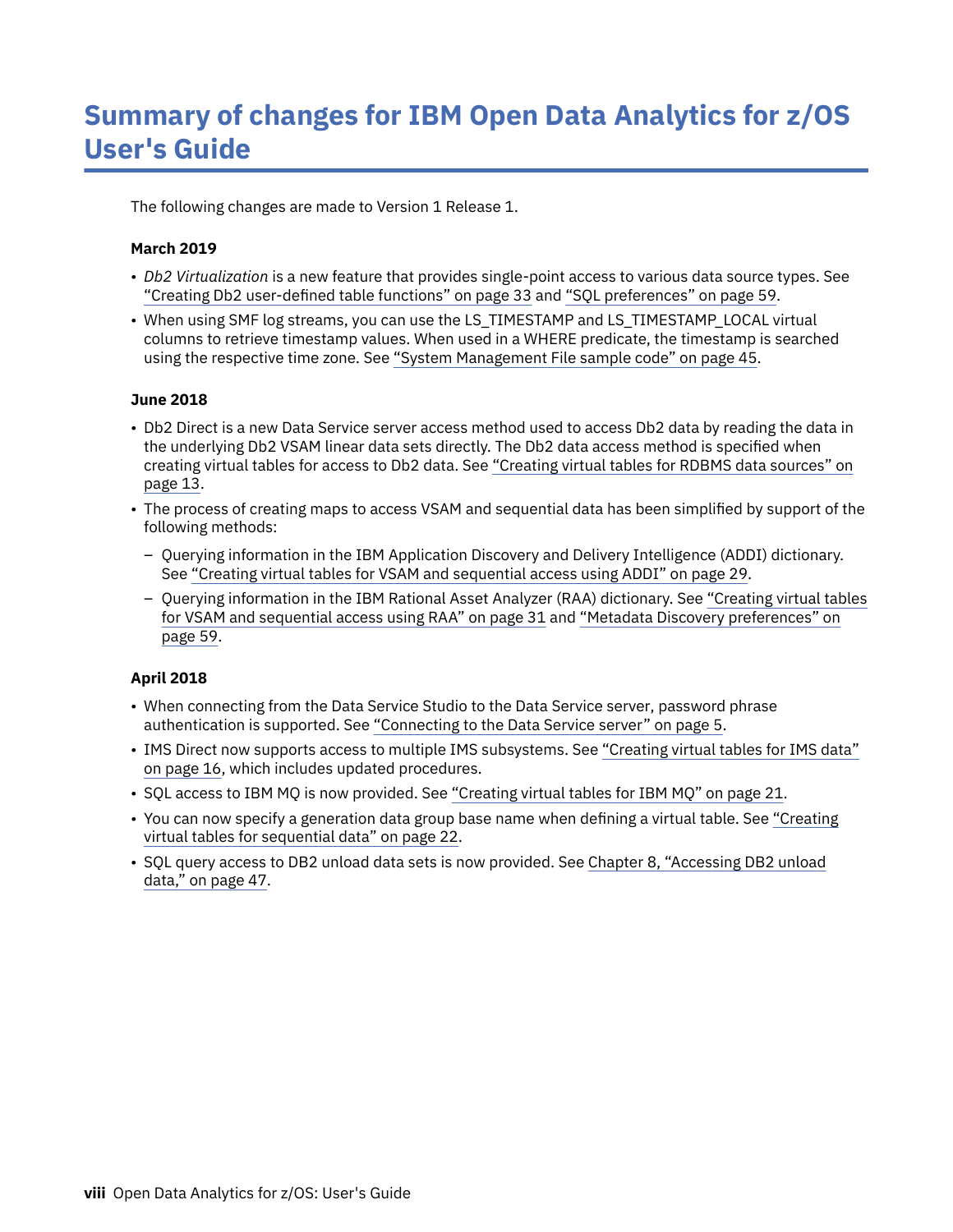# Summary of changes for IBM Open Data Analytics for z/OS User's Guide

The following changes are made to Version 1 Release 1.

### March 2019

- *Db2 Virtualization* is a new feature that provides single-point access to various data source types. See "Creating Db2 user-defined table functions" on page 33 and "SQL preferences" on page 59.
- When using SMF log streams, you can use the LS_TIMESTAMP and LS_TIMESTAMP_LOCAL virtual columns to retrieve timestamp values. When used in a WHERE predicate, the timestamp is searched using the respective time zone. See "System Management File sample code" on page 45.

### June 2018

- Db2 Direct is a new Data Service server access method used to access Db2 data by reading the data in the underlying Db2 VSAM linear data sets directly. The Db2 data access method is specified when creating virtual tables for access to Db2 data. See "Creating virtual tables for RDBMS data sources" on page 13.
- The process of creating maps to access VSAM and sequential data has been simplified by support of the following methods:
  - Querying information in the IBM Application Discovery and Delivery Intelligence (ADDI) dictionary. See "Creating virtual tables for VSAM and sequential access using ADDI" on page 29.
  - Querying information in the IBM Rational Asset Analyzer (RAA) dictionary. See "Creating virtual tables for VSAM and sequential access using RAA" on page 31 and "Metadata Discovery preferences" on page 59.

### April 2018

- When connecting from the Data Service Studio to the Data Service server, password phrase authentication is supported. See "Connecting to the Data Service server" on page 5.
- IMS Direct now supports access to multiple IMS subsystems. See "Creating virtual tables for IMS data" on page 16, which includes updated procedures.
- SQL access to IBM MQ is now provided. See "Creating virtual tables for IBM MQ" on page 21.
- You can now specify a generation data group base name when defining a virtual table. See "Creating virtual tables for sequential data" on page 22.
- SQL query access to DB2 unload data sets is now provided. See Chapter 8, "Accessing DB2 unload data," on page 47.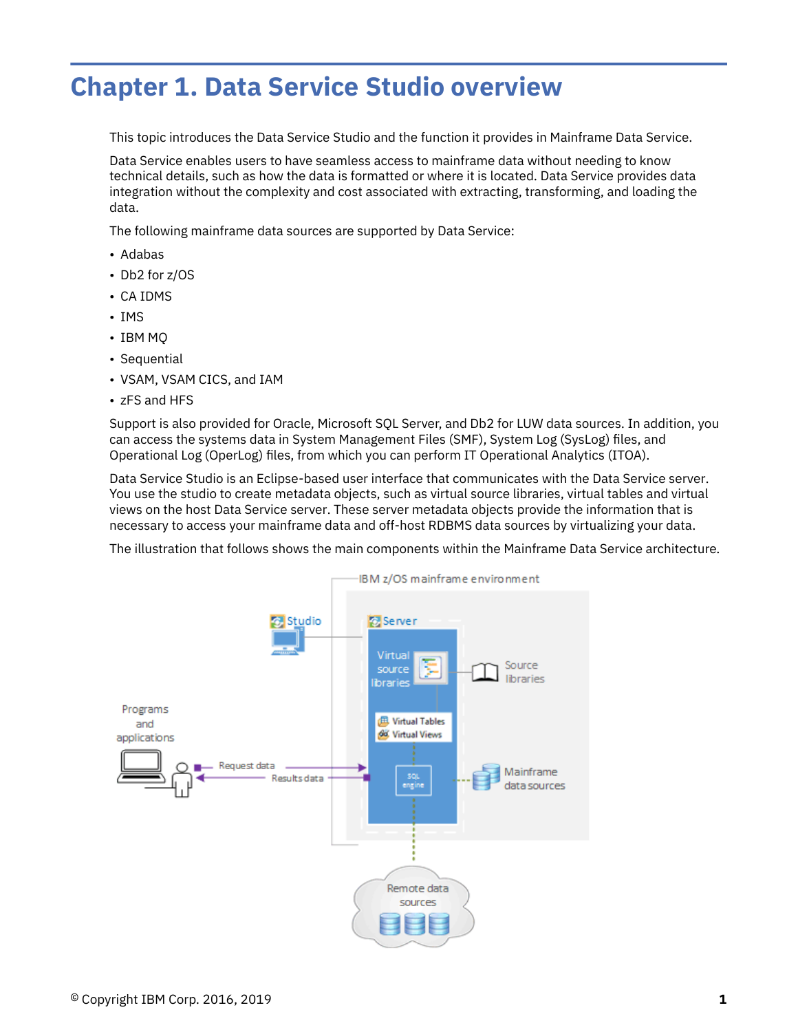# Chapter 1. Data Service Studio overview

This topic introduces the Data Service Studio and the function it provides in Mainframe Data Service.

Data Service enables users to have seamless access to mainframe data without needing to know technical details, such as how the data is formatted or where it is located. Data Service provides data integration without the complexity and cost associated with extracting, transforming, and loading the data.

The following mainframe data sources are supported by Data Service:

- Adabas
- Db2 for z/OS
- CA IDMS
- IMS
- IBM MQ
- Sequential
- VSAM, VSAM CICS, and IAM
- zFS and HFS

Support is also provided for Oracle, Microsoft SQL Server, and Db2 for LUW data sources. In addition, you can access the systems data in System Management Files (SMF), System Log (SysLog) files, and Operational Log (OperLog) files, from which you can perform IT Operational Analytics (ITOA).

Data Service Studio is an Eclipse-based user interface that communicates with the Data Service server. You use the studio to create metadata objects, such as virtual source libraries, virtual tables and virtual views on the host Data Service server. These server metadata objects provide the information that is necessary to access your mainframe data and off-host RDBMS data sources by virtualizing your data.

The illustration that follows shows the main components within the Mainframe Data Service architecture.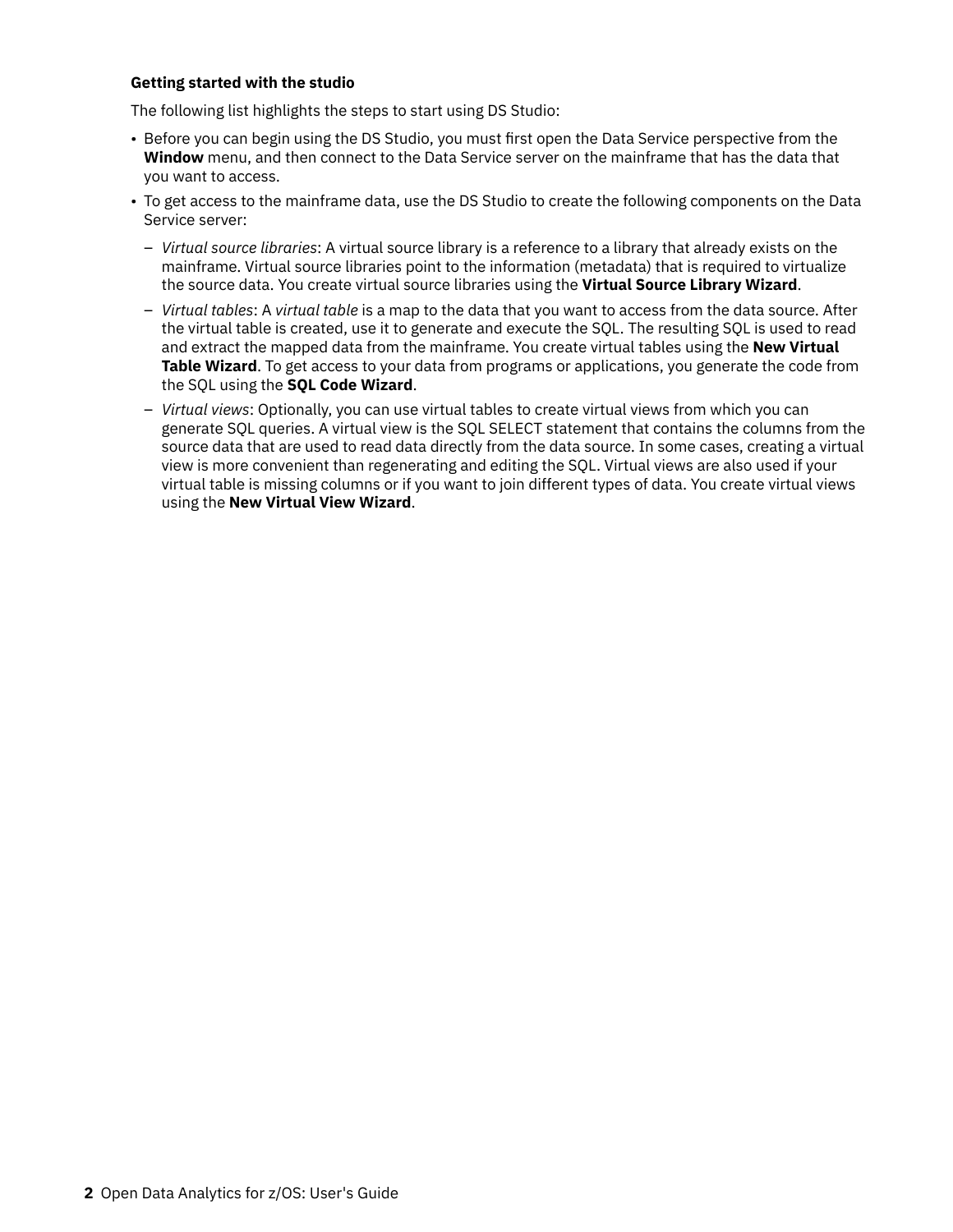**Getting started with the studio**

The following list highlights the steps to start using DS Studio:

- Before you can begin using the DS Studio, you must first open the Data Service perspective from the **Window** menu, and then connect to the Data Service server on the mainframe that has the data that you want to access.
- To get access to the mainframe data, use the DS Studio to create the following components on the Data Service server:
  - *Virtual source libraries*: A virtual source library is a reference to a library that already exists on the mainframe. Virtual source libraries point to the information (metadata) that is required to virtualize the source data. You create virtual source libraries using the **Virtual Source Library Wizard**.
  - *Virtual tables*: A *virtual table* is a map to the data that you want to access from the data source. After the virtual table is created, use it to generate and execute the SQL. The resulting SQL is used to read and extract the mapped data from the mainframe. You create virtual tables using the **New Virtual Table Wizard**. To get access to your data from programs or applications, you generate the code from the SQL using the **SQL Code Wizard**.
  - *Virtual views*: Optionally, you can use virtual tables to create virtual views from which you can generate SQL queries. A virtual view is the SQL SELECT statement that contains the columns from the source data that are used to read data directly from the data source. In some cases, creating a virtual view is more convenient than regenerating and editing the SQL. Virtual views are also used if your virtual table is missing columns or if you want to join different types of data. You create virtual views using the **New Virtual View Wizard**.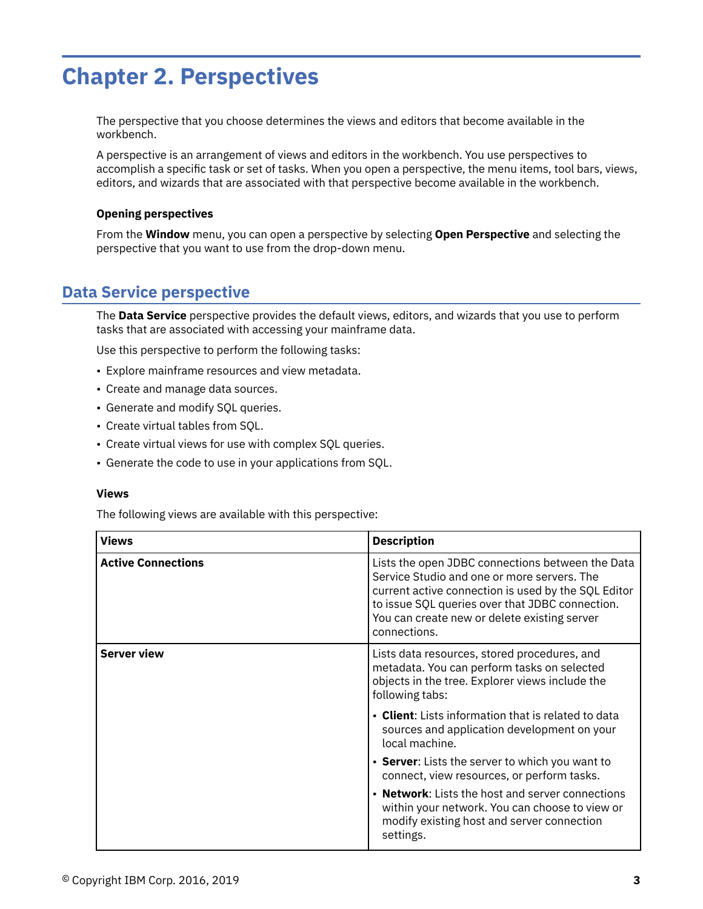# Chapter 2. Perspectives

The perspective that you choose determines the views and editors that become available in the workbench.

A perspective is an arrangement of views and editors in the workbench. You use perspectives to accomplish a specific task or set of tasks. When you open a perspective, the menu items, tool bars, views, editors, and wizards that are associated with that perspective become available in the workbench.

### Opening perspectives

From the **Window** menu, you can open a perspective by selecting **Open Perspective** and selecting the perspective that you want to use from the drop-down menu.

## Data Service perspective

The **Data Service** perspective provides the default views, editors, and wizards that you use to perform tasks that are associated with accessing your mainframe data.

Use this perspective to perform the following tasks:

- Explore mainframe resources and view metadata.
- Create and manage data sources.
- Generate and modify SQL queries.
- Create virtual tables from SQL.
- Create virtual views for use with complex SQL queries.
- Generate the code to use in your applications from SQL.

### Views

The following views are available with this perspective:

| Views | Description |
|---|---|
| **Active Connections** | Lists the open JDBC connections between the Data Service Studio and one or more servers. The current active connection is used by the SQL Editor to issue SQL queries over that JDBC connection. You can create new or delete existing server connections. |
| **Server view** | Lists data resources, stored procedures, and metadata. You can perform tasks on selected objects in the tree. Explorer views include the following tabs:<br>• **Client**: Lists information that is related to data sources and application development on your local machine.<br>• **Server**: Lists the server to which you want to connect, view resources, or perform tasks.<br>• **Network**: Lists the host and server connections within your network. You can choose to view or modify existing host and server connection settings. |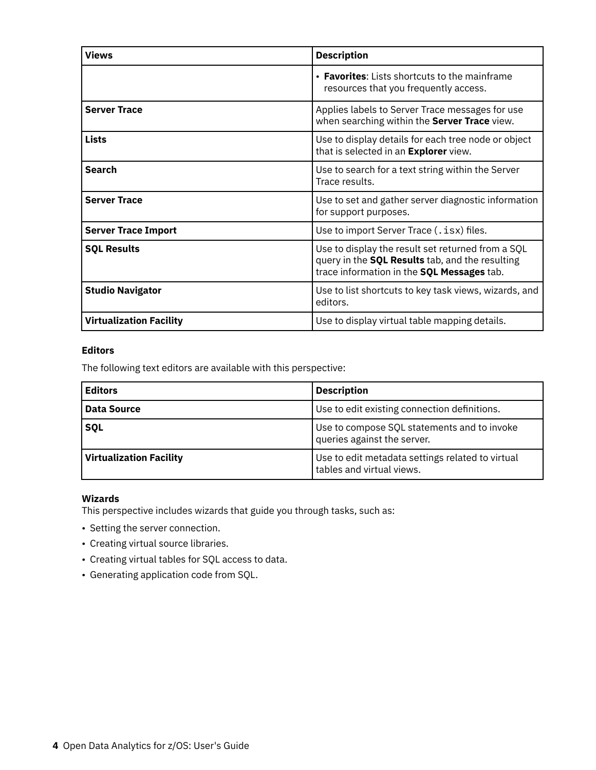| Views | Description |
| --- | --- |
| | • **Favorites**: Lists shortcuts to the mainframe resources that you frequently access. |
| **Server Trace** | Applies labels to Server Trace messages for use when searching within the **Server Trace** view. |
| **Lists** | Use to display details for each tree node or object that is selected in an **Explorer** view. |
| **Search** | Use to search for a text string within the Server Trace results. |
| **Server Trace** | Use to set and gather server diagnostic information for support purposes. |
| **Server Trace Import** | Use to import Server Trace (`.isx`) files. |
| **SQL Results** | Use to display the result set returned from a SQL query in the **SQL Results** tab, and the resulting trace information in the **SQL Messages** tab. |
| **Studio Navigator** | Use to list shortcuts to key task views, wizards, and editors. |
| **Virtualization Facility** | Use to display virtual table mapping details. |

**Editors**

The following text editors are available with this perspective:

| Editors | Description |
| --- | --- |
| **Data Source** | Use to edit existing connection definitions. |
| **SQL** | Use to compose SQL statements and to invoke queries against the server. |
| **Virtualization Facility** | Use to edit metadata settings related to virtual tables and virtual views. |

**Wizards**

This perspective includes wizards that guide you through tasks, such as:

- Setting the server connection.
- Creating virtual source libraries.
- Creating virtual tables for SQL access to data.
- Generating application code from SQL.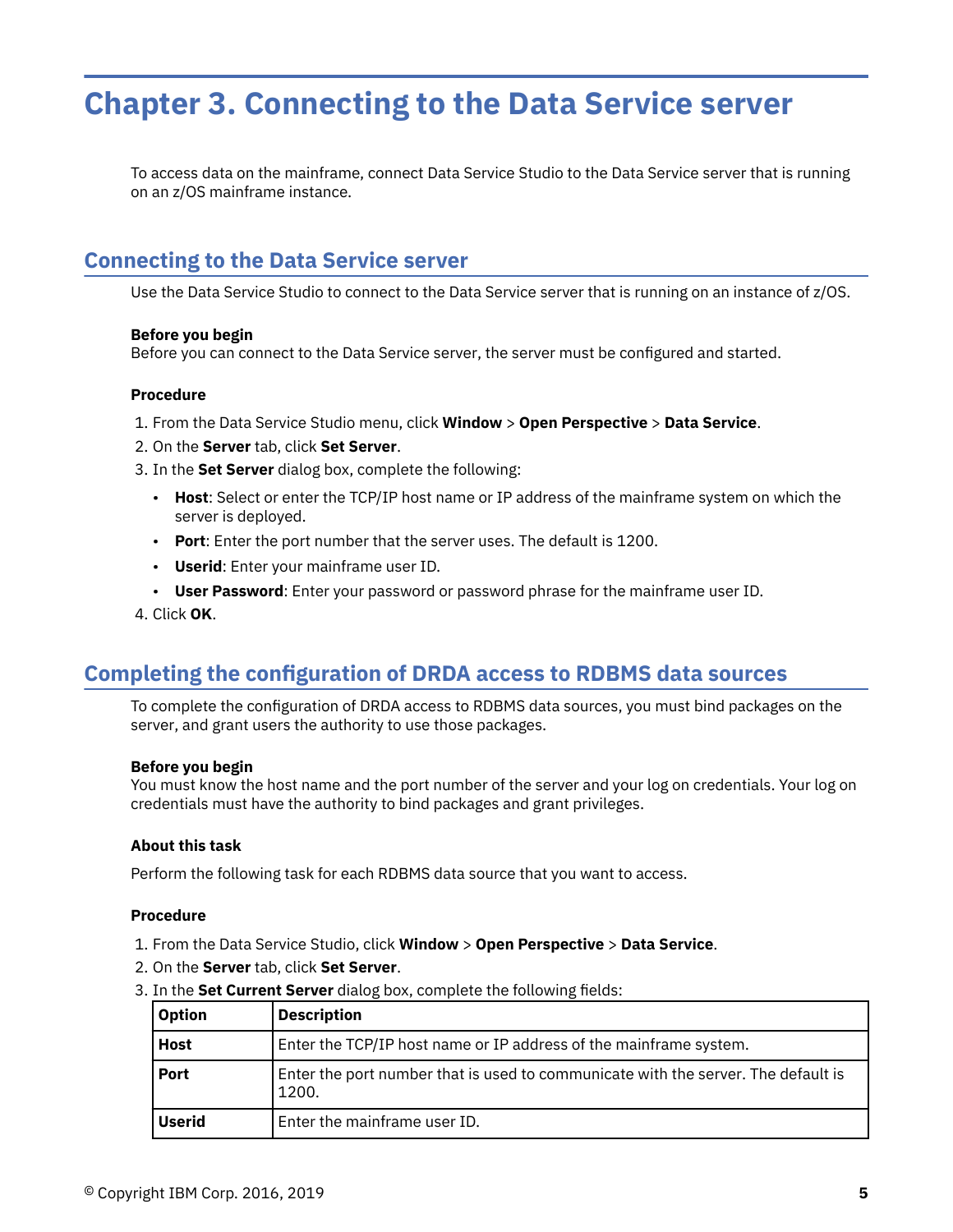# Chapter 3. Connecting to the Data Service server

To access data on the mainframe, connect Data Service Studio to the Data Service server that is running on an z/OS mainframe instance.

## Connecting to the Data Service server

Use the Data Service Studio to connect to the Data Service server that is running on an instance of z/OS.

**Before you begin**

Before you can connect to the Data Service server, the server must be configured and started.

**Procedure**

1. From the Data Service Studio menu, click **Window** > **Open Perspective** > **Data Service**.
2. On the **Server** tab, click **Set Server**.
3. In the **Set Server** dialog box, complete the following:
   - **Host**: Select or enter the TCP/IP host name or IP address of the mainframe system on which the server is deployed.
   - **Port**: Enter the port number that the server uses. The default is 1200.
   - **Userid**: Enter your mainframe user ID.
   - **User Password**: Enter your password or password phrase for the mainframe user ID.
4. Click **OK**.

## Completing the configuration of DRDA access to RDBMS data sources

To complete the configuration of DRDA access to RDBMS data sources, you must bind packages on the server, and grant users the authority to use those packages.

**Before you begin**

You must know the host name and the port number of the server and your log on credentials. Your log on credentials must have the authority to bind packages and grant privileges.

**About this task**

Perform the following task for each RDBMS data source that you want to access.

**Procedure**

1. From the Data Service Studio, click **Window** > **Open Perspective** > **Data Service**.
2. On the **Server** tab, click **Set Server**.
3. In the **Set Current Server** dialog box, complete the following fields:

| Option | Description |
|---|---|
| **Host** | Enter the TCP/IP host name or IP address of the mainframe system. |
| **Port** | Enter the port number that is used to communicate with the server. The default is 1200. |
| **Userid** | Enter the mainframe user ID. |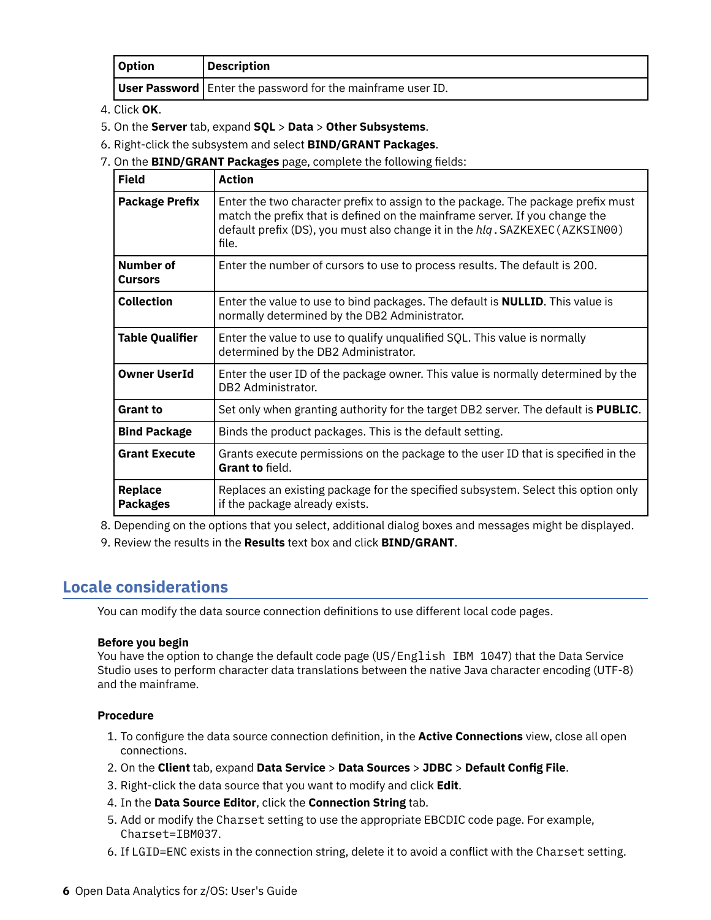| Option | Description |
| --- | --- |
| **User Password** | Enter the password for the mainframe user ID. |

4. Click **OK**.
5. On the **Server** tab, expand **SQL** > **Data** > **Other Subsystems**.
6. Right-click the subsystem and select **BIND/GRANT Packages**.
7. On the **BIND/GRANT Packages** page, complete the following fields:

| Field | Action |
| --- | --- |
| **Package Prefix** | Enter the two character prefix to assign to the package. The package prefix must match the prefix that is defined on the mainframe server. If you change the default prefix (DS), you must also change it in the *hlq*.SAZKEXEC(AZKSIN00) file. |
| **Number of Cursors** | Enter the number of cursors to use to process results. The default is 200. |
| **Collection** | Enter the value to use to bind packages. The default is **NULLID**. This value is normally determined by the DB2 Administrator. |
| **Table Qualifier** | Enter the value to use to qualify unqualified SQL. This value is normally determined by the DB2 Administrator. |
| **Owner UserId** | Enter the user ID of the package owner. This value is normally determined by the DB2 Administrator. |
| **Grant to** | Set only when granting authority for the target DB2 server. The default is **PUBLIC**. |
| **Bind Package** | Binds the product packages. This is the default setting. |
| **Grant Execute** | Grants execute permissions on the package to the user ID that is specified in the **Grant to** field. |
| **Replace Packages** | Replaces an existing package for the specified subsystem. Select this option only if the package already exists. |

8. Depending on the options that you select, additional dialog boxes and messages might be displayed.
9. Review the results in the **Results** text box and click **BIND/GRANT**.

## Locale considerations

You can modify the data source connection definitions to use different local code pages.

**Before you begin**

You have the option to change the default code page (US/English IBM 1047) that the Data Service Studio uses to perform character data translations between the native Java character encoding (UTF-8) and the mainframe.

**Procedure**

1. To configure the data source connection definition, in the **Active Connections** view, close all open connections.
2. On the **Client** tab, expand **Data Service** > **Data Sources** > **JDBC** > **Default Config File**.
3. Right-click the data source that you want to modify and click **Edit**.
4. In the **Data Source Editor**, click the **Connection String** tab.
5. Add or modify the Charset setting to use the appropriate EBCDIC code page. For example, Charset=IBM037.
6. If LGID=ENC exists in the connection string, delete it to avoid a conflict with the Charset setting.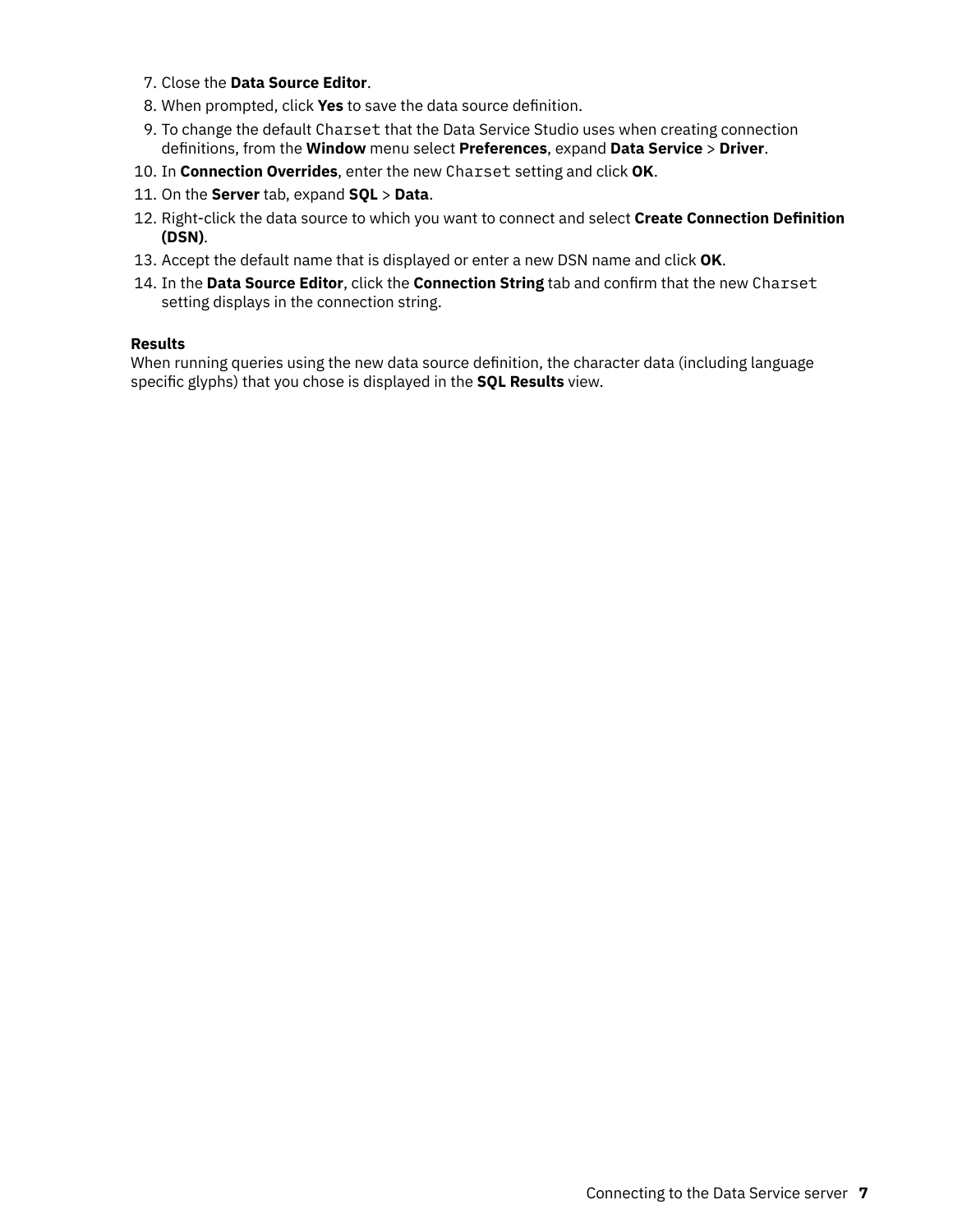7. Close the **Data Source Editor**.
8. When prompted, click **Yes** to save the data source definition.
9. To change the default `Charset` that the Data Service Studio uses when creating connection definitions, from the **Window** menu select **Preferences**, expand **Data Service** > **Driver**.
10. In **Connection Overrides**, enter the new `Charset` setting and click **OK**.
11. On the **Server** tab, expand **SQL** > **Data**.
12. Right-click the data source to which you want to connect and select **Create Connection Definition (DSN)**.
13. Accept the default name that is displayed or enter a new DSN name and click **OK**.
14. In the **Data Source Editor**, click the **Connection String** tab and confirm that the new `Charset` setting displays in the connection string.

**Results**

When running queries using the new data source definition, the character data (including language specific glyphs) that you chose is displayed in the **SQL Results** view.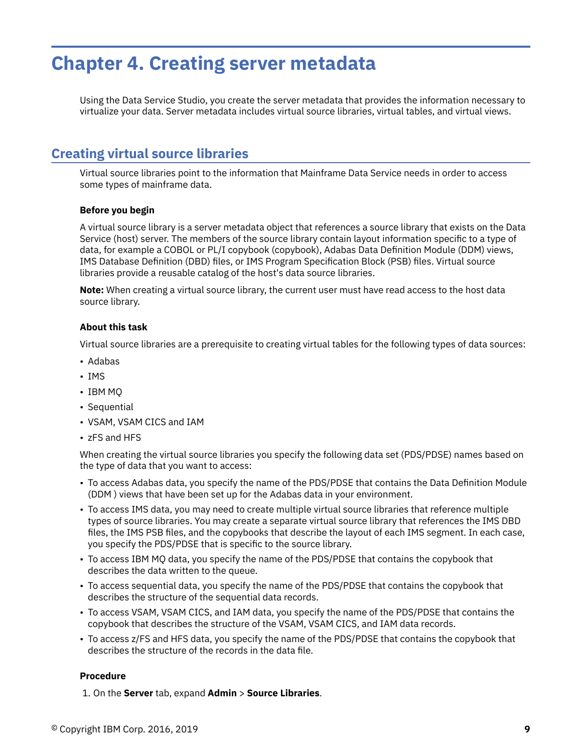# Chapter 4. Creating server metadata

Using the Data Service Studio, you create the server metadata that provides the information necessary to virtualize your data. Server metadata includes virtual source libraries, virtual tables, and virtual views.

## Creating virtual source libraries

Virtual source libraries point to the information that Mainframe Data Service needs in order to access some types of mainframe data.

### Before you begin

A virtual source library is a server metadata object that references a source library that exists on the Data Service (host) server. The members of the source library contain layout information specific to a type of data, for example a COBOL or PL/I copybook (copybook), Adabas Data Definition Module (DDM) views, IMS Database Definition (DBD) files, or IMS Program Specification Block (PSB) files. Virtual source libraries provide a reusable catalog of the host's data source libraries.

**Note:** When creating a virtual source library, the current user must have read access to the host data source library.

### About this task

Virtual source libraries are a prerequisite to creating virtual tables for the following types of data sources:

- Adabas
- IMS
- IBM MQ
- Sequential
- VSAM, VSAM CICS and IAM
- zFS and HFS

When creating the virtual source libraries you specify the following data set (PDS/PDSE) names based on the type of data that you want to access:

- To access Adabas data, you specify the name of the PDS/PDSE that contains the Data Definition Module (DDM ) views that have been set up for the Adabas data in your environment.
- To access IMS data, you may need to create multiple virtual source libraries that reference multiple types of source libraries. You may create a separate virtual source library that references the IMS DBD files, the IMS PSB files, and the copybooks that describe the layout of each IMS segment. In each case, you specify the PDS/PDSE that is specific to the source library.
- To access IBM MQ data, you specify the name of the PDS/PDSE that contains the copybook that describes the data written to the queue.
- To access sequential data, you specify the name of the PDS/PDSE that contains the copybook that describes the structure of the sequential data records.
- To access VSAM, VSAM CICS, and IAM data, you specify the name of the PDS/PDSE that contains the copybook that describes the structure of the VSAM, VSAM CICS, and IAM data records.
- To access z/FS and HFS data, you specify the name of the PDS/PDSE that contains the copybook that describes the structure of the records in the data file.

### Procedure

1. On the **Server** tab, expand **Admin** > **Source Libraries**.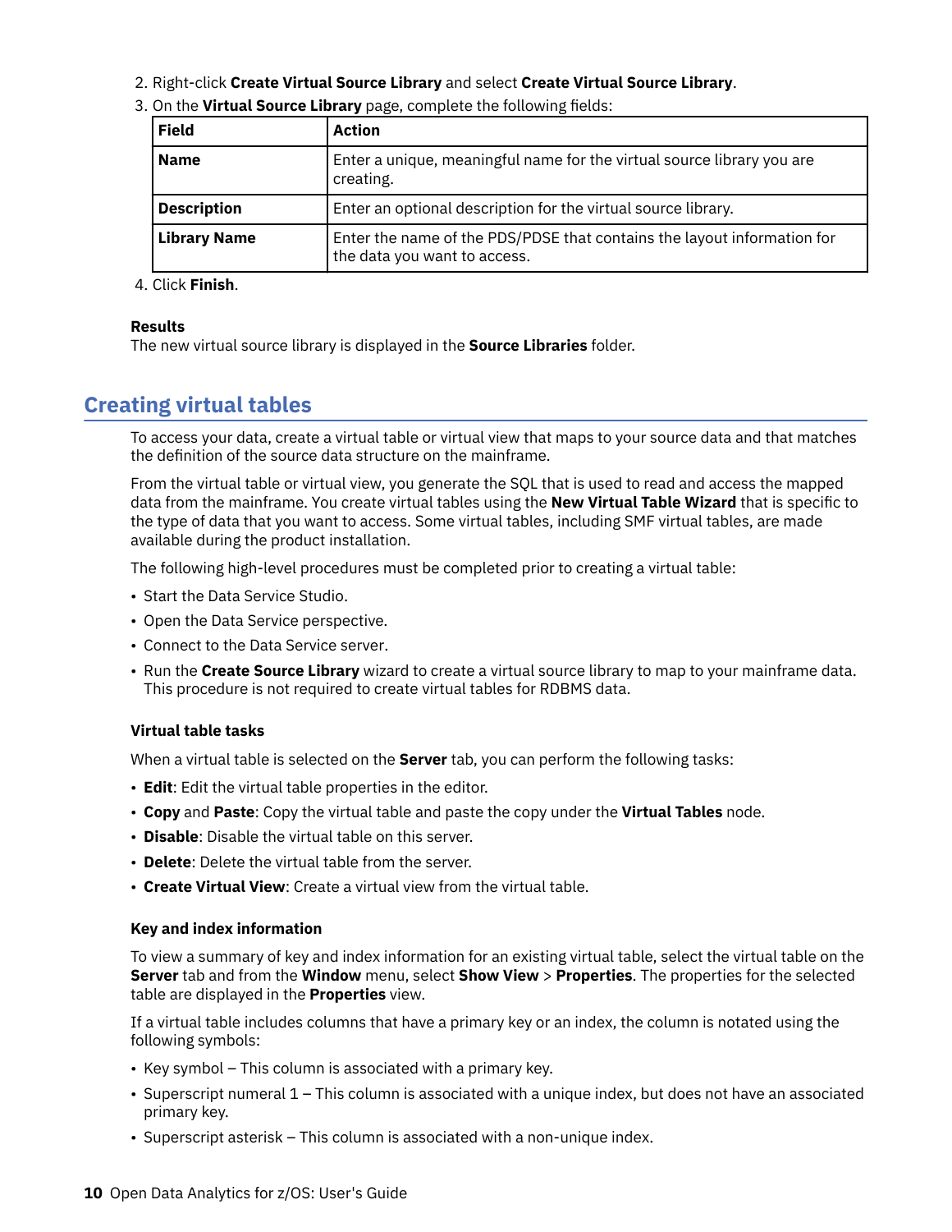2. Right-click **Create Virtual Source Library** and select **Create Virtual Source Library**.
3. On the **Virtual Source Library** page, complete the following fields:

| Field | Action |
|---|---|
| **Name** | Enter a unique, meaningful name for the virtual source library you are creating. |
| **Description** | Enter an optional description for the virtual source library. |
| **Library Name** | Enter the name of the PDS/PDSE that contains the layout information for the data you want to access. |

4. Click **Finish**.

**Results**

The new virtual source library is displayed in the **Source Libraries** folder.

## Creating virtual tables

To access your data, create a virtual table or virtual view that maps to your source data and that matches the definition of the source data structure on the mainframe.

From the virtual table or virtual view, you generate the SQL that is used to read and access the mapped data from the mainframe. You create virtual tables using the **New Virtual Table Wizard** that is specific to the type of data that you want to access. Some virtual tables, including SMF virtual tables, are made available during the product installation.

The following high-level procedures must be completed prior to creating a virtual table:

- Start the Data Service Studio.
- Open the Data Service perspective.
- Connect to the Data Service server.
- Run the **Create Source Library** wizard to create a virtual source library to map to your mainframe data. This procedure is not required to create virtual tables for RDBMS data.

### Virtual table tasks

When a virtual table is selected on the **Server** tab, you can perform the following tasks:

- **Edit**: Edit the virtual table properties in the editor.
- **Copy** and **Paste**: Copy the virtual table and paste the copy under the **Virtual Tables** node.
- **Disable**: Disable the virtual table on this server.
- **Delete**: Delete the virtual table from the server.
- **Create Virtual View**: Create a virtual view from the virtual table.

### Key and index information

To view a summary of key and index information for an existing virtual table, select the virtual table on the **Server** tab and from the **Window** menu, select **Show View** > **Properties**. The properties for the selected table are displayed in the **Properties** view.

If a virtual table includes columns that have a primary key or an index, the column is notated using the following symbols:

- Key symbol – This column is associated with a primary key.
- Superscript numeral 1 – This column is associated with a unique index, but does not have an associated primary key.
- Superscript asterisk – This column is associated with a non-unique index.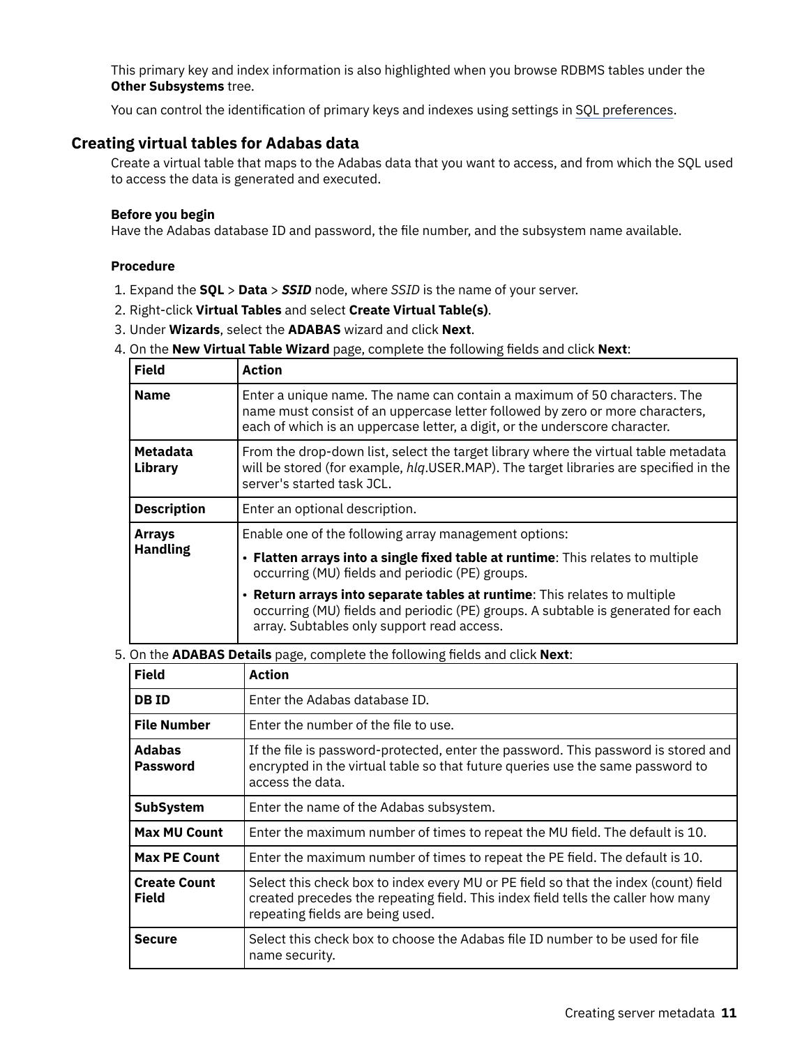This primary key and index information is also highlighted when you browse RDBMS tables under the **Other Subsystems** tree.

You can control the identification of primary keys and indexes using settings in SQL preferences.

## Creating virtual tables for Adabas data

Create a virtual table that maps to the Adabas data that you want to access, and from which the SQL used to access the data is generated and executed.

**Before you begin**

Have the Adabas database ID and password, the file number, and the subsystem name available.

**Procedure**

1. Expand the **SQL** > **Data** > ***SSID*** node, where *SSID* is the name of your server.
2. Right-click **Virtual Tables** and select **Create Virtual Table(s)**.
3. Under **Wizards**, select the **ADABAS** wizard and click **Next**.
4. On the **New Virtual Table Wizard** page, complete the following fields and click **Next**:

| Field | Action |
|---|---|
| **Name** | Enter a unique name. The name can contain a maximum of 50 characters. The name must consist of an uppercase letter followed by zero or more characters, each of which is an uppercase letter, a digit, or the underscore character. |
| **Metadata Library** | From the drop-down list, select the target library where the virtual table metadata will be stored (for example, *hlq*.USER.MAP). The target libraries are specified in the server's started task JCL. |
| **Description** | Enter an optional description. |
| **Arrays Handling** | Enable one of the following array management options: <br>• **Flatten arrays into a single fixed table at runtime**: This relates to multiple occurring (MU) fields and periodic (PE) groups. <br>• **Return arrays into separate tables at runtime**: This relates to multiple occurring (MU) fields and periodic (PE) groups. A subtable is generated for each array. Subtables only support read access. |

5. On the **ADABAS Details** page, complete the following fields and click **Next**:

| Field | Action |
|---|---|
| **DB ID** | Enter the Adabas database ID. |
| **File Number** | Enter the number of the file to use. |
| **Adabas Password** | If the file is password-protected, enter the password. This password is stored and encrypted in the virtual table so that future queries use the same password to access the data. |
| **SubSystem** | Enter the name of the Adabas subsystem. |
| **Max MU Count** | Enter the maximum number of times to repeat the MU field. The default is 10. |
| **Max PE Count** | Enter the maximum number of times to repeat the PE field. The default is 10. |
| **Create Count Field** | Select this check box to index every MU or PE field so that the index (count) field created precedes the repeating field. This index field tells the caller how many repeating fields are being used. |
| **Secure** | Select this check box to choose the Adabas file ID number to be used for file name security. |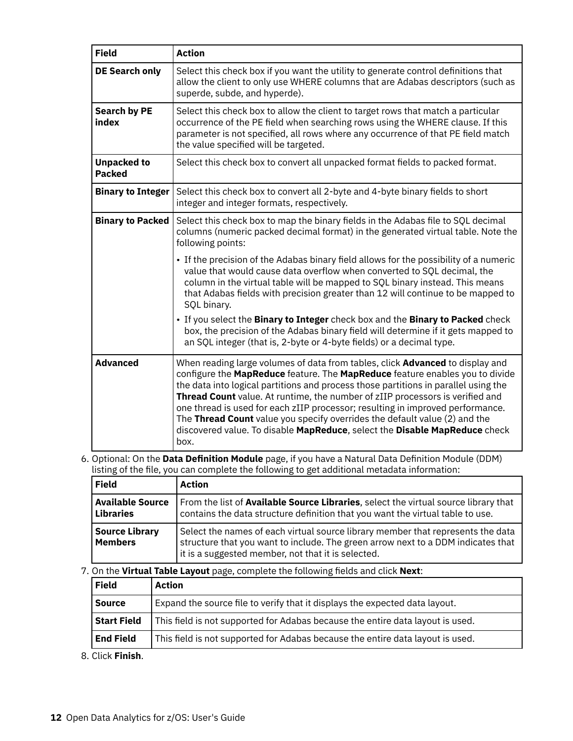| Field | Action |
| --- | --- |
| **DE Search only** | Select this check box if you want the utility to generate control definitions that allow the client to only use WHERE columns that are Adabas descriptors (such as superde, subde, and hyperde). |
| **Search by PE index** | Select this check box to allow the client to target rows that match a particular occurrence of the PE field when searching rows using the WHERE clause. If this parameter is not specified, all rows where any occurrence of that PE field match the value specified will be targeted. |
| **Unpacked to Packed** | Select this check box to convert all unpacked format fields to packed format. |
| **Binary to Integer** | Select this check box to convert all 2-byte and 4-byte binary fields to short integer and integer formats, respectively. |
| **Binary to Packed** | Select this check box to map the binary fields in the Adabas file to SQL decimal columns (numeric packed decimal format) in the generated virtual table. Note the following points: <br>• If the precision of the Adabas binary field allows for the possibility of a numeric value that would cause data overflow when converted to SQL decimal, the column in the virtual table will be mapped to SQL binary instead. This means that Adabas fields with precision greater than 12 will continue to be mapped to SQL binary. <br>• If you select the **Binary to Integer** check box and the **Binary to Packed** check box, the precision of the Adabas binary field will determine if it gets mapped to an SQL integer (that is, 2-byte or 4-byte fields) or a decimal type. |
| **Advanced** | When reading large volumes of data from tables, click **Advanced** to display and configure the **MapReduce** feature. The **MapReduce** feature enables you to divide the data into logical partitions and process those partitions in parallel using the **Thread Count** value. At runtime, the number of zIIP processors is verified and one thread is used for each zIIP processor; resulting in improved performance. The **Thread Count** value you specify overrides the default value (2) and the discovered value. To disable **MapReduce**, select the **Disable MapReduce** check box. |

6. Optional: On the **Data Definition Module** page, if you have a Natural Data Definition Module (DDM) listing of the file, you can complete the following to get additional metadata information:

| Field | Action |
| --- | --- |
| **Available Source Libraries** | From the list of **Available Source Libraries**, select the virtual source library that contains the data structure definition that you want the virtual table to use. |
| **Source Library Members** | Select the names of each virtual source library member that represents the data structure that you want to include. The green arrow next to a DDM indicates that it is a suggested member, not that it is selected. |

7. On the **Virtual Table Layout** page, complete the following fields and click **Next**:

| Field | Action |
| --- | --- |
| **Source** | Expand the source file to verify that it displays the expected data layout. |
| **Start Field** | This field is not supported for Adabas because the entire data layout is used. |
| **End Field** | This field is not supported for Adabas because the entire data layout is used. |

8. Click **Finish**.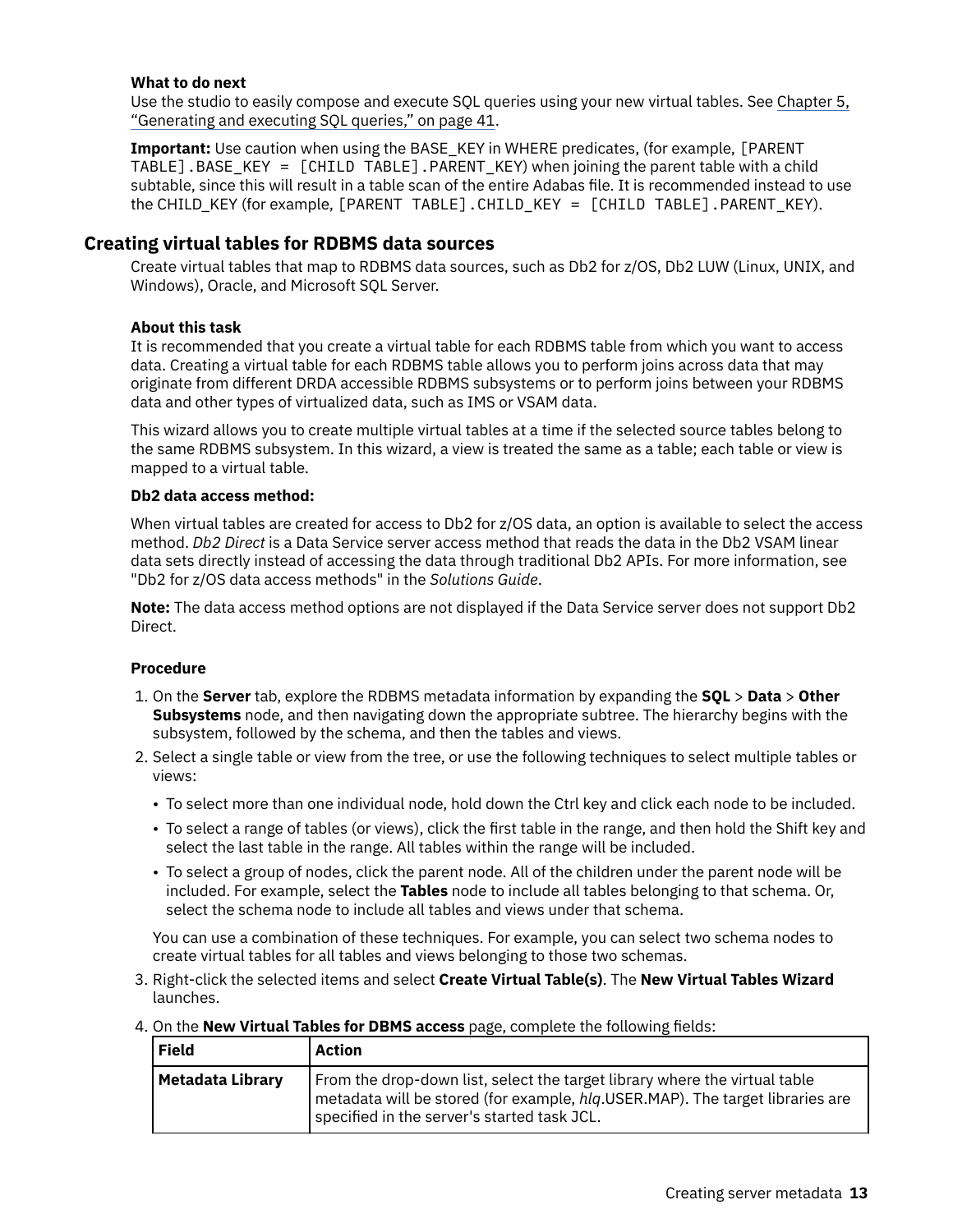**What to do next**

Use the studio to easily compose and execute SQL queries using your new virtual tables. See Chapter 5, "Generating and executing SQL queries," on page 41.

**Important:** Use caution when using the BASE_KEY in WHERE predicates, (for example, `[PARENT TABLE].BASE_KEY = [CHILD TABLE].PARENT_KEY`) when joining the parent table with a child subtable, since this will result in a table scan of the entire Adabas file. It is recommended instead to use the CHILD_KEY (for example, `[PARENT TABLE].CHILD_KEY = [CHILD TABLE].PARENT_KEY`).

## Creating virtual tables for RDBMS data sources

Create virtual tables that map to RDBMS data sources, such as Db2 for z/OS, Db2 LUW (Linux, UNIX, and Windows), Oracle, and Microsoft SQL Server.

### About this task

It is recommended that you create a virtual table for each RDBMS table from which you want to access data. Creating a virtual table for each RDBMS table allows you to perform joins across data that may originate from different DRDA accessible RDBMS subsystems or to perform joins between your RDBMS data and other types of virtualized data, such as IMS or VSAM data.

This wizard allows you to create multiple virtual tables at a time if the selected source tables belong to the same RDBMS subsystem. In this wizard, a view is treated the same as a table; each table or view is mapped to a virtual table.

**Db2 data access method:**

When virtual tables are created for access to Db2 for z/OS data, an option is available to select the access method. *Db2 Direct* is a Data Service server access method that reads the data in the Db2 VSAM linear data sets directly instead of accessing the data through traditional Db2 APIs. For more information, see "Db2 for z/OS data access methods" in the *Solutions Guide*.

**Note:** The data access method options are not displayed if the Data Service server does not support Db2 Direct.

### Procedure

1. On the **Server** tab, explore the RDBMS metadata information by expanding the **SQL** > **Data** > **Other Subsystems** node, and then navigating down the appropriate subtree. The hierarchy begins with the subsystem, followed by the schema, and then the tables and views.
2. Select a single table or view from the tree, or use the following techniques to select multiple tables or views:
   - To select more than one individual node, hold down the Ctrl key and click each node to be included.
   - To select a range of tables (or views), click the first table in the range, and then hold the Shift key and select the last table in the range. All tables within the range will be included.
   - To select a group of nodes, click the parent node. All of the children under the parent node will be included. For example, select the **Tables** node to include all tables belonging to that schema. Or, select the schema node to include all tables and views under that schema.

   You can use a combination of these techniques. For example, you can select two schema nodes to create virtual tables for all tables and views belonging to those two schemas.
3. Right-click the selected items and select **Create Virtual Table(s)**. The **New Virtual Tables Wizard** launches.
4. On the **New Virtual Tables for DBMS access** page, complete the following fields:

| Field | Action |
|---|---|
| **Metadata Library** | From the drop-down list, select the target library where the virtual table metadata will be stored (for example, *hlq*.USER.MAP). The target libraries are specified in the server's started task JCL. |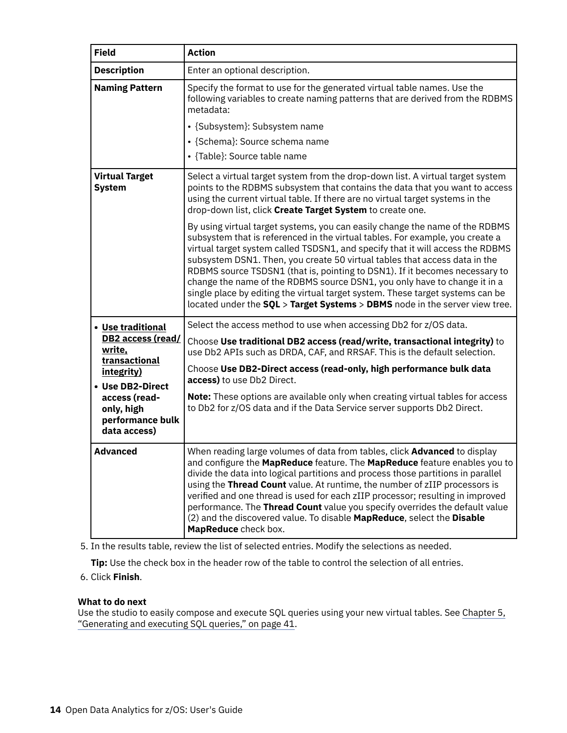| Field | Action |
| --- | --- |
| **Description** | Enter an optional description. |
| **Naming Pattern** | Specify the format to use for the generated virtual table names. Use the following variables to create naming patterns that are derived from the RDBMS metadata:<br>• {Subsystem}: Subsystem name<br>• {Schema}: Source schema name<br>• {Table}: Source table name |
| **Virtual Target System** | Select a virtual target system from the drop-down list. A virtual target system points to the RDBMS subsystem that contains the data that you want to access using the current virtual table. If there are no virtual target systems in the drop-down list, click **Create Target System** to create one.<br><br>By using virtual target systems, you can easily change the name of the RDBMS subsystem that is referenced in the virtual tables. For example, you create a virtual target system called TSDSN1, and specify that it will access the RDBMS subsystem DSN1. Then, you create 50 virtual tables that access data in the RDBMS source TSDSN1 (that is, pointing to DSN1). If it becomes necessary to change the name of the RDBMS source DSN1, you only have to change it in a single place by editing the virtual target system. These target systems can be located under the **SQL** > **Target Systems** > **DBMS** node in the server view tree. |
| • **Use traditional DB2 access (read/write, transactional integrity)**<br>• **Use DB2-Direct access (read-only, high performance bulk data access)** | Select the access method to use when accessing Db2 for z/OS data.<br><br>Choose **Use traditional DB2 access (read/write, transactional integrity)** to use Db2 APIs such as DRDA, CAF, and RRSAF. This is the default selection.<br><br>Choose **Use DB2-Direct access (read-only, high performance bulk data access)** to use Db2 Direct.<br><br>**Note:** These options are available only when creating virtual tables for access to Db2 for z/OS data and if the Data Service server supports Db2 Direct. |
| **Advanced** | When reading large volumes of data from tables, click **Advanced** to display and configure the **MapReduce** feature. The **MapReduce** feature enables you to divide the data into logical partitions and process those partitions in parallel using the **Thread Count** value. At runtime, the number of zIIP processors is verified and one thread is used for each zIIP processor; resulting in improved performance. The **Thread Count** value you specify overrides the default value (2) and the discovered value. To disable **MapReduce**, select the **Disable MapReduce** check box. |

5. In the results table, review the list of selected entries. Modify the selections as needed.

   **Tip:** Use the check box in the header row of the table to control the selection of all entries.

6. Click **Finish**.

**What to do next**

Use the studio to easily compose and execute SQL queries using your new virtual tables. See Chapter 5, "Generating and executing SQL queries," on page 41.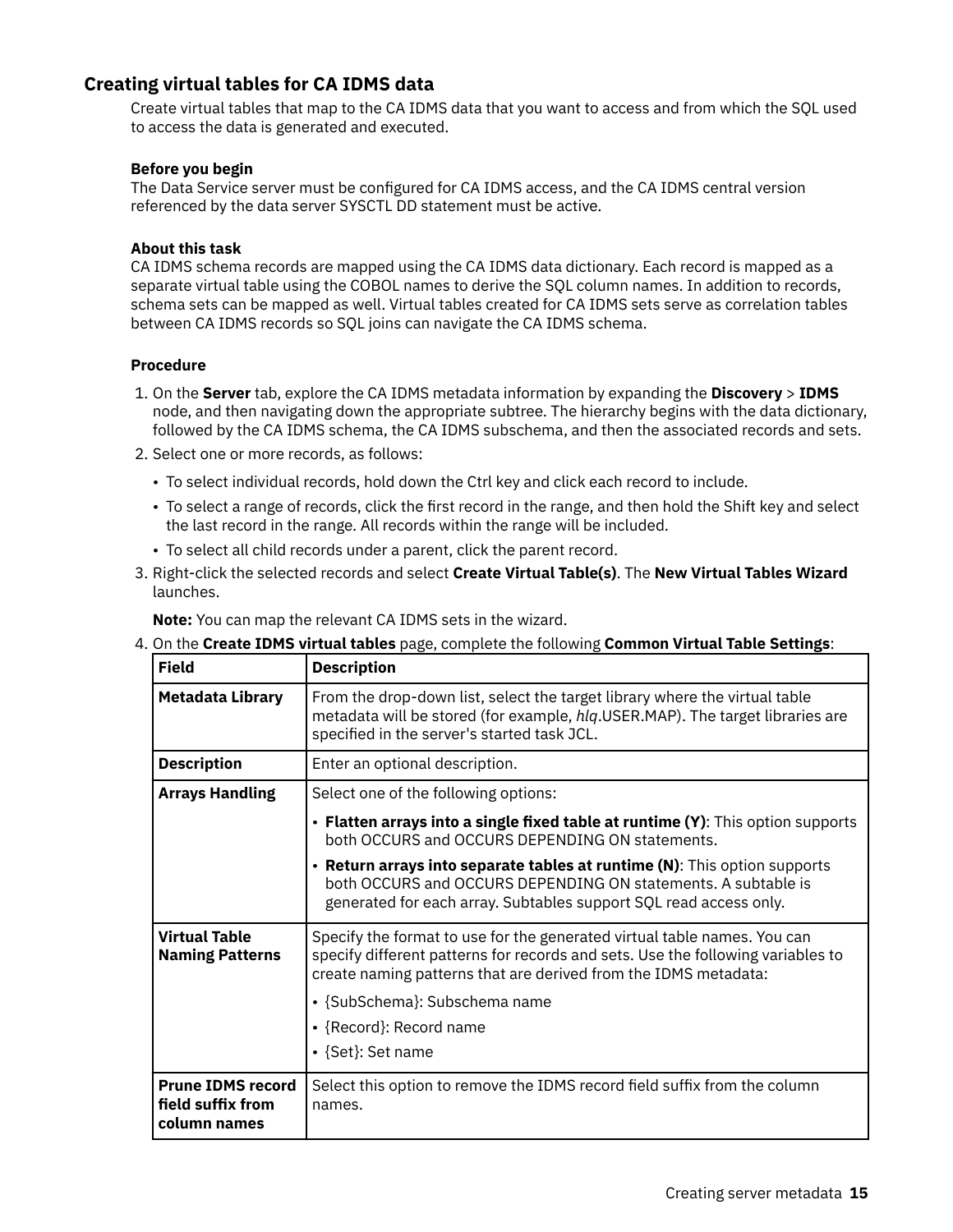## Creating virtual tables for CA IDMS data

Create virtual tables that map to the CA IDMS data that you want to access and from which the SQL used to access the data is generated and executed.

**Before you begin**

The Data Service server must be configured for CA IDMS access, and the CA IDMS central version referenced by the data server SYSCTL DD statement must be active.

**About this task**

CA IDMS schema records are mapped using the CA IDMS data dictionary. Each record is mapped as a separate virtual table using the COBOL names to derive the SQL column names. In addition to records, schema sets can be mapped as well. Virtual tables created for CA IDMS sets serve as correlation tables between CA IDMS records so SQL joins can navigate the CA IDMS schema.

**Procedure**

1. On the **Server** tab, explore the CA IDMS metadata information by expanding the **Discovery** > **IDMS** node, and then navigating down the appropriate subtree. The hierarchy begins with the data dictionary, followed by the CA IDMS schema, the CA IDMS subschema, and then the associated records and sets.
2. Select one or more records, as follows:
   - To select individual records, hold down the Ctrl key and click each record to include.
   - To select a range of records, click the first record in the range, and then hold the Shift key and select the last record in the range. All records within the range will be included.
   - To select all child records under a parent, click the parent record.
3. Right-click the selected records and select **Create Virtual Table(s)**. The **New Virtual Tables Wizard** launches.

   **Note:** You can map the relevant CA IDMS sets in the wizard.
4. On the **Create IDMS virtual tables** page, complete the following **Common Virtual Table Settings**:

| Field | Description |
|---|---|
| **Metadata Library** | From the drop-down list, select the target library where the virtual table metadata will be stored (for example, *hlq*.USER.MAP). The target libraries are specified in the server's started task JCL. |
| **Description** | Enter an optional description. |
| **Arrays Handling** | Select one of the following options:<br>• **Flatten arrays into a single fixed table at runtime (Y)**: This option supports both OCCURS and OCCURS DEPENDING ON statements.<br>• **Return arrays into separate tables at runtime (N)**: This option supports both OCCURS and OCCURS DEPENDING ON statements. A subtable is generated for each array. Subtables support SQL read access only. |
| **Virtual Table Naming Patterns** | Specify the format to use for the generated virtual table names. You can specify different patterns for records and sets. Use the following variables to create naming patterns that are derived from the IDMS metadata:<br>• {SubSchema}: Subschema name<br>• {Record}: Record name<br>• {Set}: Set name |
| **Prune IDMS record field suffix from column names** | Select this option to remove the IDMS record field suffix from the column names. |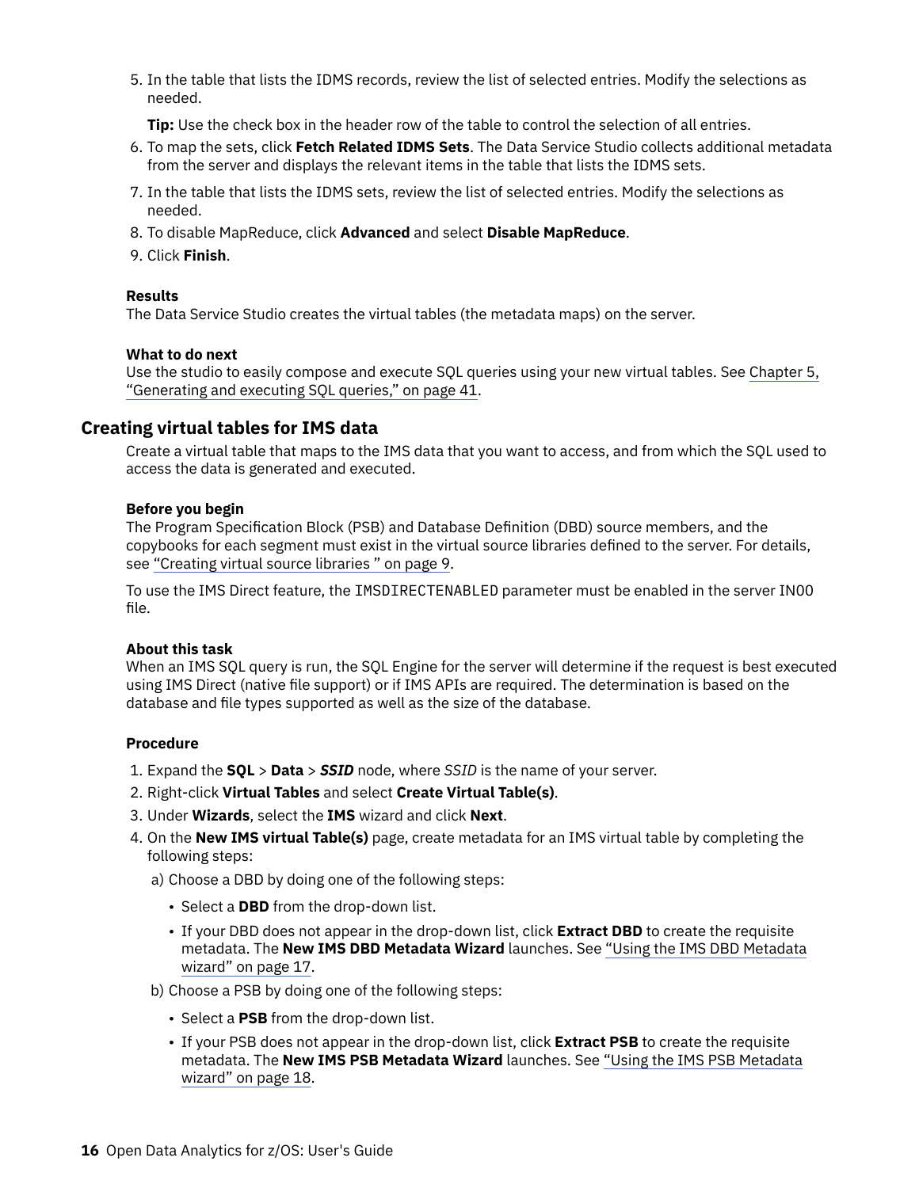5. In the table that lists the IDMS records, review the list of selected entries. Modify the selections as needed.

   **Tip:** Use the check box in the header row of the table to control the selection of all entries.
6. To map the sets, click **Fetch Related IDMS Sets**. The Data Service Studio collects additional metadata from the server and displays the relevant items in the table that lists the IDMS sets.
7. In the table that lists the IDMS sets, review the list of selected entries. Modify the selections as needed.
8. To disable MapReduce, click **Advanced** and select **Disable MapReduce**.
9. Click **Finish**.

**Results**

The Data Service Studio creates the virtual tables (the metadata maps) on the server.

**What to do next**

Use the studio to easily compose and execute SQL queries using your new virtual tables. See Chapter 5, "Generating and executing SQL queries," on page 41.

## Creating virtual tables for IMS data

Create a virtual table that maps to the IMS data that you want to access, and from which the SQL used to access the data is generated and executed.

**Before you begin**

The Program Specification Block (PSB) and Database Definition (DBD) source members, and the copybooks for each segment must exist in the virtual source libraries defined to the server. For details, see "Creating virtual source libraries " on page 9.

To use the IMS Direct feature, the `IMSDIRECTENABLED` parameter must be enabled in the server IN00 file.

**About this task**

When an IMS SQL query is run, the SQL Engine for the server will determine if the request is best executed using IMS Direct (native file support) or if IMS APIs are required. The determination is based on the database and file types supported as well as the size of the database.

**Procedure**

1. Expand the **SQL** > **Data** > ***SSID*** node, where *SSID* is the name of your server.
2. Right-click **Virtual Tables** and select **Create Virtual Table(s)**.
3. Under **Wizards**, select the **IMS** wizard and click **Next**.
4. On the **New IMS virtual Table(s)** page, create metadata for an IMS virtual table by completing the following steps:

   a) Choose a DBD by doing one of the following steps:

      - Select a **DBD** from the drop-down list.
      - If your DBD does not appear in the drop-down list, click **Extract DBD** to create the requisite metadata. The **New IMS DBD Metadata Wizard** launches. See "Using the IMS DBD Metadata wizard" on page 17.

   b) Choose a PSB by doing one of the following steps:

      - Select a **PSB** from the drop-down list.
      - If your PSB does not appear in the drop-down list, click **Extract PSB** to create the requisite metadata. The **New IMS PSB Metadata Wizard** launches. See "Using the IMS PSB Metadata wizard" on page 18.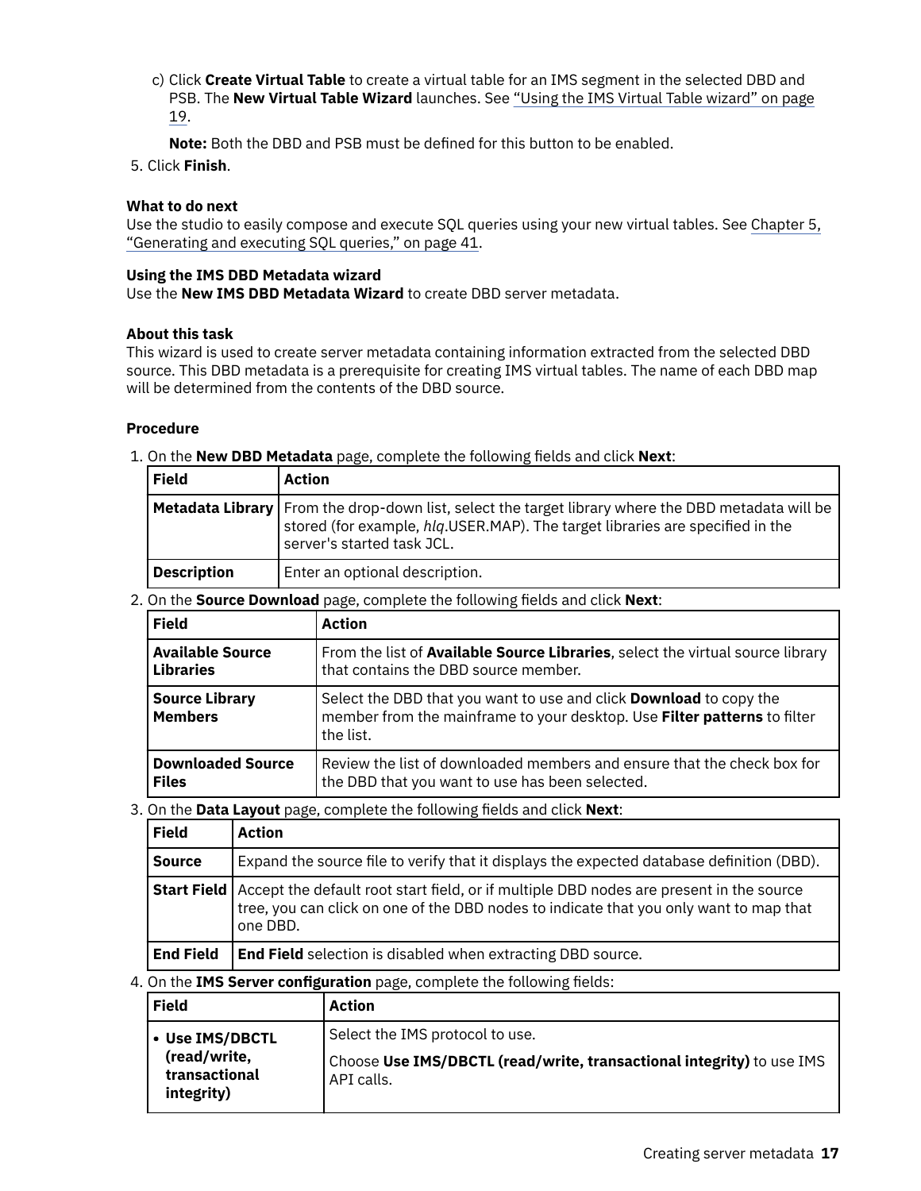c) Click **Create Virtual Table** to create a virtual table for an IMS segment in the selected DBD and PSB. The **New Virtual Table Wizard** launches. See "Using the IMS Virtual Table wizard" on page 19.

**Note:** Both the DBD and PSB must be defined for this button to be enabled.

5. Click **Finish**.

**What to do next**

Use the studio to easily compose and execute SQL queries using your new virtual tables. See Chapter 5, "Generating and executing SQL queries," on page 41.

### Using the IMS DBD Metadata wizard

Use the **New IMS DBD Metadata Wizard** to create DBD server metadata.

**About this task**

This wizard is used to create server metadata containing information extracted from the selected DBD source. This DBD metadata is a prerequisite for creating IMS virtual tables. The name of each DBD map will be determined from the contents of the DBD source.

**Procedure**

1. On the **New DBD Metadata** page, complete the following fields and click **Next**:

| Field | Action |
|---|---|
| **Metadata Library** | From the drop-down list, select the target library where the DBD metadata will be stored (for example, *hlq*.USER.MAP). The target libraries are specified in the server's started task JCL. |
| **Description** | Enter an optional description. |

2. On the **Source Download** page, complete the following fields and click **Next**:

| Field | Action |
|---|---|
| **Available Source Libraries** | From the list of **Available Source Libraries**, select the virtual source library that contains the DBD source member. |
| **Source Library Members** | Select the DBD that you want to use and click **Download** to copy the member from the mainframe to your desktop. Use **Filter patterns** to filter the list. |
| **Downloaded Source Files** | Review the list of downloaded members and ensure that the check box for the DBD that you want to use has been selected. |

3. On the **Data Layout** page, complete the following fields and click **Next**:

| Field | Action |
|---|---|
| **Source** | Expand the source file to verify that it displays the expected database definition (DBD). |
| **Start Field** | Accept the default root start field, or if multiple DBD nodes are present in the source tree, you can click on one of the DBD nodes to indicate that you only want to map that one DBD. |
| **End Field** | **End Field** selection is disabled when extracting DBD source. |

4. On the **IMS Server configuration** page, complete the following fields:

| Field | Action |
|---|---|
| • **Use IMS/DBCTL (read/write, transactional integrity)** | Select the IMS protocol to use. Choose **Use IMS/DBCTL (read/write, transactional integrity)** to use IMS API calls. |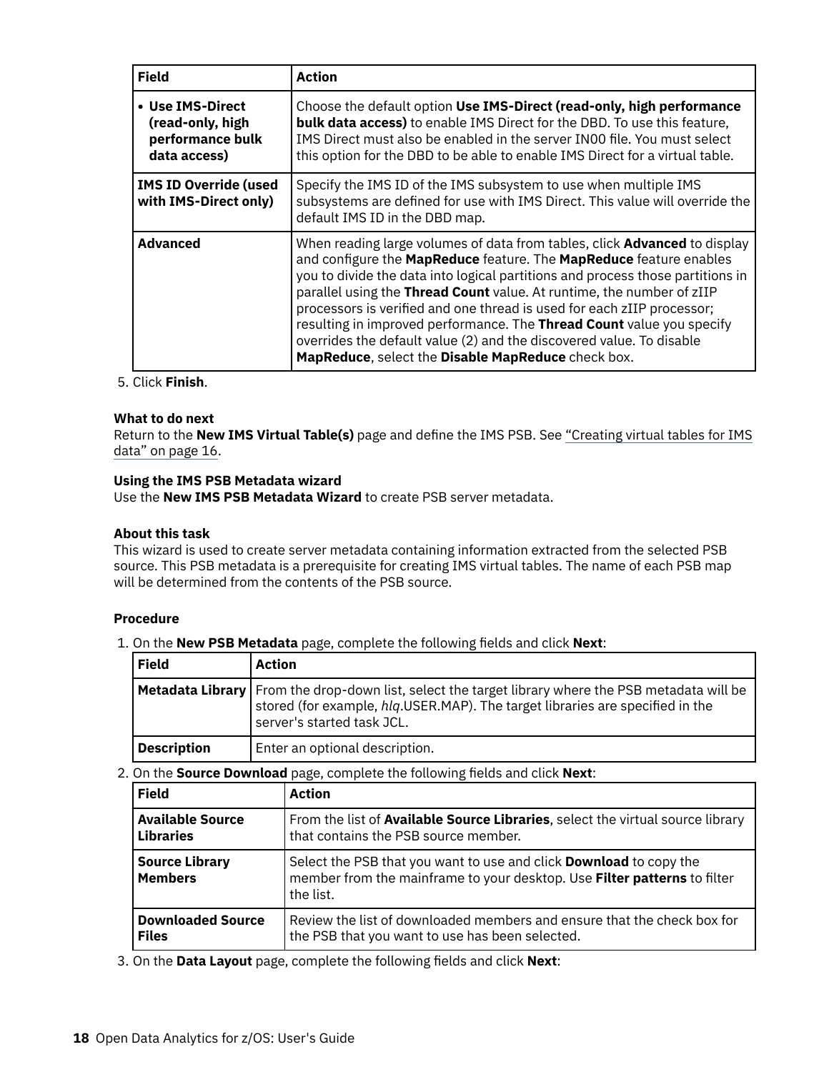| Field | Action |
| --- | --- |
| • **Use IMS-Direct (read-only, high performance bulk data access)** | Choose the default option **Use IMS-Direct (read-only, high performance bulk data access)** to enable IMS Direct for the DBD. To use this feature, IMS Direct must also be enabled in the server IN00 file. You must select this option for the DBD to be able to enable IMS Direct for a virtual table. |
| **IMS ID Override (used with IMS-Direct only)** | Specify the IMS ID of the IMS subsystem to use when multiple IMS subsystems are defined for use with IMS Direct. This value will override the default IMS ID in the DBD map. |
| **Advanced** | When reading large volumes of data from tables, click **Advanced** to display and configure the **MapReduce** feature. The **MapReduce** feature enables you to divide the data into logical partitions and process those partitions in parallel using the **Thread Count** value. At runtime, the number of zIIP processors is verified and one thread is used for each zIIP processor; resulting in improved performance. The **Thread Count** value you specify overrides the default value (2) and the discovered value. To disable **MapReduce**, select the **Disable MapReduce** check box. |

5. Click **Finish**.

**What to do next**

Return to the **New IMS Virtual Table(s)** page and define the IMS PSB. See "Creating virtual tables for IMS data" on page 16.

**Using the IMS PSB Metadata wizard**

Use the **New IMS PSB Metadata Wizard** to create PSB server metadata.

**About this task**

This wizard is used to create server metadata containing information extracted from the selected PSB source. This PSB metadata is a prerequisite for creating IMS virtual tables. The name of each PSB map will be determined from the contents of the PSB source.

**Procedure**

1. On the **New PSB Metadata** page, complete the following fields and click **Next**:

| Field | Action |
| --- | --- |
| **Metadata Library** | From the drop-down list, select the target library where the PSB metadata will be stored (for example, *hlq*.USER.MAP). The target libraries are specified in the server's started task JCL. |
| **Description** | Enter an optional description. |

2. On the **Source Download** page, complete the following fields and click **Next**:

| Field | Action |
| --- | --- |
| **Available Source Libraries** | From the list of **Available Source Libraries**, select the virtual source library that contains the PSB source member. |
| **Source Library Members** | Select the PSB that you want to use and click **Download** to copy the member from the mainframe to your desktop. Use **Filter patterns** to filter the list. |
| **Downloaded Source Files** | Review the list of downloaded members and ensure that the check box for the PSB that you want to use has been selected. |

3. On the **Data Layout** page, complete the following fields and click **Next**: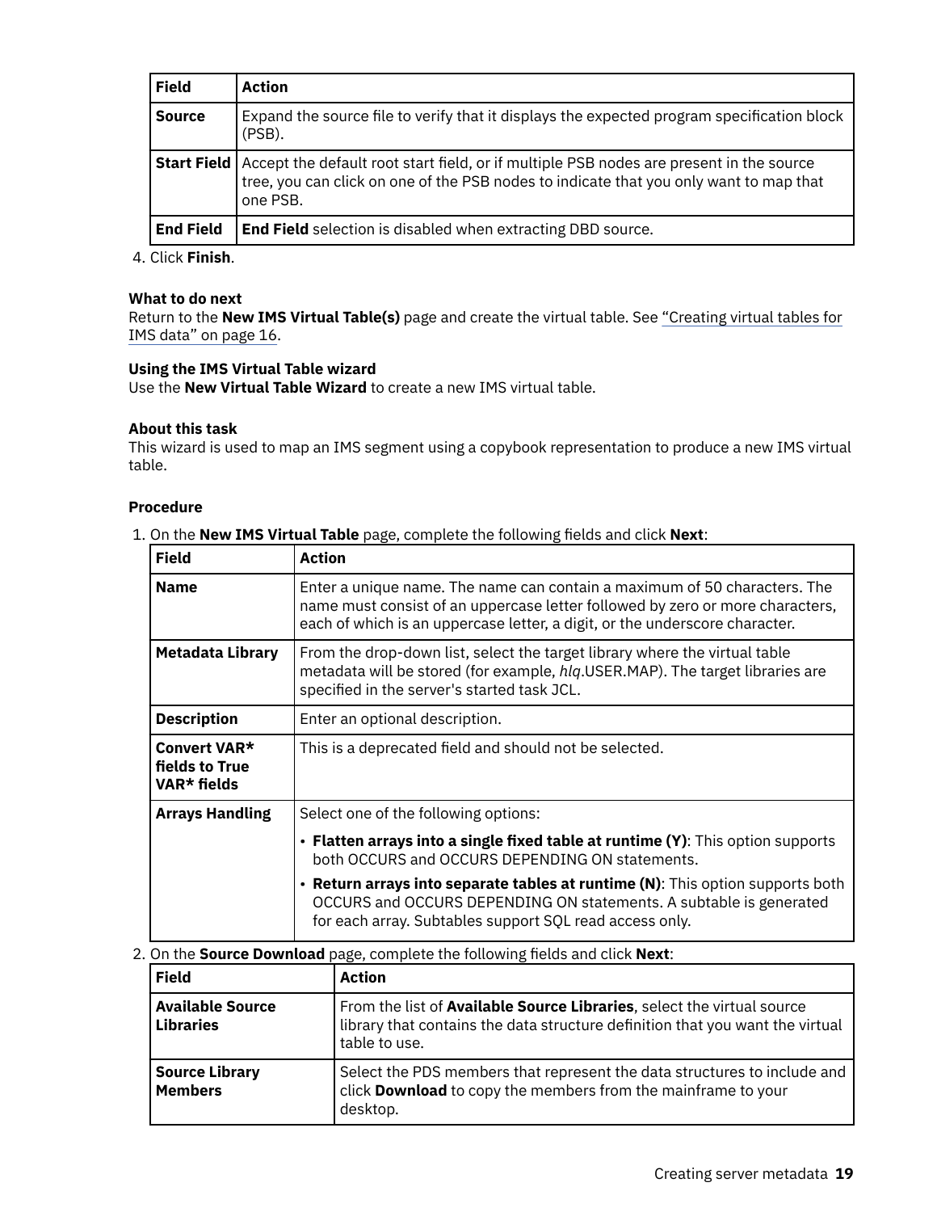| Field | Action |
| --- | --- |
| **Source** | Expand the source file to verify that it displays the expected program specification block (PSB). |
| **Start Field** | Accept the default root start field, or if multiple PSB nodes are present in the source tree, you can click on one of the PSB nodes to indicate that you only want to map that one PSB. |
| **End Field** | **End Field** selection is disabled when extracting DBD source. |

4. Click **Finish**.

**What to do next**

Return to the **New IMS Virtual Table(s)** page and create the virtual table. See "Creating virtual tables for IMS data" on page 16.

**Using the IMS Virtual Table wizard**

Use the **New Virtual Table Wizard** to create a new IMS virtual table.

**About this task**

This wizard is used to map an IMS segment using a copybook representation to produce a new IMS virtual table.

**Procedure**

1. On the **New IMS Virtual Table** page, complete the following fields and click **Next**:

| Field | Action |
| --- | --- |
| **Name** | Enter a unique name. The name can contain a maximum of 50 characters. The name must consist of an uppercase letter followed by zero or more characters, each of which is an uppercase letter, a digit, or the underscore character. |
| **Metadata Library** | From the drop-down list, select the target library where the virtual table metadata will be stored (for example, *hlq*.USER.MAP). The target libraries are specified in the server's started task JCL. |
| **Description** | Enter an optional description. |
| **Convert VAR* fields to True VAR* fields** | This is a deprecated field and should not be selected. |
| **Arrays Handling** | Select one of the following options: • **Flatten arrays into a single fixed table at runtime (Y)**: This option supports both OCCURS and OCCURS DEPENDING ON statements. • **Return arrays into separate tables at runtime (N)**: This option supports both OCCURS and OCCURS DEPENDING ON statements. A subtable is generated for each array. Subtables support SQL read access only. |

2. On the **Source Download** page, complete the following fields and click **Next**:

| Field | Action |
| --- | --- |
| **Available Source Libraries** | From the list of **Available Source Libraries**, select the virtual source library that contains the data structure definition that you want the virtual table to use. |
| **Source Library Members** | Select the PDS members that represent the data structures to include and click **Download** to copy the members from the mainframe to your desktop. |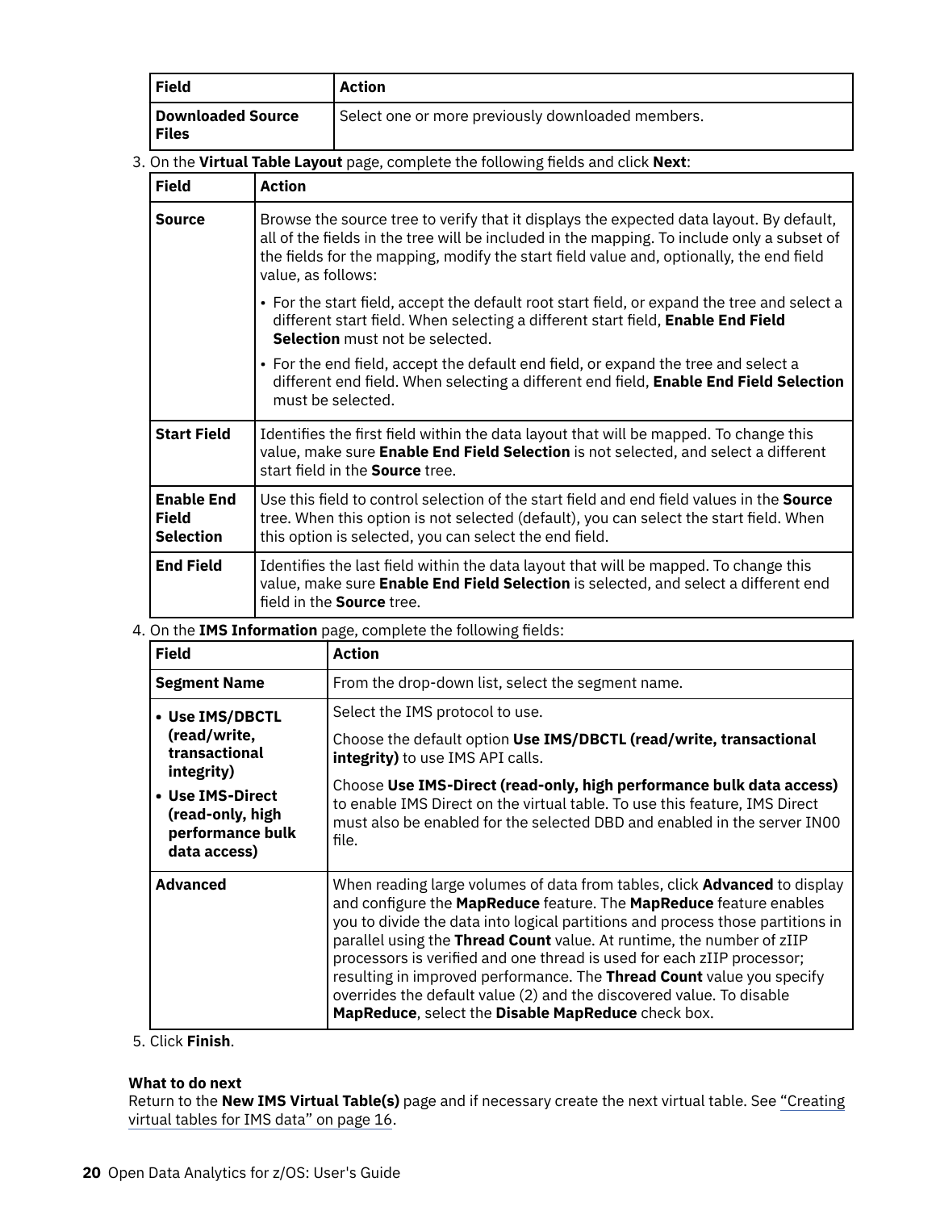| Field | Action |
| --- | --- |
| **Downloaded Source Files** | Select one or more previously downloaded members. |

3. On the **Virtual Table Layout** page, complete the following fields and click **Next**:

| Field | Action |
| --- | --- |
| **Source** | Browse the source tree to verify that it displays the expected data layout. By default, all of the fields in the tree will be included in the mapping. To include only a subset of the fields for the mapping, modify the start field value and, optionally, the end field value, as follows: • For the start field, accept the default root start field, or expand the tree and select a different start field. When selecting a different start field, **Enable End Field Selection** must not be selected. • For the end field, accept the default end field, or expand the tree and select a different end field. When selecting a different end field, **Enable End Field Selection** must be selected. |
| **Start Field** | Identifies the first field within the data layout that will be mapped. To change this value, make sure **Enable End Field Selection** is not selected, and select a different start field in the **Source** tree. |
| **Enable End Field Selection** | Use this field to control selection of the start field and end field values in the **Source** tree. When this option is not selected (default), you can select the start field. When this option is selected, you can select the end field. |
| **End Field** | Identifies the last field within the data layout that will be mapped. To change this value, make sure **Enable End Field Selection** is selected, and select a different end field in the **Source** tree. |

4. On the **IMS Information** page, complete the following fields:

| Field | Action |
| --- | --- |
| **Segment Name** | From the drop-down list, select the segment name. |
| • **Use IMS/DBCTL (read/write, transactional integrity)** • **Use IMS-Direct (read-only, high performance bulk data access)** | Select the IMS protocol to use. Choose the default option **Use IMS/DBCTL (read/write, transactional integrity)** to use IMS API calls. Choose **Use IMS-Direct (read-only, high performance bulk data access)** to enable IMS Direct on the virtual table. To use this feature, IMS Direct must also be enabled for the selected DBD and enabled in the server IN00 file. |
| **Advanced** | When reading large volumes of data from tables, click **Advanced** to display and configure the **MapReduce** feature. The **MapReduce** feature enables you to divide the data into logical partitions and process those partitions in parallel using the **Thread Count** value. At runtime, the number of zIIP processors is verified and one thread is used for each zIIP processor; resulting in improved performance. The **Thread Count** value you specify overrides the default value (2) and the discovered value. To disable **MapReduce**, select the **Disable MapReduce** check box. |

5. Click **Finish**.

**What to do next**

Return to the **New IMS Virtual Table(s)** page and if necessary create the next virtual table. See "Creating virtual tables for IMS data" on page 16.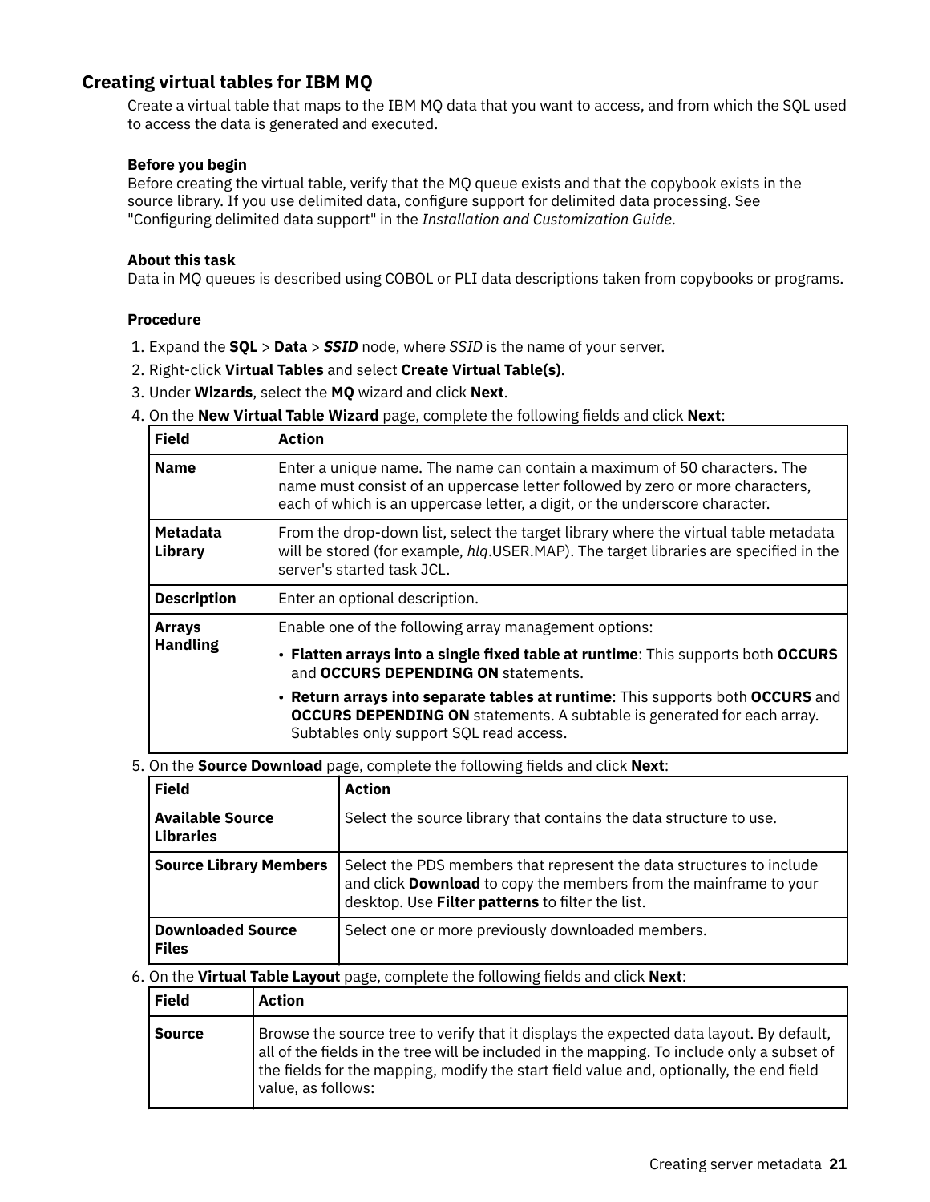## Creating virtual tables for IBM MQ

Create a virtual table that maps to the IBM MQ data that you want to access, and from which the SQL used to access the data is generated and executed.

### Before you begin

Before creating the virtual table, verify that the MQ queue exists and that the copybook exists in the source library. If you use delimited data, configure support for delimited data processing. See "Configuring delimited data support" in the *Installation and Customization Guide*.

### About this task

Data in MQ queues is described using COBOL or PLI data descriptions taken from copybooks or programs.

### Procedure

1. Expand the **SQL** > **Data** > ***SSID*** node, where *SSID* is the name of your server.
2. Right-click **Virtual Tables** and select **Create Virtual Table(s)**.
3. Under **Wizards**, select the **MQ** wizard and click **Next**.
4. On the **New Virtual Table Wizard** page, complete the following fields and click **Next**:

| Field | Action |
|---|---|
| **Name** | Enter a unique name. The name can contain a maximum of 50 characters. The name must consist of an uppercase letter followed by zero or more characters, each of which is an uppercase letter, a digit, or the underscore character. |
| **Metadata Library** | From the drop-down list, select the target library where the virtual table metadata will be stored (for example, *hlq*.USER.MAP). The target libraries are specified in the server's started task JCL. |
| **Description** | Enter an optional description. |
| **Arrays Handling** | Enable one of the following array management options:<br>• **Flatten arrays into a single fixed table at runtime**: This supports both **OCCURS** and **OCCURS DEPENDING ON** statements.<br>• **Return arrays into separate tables at runtime**: This supports both **OCCURS** and **OCCURS DEPENDING ON** statements. A subtable is generated for each array. Subtables only support SQL read access. |

5. On the **Source Download** page, complete the following fields and click **Next**:

| Field | Action |
|---|---|
| **Available Source Libraries** | Select the source library that contains the data structure to use. |
| **Source Library Members** | Select the PDS members that represent the data structures to include and click **Download** to copy the members from the mainframe to your desktop. Use **Filter patterns** to filter the list. |
| **Downloaded Source Files** | Select one or more previously downloaded members. |

6. On the **Virtual Table Layout** page, complete the following fields and click **Next**:

| Field | Action |
|---|---|
| **Source** | Browse the source tree to verify that it displays the expected data layout. By default, all of the fields in the tree will be included in the mapping. To include only a subset of the fields for the mapping, modify the start field value and, optionally, the end field value, as follows: |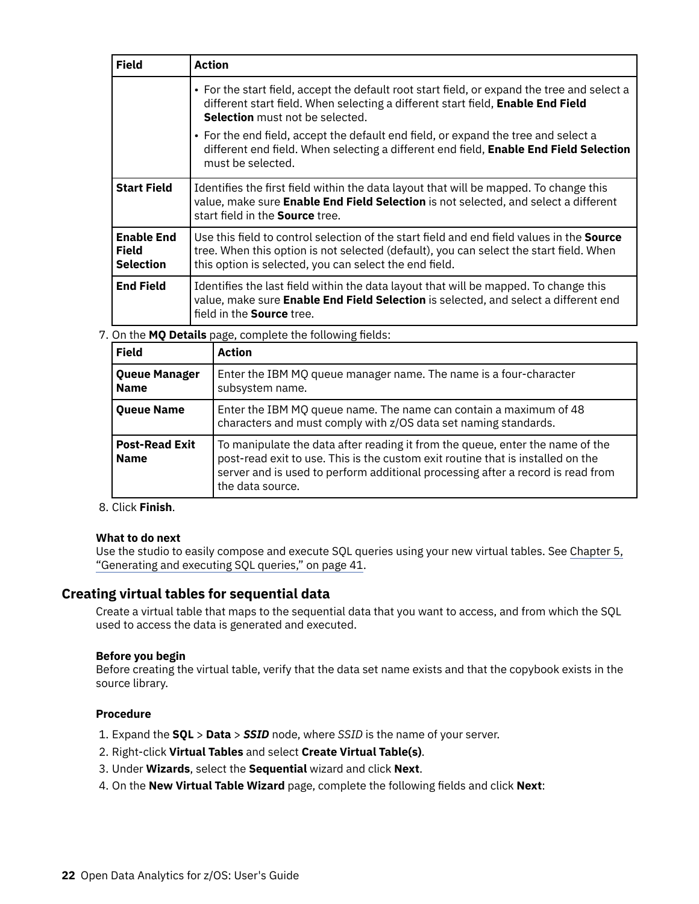| Field | Action |
|---|---|
| | • For the start field, accept the default root start field, or expand the tree and select a different start field. When selecting a different start field, **Enable End Field Selection** must not be selected.<br>• For the end field, accept the default end field, or expand the tree and select a different end field. When selecting a different end field, **Enable End Field Selection** must be selected. |
| **Start Field** | Identifies the first field within the data layout that will be mapped. To change this value, make sure **Enable End Field Selection** is not selected, and select a different start field in the **Source** tree. |
| **Enable End Field Selection** | Use this field to control selection of the start field and end field values in the **Source** tree. When this option is not selected (default), you can select the start field. When this option is selected, you can select the end field. |
| **End Field** | Identifies the last field within the data layout that will be mapped. To change this value, make sure **Enable End Field Selection** is selected, and select a different end field in the **Source** tree. |

7. On the **MQ Details** page, complete the following fields:

| Field | Action |
|---|---|
| **Queue Manager Name** | Enter the IBM MQ queue manager name. The name is a four-character subsystem name. |
| **Queue Name** | Enter the IBM MQ queue name. The name can contain a maximum of 48 characters and must comply with z/OS data set naming standards. |
| **Post-Read Exit Name** | To manipulate the data after reading it from the queue, enter the name of the post-read exit to use. This is the custom exit routine that is installed on the server and is used to perform additional processing after a record is read from the data source. |

8. Click **Finish**.

**What to do next**

Use the studio to easily compose and execute SQL queries using your new virtual tables. See Chapter 5, “Generating and executing SQL queries,” on page 41.

## Creating virtual tables for sequential data

Create a virtual table that maps to the sequential data that you want to access, and from which the SQL used to access the data is generated and executed.

**Before you begin**

Before creating the virtual table, verify that the data set name exists and that the copybook exists in the source library.

**Procedure**

1. Expand the **SQL** > **Data** > ***SSID*** node, where *SSID* is the name of your server.
2. Right-click **Virtual Tables** and select **Create Virtual Table(s)**.
3. Under **Wizards**, select the **Sequential** wizard and click **Next**.
4. On the **New Virtual Table Wizard** page, complete the following fields and click **Next**: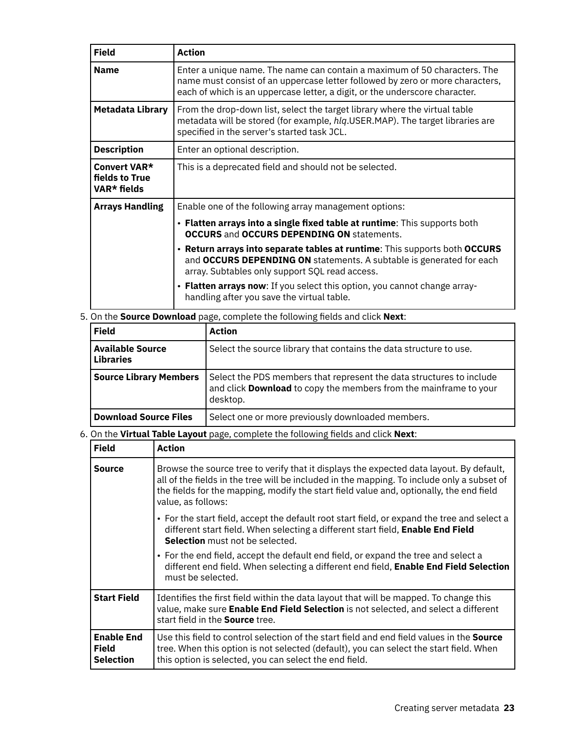| Field | Action |
| --- | --- |
| **Name** | Enter a unique name. The name can contain a maximum of 50 characters. The name must consist of an uppercase letter followed by zero or more characters, each of which is an uppercase letter, a digit, or the underscore character. |
| **Metadata Library** | From the drop-down list, select the target library where the virtual table metadata will be stored (for example, *hlq*.USER.MAP). The target libraries are specified in the server's started task JCL. |
| **Description** | Enter an optional description. |
| **Convert VAR* fields to True VAR* fields** | This is a deprecated field and should not be selected. |
| **Arrays Handling** | Enable one of the following array management options:<br>• **Flatten arrays into a single fixed table at runtime**: This supports both **OCCURS** and **OCCURS DEPENDING ON** statements.<br>• **Return arrays into separate tables at runtime**: This supports both **OCCURS** and **OCCURS DEPENDING ON** statements. A subtable is generated for each array. Subtables only support SQL read access.<br>• **Flatten arrays now**: If you select this option, you cannot change array-handling after you save the virtual table. |

5. On the **Source Download** page, complete the following fields and click **Next**:

| Field | Action |
| --- | --- |
| **Available Source Libraries** | Select the source library that contains the data structure to use. |
| **Source Library Members** | Select the PDS members that represent the data structures to include and click **Download** to copy the members from the mainframe to your desktop. |
| **Download Source Files** | Select one or more previously downloaded members. |

6. On the **Virtual Table Layout** page, complete the following fields and click **Next**:

| Field | Action |
| --- | --- |
| **Source** | Browse the source tree to verify that it displays the expected data layout. By default, all of the fields in the tree will be included in the mapping. To include only a subset of the fields for the mapping, modify the start field value and, optionally, the end field value, as follows:<br>• For the start field, accept the default root start field, or expand the tree and select a different start field. When selecting a different start field, **Enable End Field Selection** must not be selected.<br>• For the end field, accept the default end field, or expand the tree and select a different end field. When selecting a different end field, **Enable End Field Selection** must be selected. |
| **Start Field** | Identifies the first field within the data layout that will be mapped. To change this value, make sure **Enable End Field Selection** is not selected, and select a different start field in the **Source** tree. |
| **Enable End Field Selection** | Use this field to control selection of the start field and end field values in the **Source** tree. When this option is not selected (default), you can select the start field. When this option is selected, you can select the end field. |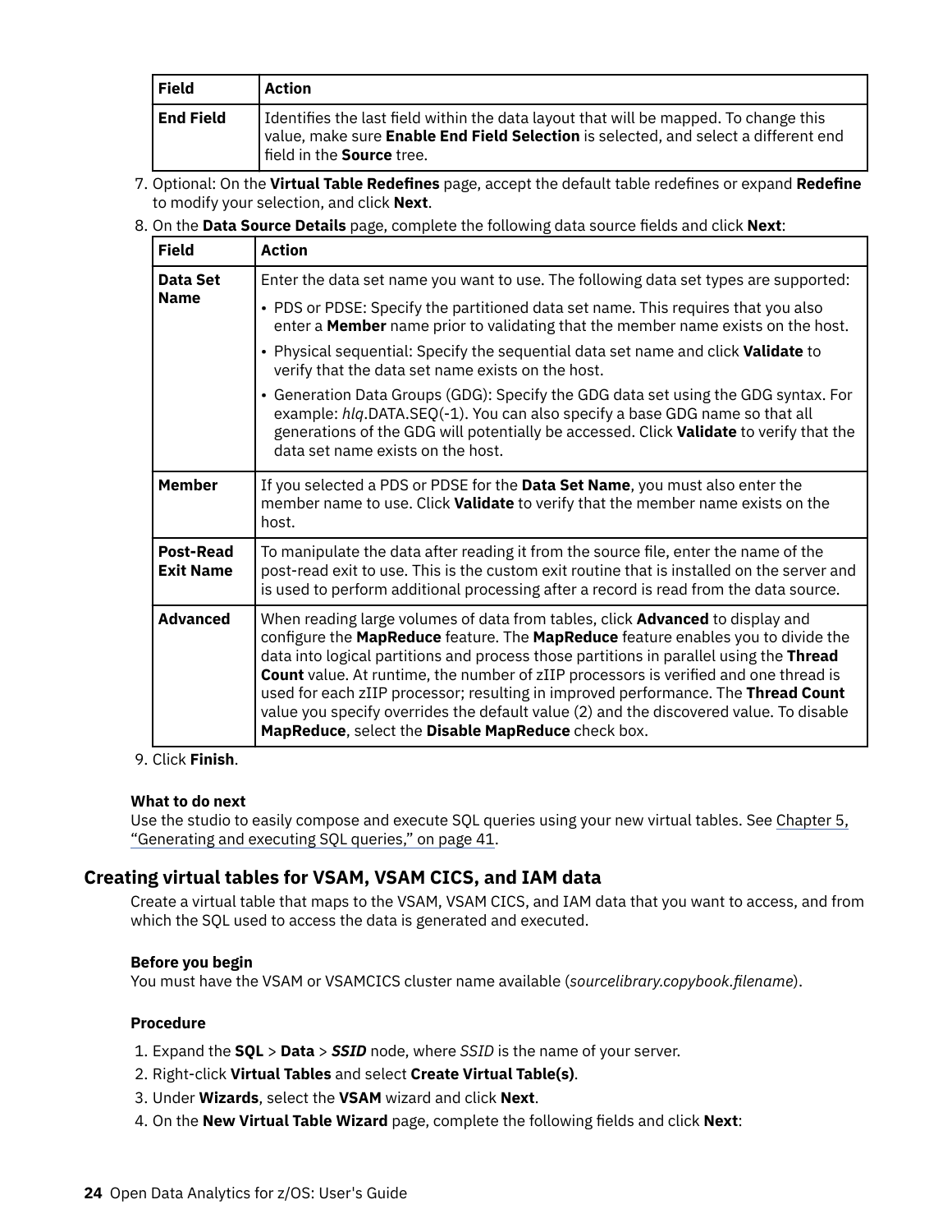| Field | Action |
| --- | --- |
| **End Field** | Identifies the last field within the data layout that will be mapped. To change this value, make sure **Enable End Field Selection** is selected, and select a different end field in the **Source** tree. |

7. Optional: On the **Virtual Table Redefines** page, accept the default table redefines or expand **Redefine** to modify your selection, and click **Next**.
8. On the **Data Source Details** page, complete the following data source fields and click **Next**:

| Field | Action |
| --- | --- |
| **Data Set Name** | Enter the data set name you want to use. The following data set types are supported: <br>• PDS or PDSE: Specify the partitioned data set name. This requires that you also enter a **Member** name prior to validating that the member name exists on the host. <br>• Physical sequential: Specify the sequential data set name and click **Validate** to verify that the data set name exists on the host. <br>• Generation Data Groups (GDG): Specify the GDG data set using the GDG syntax. For example: *hlq*.DATA.SEQ(-1). You can also specify a base GDG name so that all generations of the GDG will potentially be accessed. Click **Validate** to verify that the data set name exists on the host. |
| **Member** | If you selected a PDS or PDSE for the **Data Set Name**, you must also enter the member name to use. Click **Validate** to verify that the member name exists on the host. |
| **Post-Read Exit Name** | To manipulate the data after reading it from the source file, enter the name of the post-read exit to use. This is the custom exit routine that is installed on the server and is used to perform additional processing after a record is read from the data source. |
| **Advanced** | When reading large volumes of data from tables, click **Advanced** to display and configure the **MapReduce** feature. The **MapReduce** feature enables you to divide the data into logical partitions and process those partitions in parallel using the **Thread Count** value. At runtime, the number of zIIP processors is verified and one thread is used for each zIIP processor; resulting in improved performance. The **Thread Count** value you specify overrides the default value (2) and the discovered value. To disable **MapReduce**, select the **Disable MapReduce** check box. |

9. Click **Finish**.

**What to do next**

Use the studio to easily compose and execute SQL queries using your new virtual tables. See Chapter 5, "Generating and executing SQL queries," on page 41.

## Creating virtual tables for VSAM, VSAM CICS, and IAM data

Create a virtual table that maps to the VSAM, VSAM CICS, and IAM data that you want to access, and from which the SQL used to access the data is generated and executed.

**Before you begin**

You must have the VSAM or VSAMCICS cluster name available (*sourcelibrary.copybook.filename*).

**Procedure**

1. Expand the **SQL** > **Data** > ***SSID*** node, where *SSID* is the name of your server.
2. Right-click **Virtual Tables** and select **Create Virtual Table(s)**.
3. Under **Wizards**, select the **VSAM** wizard and click **Next**.
4. On the **New Virtual Table Wizard** page, complete the following fields and click **Next**: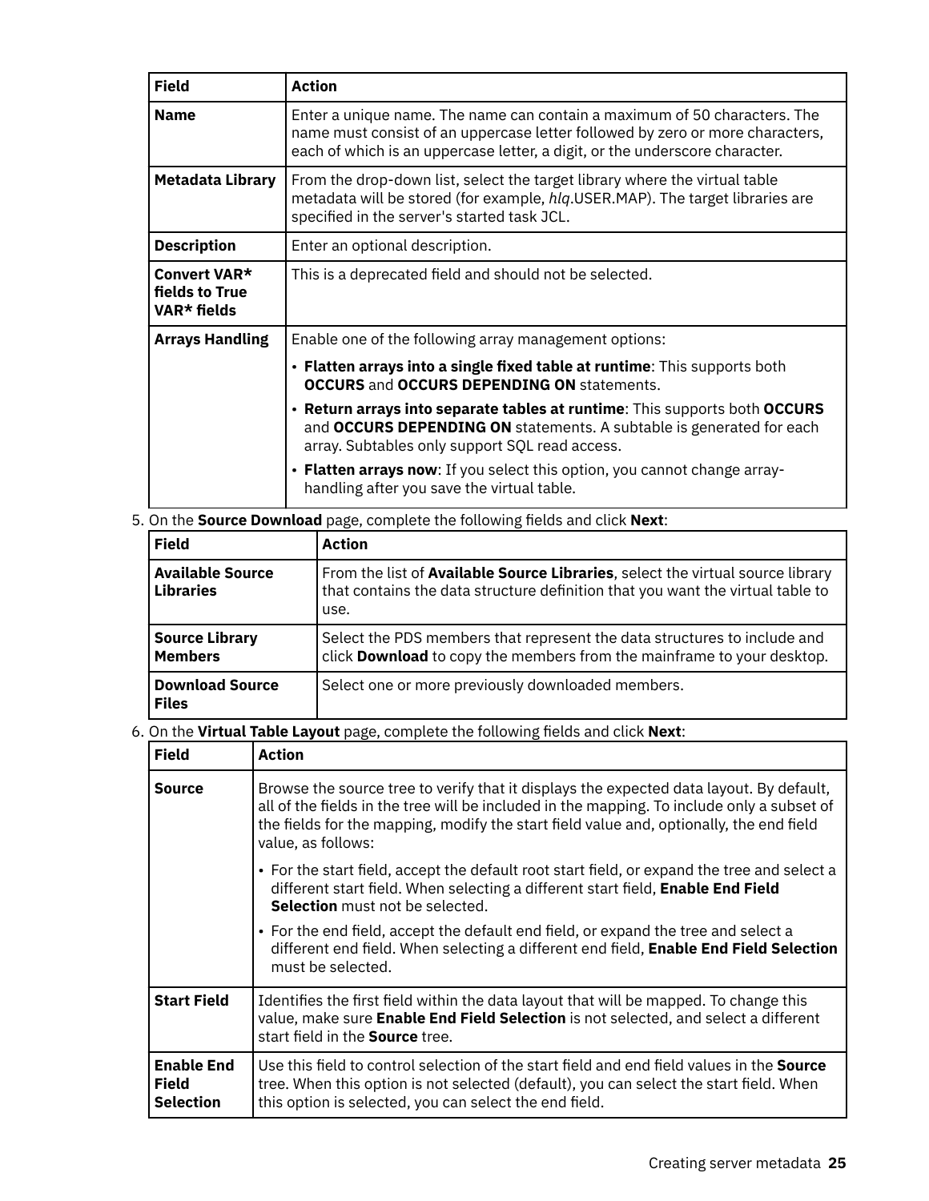| Field | Action |
| --- | --- |
| **Name** | Enter a unique name. The name can contain a maximum of 50 characters. The name must consist of an uppercase letter followed by zero or more characters, each of which is an uppercase letter, a digit, or the underscore character. |
| **Metadata Library** | From the drop-down list, select the target library where the virtual table metadata will be stored (for example, *hlq*.USER.MAP). The target libraries are specified in the server's started task JCL. |
| **Description** | Enter an optional description. |
| **Convert VAR* fields to True VAR* fields** | This is a deprecated field and should not be selected. |
| **Arrays Handling** | Enable one of the following array management options:<br>• **Flatten arrays into a single fixed table at runtime**: This supports both **OCCURS** and **OCCURS DEPENDING ON** statements.<br>• **Return arrays into separate tables at runtime**: This supports both **OCCURS** and **OCCURS DEPENDING ON** statements. A subtable is generated for each array. Subtables only support SQL read access.<br>• **Flatten arrays now**: If you select this option, you cannot change array-handling after you save the virtual table. |

5. On the **Source Download** page, complete the following fields and click **Next**:

| Field | Action |
| --- | --- |
| **Available Source Libraries** | From the list of **Available Source Libraries**, select the virtual source library that contains the data structure definition that you want the virtual table to use. |
| **Source Library Members** | Select the PDS members that represent the data structures to include and click **Download** to copy the members from the mainframe to your desktop. |
| **Download Source Files** | Select one or more previously downloaded members. |

6. On the **Virtual Table Layout** page, complete the following fields and click **Next**:

| Field | Action |
| --- | --- |
| **Source** | Browse the source tree to verify that it displays the expected data layout. By default, all of the fields in the tree will be included in the mapping. To include only a subset of the fields for the mapping, modify the start field value and, optionally, the end field value, as follows:<br>• For the start field, accept the default root start field, or expand the tree and select a different start field. When selecting a different start field, **Enable End Field Selection** must not be selected.<br>• For the end field, accept the default end field, or expand the tree and select a different end field. When selecting a different end field, **Enable End Field Selection** must be selected. |
| **Start Field** | Identifies the first field within the data layout that will be mapped. To change this value, make sure **Enable End Field Selection** is not selected, and select a different start field in the **Source** tree. |
| **Enable End Field Selection** | Use this field to control selection of the start field and end field values in the **Source** tree. When this option is not selected (default), you can select the start field. When this option is selected, you can select the end field. |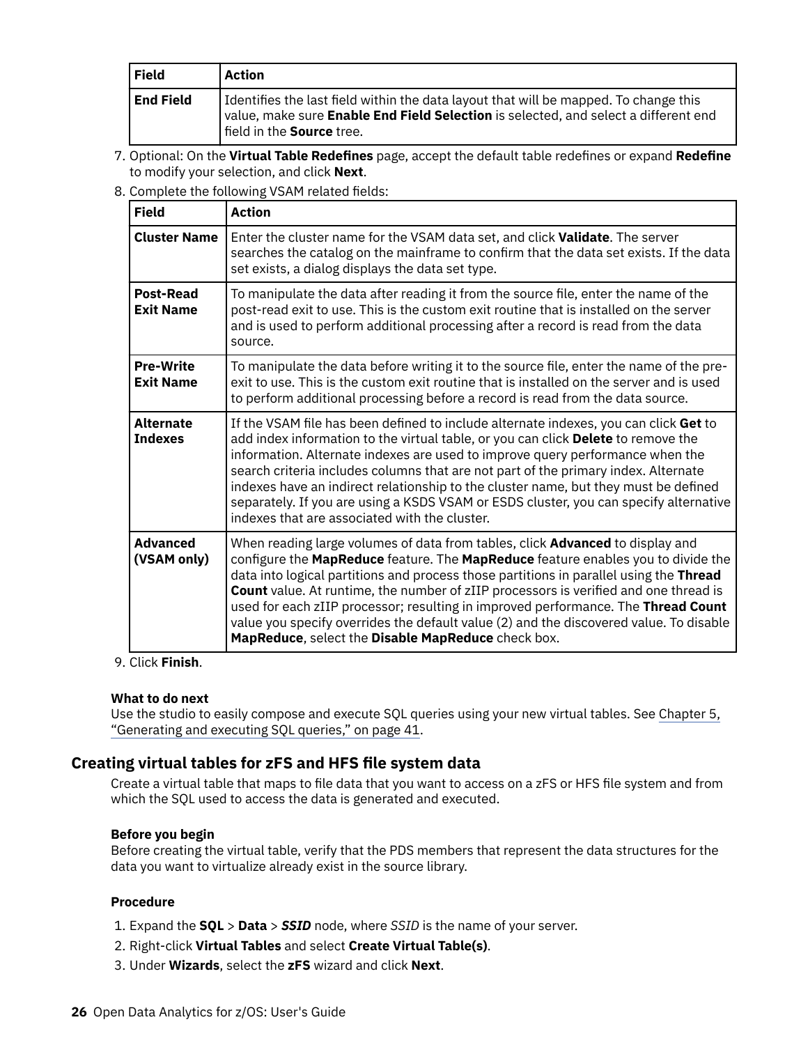| Field | Action |
| --- | --- |
| **End Field** | Identifies the last field within the data layout that will be mapped. To change this value, make sure **Enable End Field Selection** is selected, and select a different end field in the **Source** tree. |

7. Optional: On the **Virtual Table Redefines** page, accept the default table redefines or expand **Redefine** to modify your selection, and click **Next**.
8. Complete the following VSAM related fields:

| Field | Action |
| --- | --- |
| **Cluster Name** | Enter the cluster name for the VSAM data set, and click **Validate**. The server searches the catalog on the mainframe to confirm that the data set exists. If the data set exists, a dialog displays the data set type. |
| **Post-Read Exit Name** | To manipulate the data after reading it from the source file, enter the name of the post-read exit to use. This is the custom exit routine that is installed on the server and is used to perform additional processing after a record is read from the data source. |
| **Pre-Write Exit Name** | To manipulate the data before writing it to the source file, enter the name of the pre-exit to use. This is the custom exit routine that is installed on the server and is used to perform additional processing before a record is read from the data source. |
| **Alternate Indexes** | If the VSAM file has been defined to include alternate indexes, you can click **Get** to add index information to the virtual table, or you can click **Delete** to remove the information. Alternate indexes are used to improve query performance when the search criteria includes columns that are not part of the primary index. Alternate indexes have an indirect relationship to the cluster name, but they must be defined separately. If you are using a KSDS VSAM or ESDS cluster, you can specify alternative indexes that are associated with the cluster. |
| **Advanced (VSAM only)** | When reading large volumes of data from tables, click **Advanced** to display and configure the **MapReduce** feature. The **MapReduce** feature enables you to divide the data into logical partitions and process those partitions in parallel using the **Thread Count** value. At runtime, the number of zIIP processors is verified and one thread is used for each zIIP processor; resulting in improved performance. The **Thread Count** value you specify overrides the default value (2) and the discovered value. To disable **MapReduce**, select the **Disable MapReduce** check box. |

9. Click **Finish**.

**What to do next**

Use the studio to easily compose and execute SQL queries using your new virtual tables. See Chapter 5, “Generating and executing SQL queries,” on page 41.

## Creating virtual tables for zFS and HFS file system data

Create a virtual table that maps to file data that you want to access on a zFS or HFS file system and from which the SQL used to access the data is generated and executed.

**Before you begin**

Before creating the virtual table, verify that the PDS members that represent the data structures for the data you want to virtualize already exist in the source library.

**Procedure**

1. Expand the **SQL** > **Data** > ***SSID*** node, where *SSID* is the name of your server.
2. Right-click **Virtual Tables** and select **Create Virtual Table(s)**.
3. Under **Wizards**, select the **zFS** wizard and click **Next**.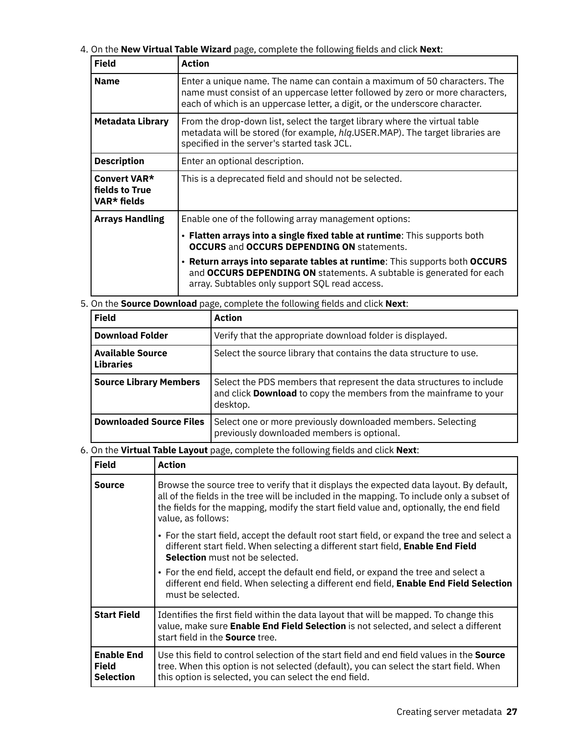4. On the **New Virtual Table Wizard** page, complete the following fields and click **Next**:

| Field | Action |
| --- | --- |
| **Name** | Enter a unique name. The name can contain a maximum of 50 characters. The name must consist of an uppercase letter followed by zero or more characters, each of which is an uppercase letter, a digit, or the underscore character. |
| **Metadata Library** | From the drop-down list, select the target library where the virtual table metadata will be stored (for example, *hlq*.USER.MAP). The target libraries are specified in the server's started task JCL. |
| **Description** | Enter an optional description. |
| **Convert VAR* fields to True VAR* fields** | This is a deprecated field and should not be selected. |
| **Arrays Handling** | Enable one of the following array management options:<br>• **Flatten arrays into a single fixed table at runtime**: This supports both **OCCURS** and **OCCURS DEPENDING ON** statements.<br>• **Return arrays into separate tables at runtime**: This supports both **OCCURS** and **OCCURS DEPENDING ON** statements. A subtable is generated for each array. Subtables only support SQL read access. |

5. On the **Source Download** page, complete the following fields and click **Next**:

| Field | Action |
| --- | --- |
| **Download Folder** | Verify that the appropriate download folder is displayed. |
| **Available Source Libraries** | Select the source library that contains the data structure to use. |
| **Source Library Members** | Select the PDS members that represent the data structures to include and click **Download** to copy the members from the mainframe to your desktop. |
| **Downloaded Source Files** | Select one or more previously downloaded members. Selecting previously downloaded members is optional. |

6. On the **Virtual Table Layout** page, complete the following fields and click **Next**:

| Field | Action |
| --- | --- |
| **Source** | Browse the source tree to verify that it displays the expected data layout. By default, all of the fields in the tree will be included in the mapping. To include only a subset of the fields for the mapping, modify the start field value and, optionally, the end field value, as follows:<br>• For the start field, accept the default root start field, or expand the tree and select a different start field. When selecting a different start field, **Enable End Field Selection** must not be selected.<br>• For the end field, accept the default end field, or expand the tree and select a different end field. When selecting a different end field, **Enable End Field Selection** must be selected. |
| **Start Field** | Identifies the first field within the data layout that will be mapped. To change this value, make sure **Enable End Field Selection** is not selected, and select a different start field in the **Source** tree. |
| **Enable End Field Selection** | Use this field to control selection of the start field and end field values in the **Source** tree. When this option is not selected (default), you can select the start field. When this option is selected, you can select the end field. |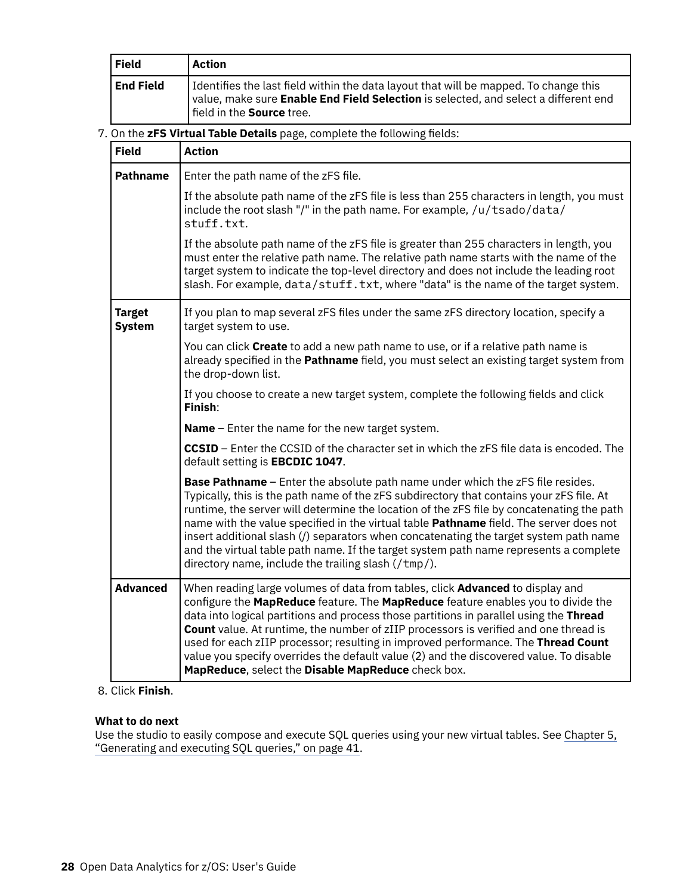| Field | Action |
|---|---|
| **End Field** | Identifies the last field within the data layout that will be mapped. To change this value, make sure **Enable End Field Selection** is selected, and select a different end field in the **Source** tree. |

7. On the **zFS Virtual Table Details** page, complete the following fields:

| Field | Action |
|---|---|
| **Pathname** | Enter the path name of the zFS file.<br><br>If the absolute path name of the zFS file is less than 255 characters in length, you must include the root slash "/" in the path name. For example, `/u/tsado/data/stuff.txt`.<br><br>If the absolute path name of the zFS file is greater than 255 characters in length, you must enter the relative path name. The relative path name starts with the name of the target system to indicate the top-level directory and does not include the leading root slash. For example, `data/stuff.txt`, where "data" is the name of the target system. |
| **Target System** | If you plan to map several zFS files under the same zFS directory location, specify a target system to use.<br><br>You can click **Create** to add a new path name to use, or if a relative path name is already specified in the **Pathname** field, you must select an existing target system from the drop-down list.<br><br>If you choose to create a new target system, complete the following fields and click **Finish**:<br><br>**Name** – Enter the name for the new target system.<br><br>**CCSID** – Enter the CCSID of the character set in which the zFS file data is encoded. The default setting is **EBCDIC 1047**.<br><br>**Base Pathname** – Enter the absolute path name under which the zFS file resides. Typically, this is the path name of the zFS subdirectory that contains your zFS file. At runtime, the server will determine the location of the zFS file by concatenating the path name with the value specified in the virtual table **Pathname** field. The server does not insert additional slash (/) separators when concatenating the target system path name and the virtual table path name. If the target system path name represents a complete directory name, include the trailing slash (`/tmp/`). |
| **Advanced** | When reading large volumes of data from tables, click **Advanced** to display and configure the **MapReduce** feature. The **MapReduce** feature enables you to divide the data into logical partitions and process those partitions in parallel using the **Thread Count** value. At runtime, the number of zIIP processors is verified and one thread is used for each zIIP processor; resulting in improved performance. The **Thread Count** value you specify overrides the default value (2) and the discovered value. To disable **MapReduce**, select the **Disable MapReduce** check box. |

8. Click **Finish**.

**What to do next**

Use the studio to easily compose and execute SQL queries using your new virtual tables. See Chapter 5, "Generating and executing SQL queries," on page 41.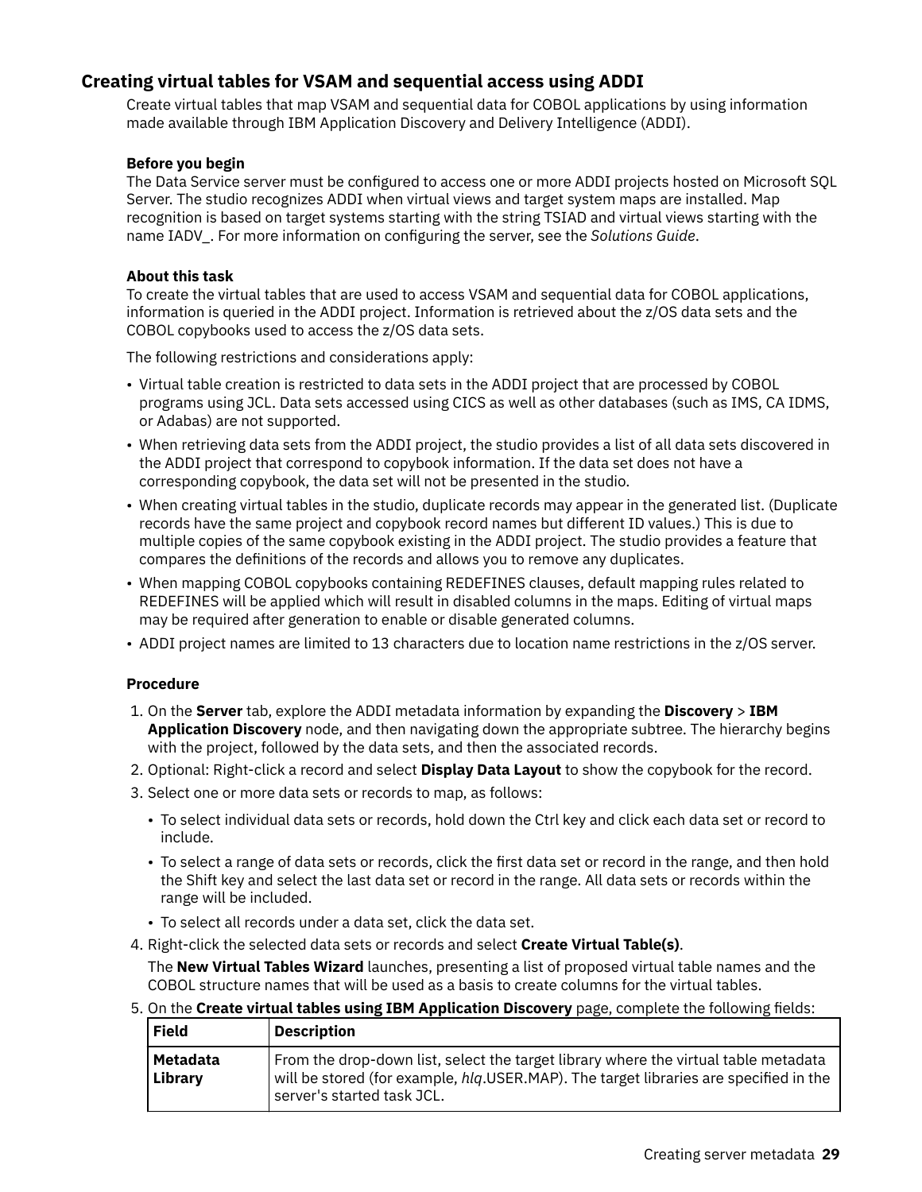## Creating virtual tables for VSAM and sequential access using ADDI

Create virtual tables that map VSAM and sequential data for COBOL applications by using information made available through IBM Application Discovery and Delivery Intelligence (ADDI).

### Before you begin

The Data Service server must be configured to access one or more ADDI projects hosted on Microsoft SQL Server. The studio recognizes ADDI when virtual views and target system maps are installed. Map recognition is based on target systems starting with the string TSIAD and virtual views starting with the name IADV_. For more information on configuring the server, see the *Solutions Guide*.

### About this task

To create the virtual tables that are used to access VSAM and sequential data for COBOL applications, information is queried in the ADDI project. Information is retrieved about the z/OS data sets and the COBOL copybooks used to access the z/OS data sets.

The following restrictions and considerations apply:

- Virtual table creation is restricted to data sets in the ADDI project that are processed by COBOL programs using JCL. Data sets accessed using CICS as well as other databases (such as IMS, CA IDMS, or Adabas) are not supported.
- When retrieving data sets from the ADDI project, the studio provides a list of all data sets discovered in the ADDI project that correspond to copybook information. If the data set does not have a corresponding copybook, the data set will not be presented in the studio.
- When creating virtual tables in the studio, duplicate records may appear in the generated list. (Duplicate records have the same project and copybook record names but different ID values.) This is due to multiple copies of the same copybook existing in the ADDI project. The studio provides a feature that compares the definitions of the records and allows you to remove any duplicates.
- When mapping COBOL copybooks containing REDEFINES clauses, default mapping rules related to REDEFINES will be applied which will result in disabled columns in the maps. Editing of virtual maps may be required after generation to enable or disable generated columns.
- ADDI project names are limited to 13 characters due to location name restrictions in the z/OS server.

### Procedure

1. On the **Server** tab, explore the ADDI metadata information by expanding the **Discovery** > **IBM Application Discovery** node, and then navigating down the appropriate subtree. The hierarchy begins with the project, followed by the data sets, and then the associated records.
2. Optional: Right-click a record and select **Display Data Layout** to show the copybook for the record.
3. Select one or more data sets or records to map, as follows:
   - To select individual data sets or records, hold down the Ctrl key and click each data set or record to include.
   - To select a range of data sets or records, click the first data set or record in the range, and then hold the Shift key and select the last data set or record in the range. All data sets or records within the range will be included.
   - To select all records under a data set, click the data set.
4. Right-click the selected data sets or records and select **Create Virtual Table(s)**.

   The **New Virtual Tables Wizard** launches, presenting a list of proposed virtual table names and the COBOL structure names that will be used as a basis to create columns for the virtual tables.
5. On the **Create virtual tables using IBM Application Discovery** page, complete the following fields:

| Field | Description |
| --- | --- |
| **Metadata Library** | From the drop-down list, select the target library where the virtual table metadata will be stored (for example, *hlq*.USER.MAP). The target libraries are specified in the server's started task JCL. |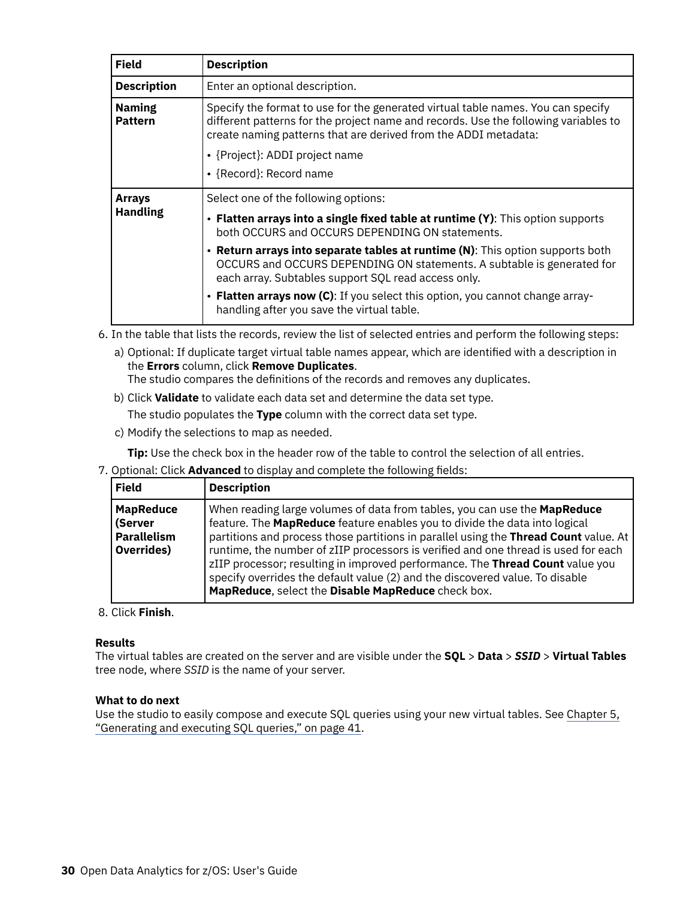| Field | Description |
| --- | --- |
| **Description** | Enter an optional description. |
| **Naming Pattern** | Specify the format to use for the generated virtual table names. You can specify different patterns for the project name and records. Use the following variables to create naming patterns that are derived from the ADDI metadata:<br>• {Project}: ADDI project name<br>• {Record}: Record name |
| **Arrays Handling** | Select one of the following options:<br>• **Flatten arrays into a single fixed table at runtime (Y)**: This option supports both OCCURS and OCCURS DEPENDING ON statements.<br>• **Return arrays into separate tables at runtime (N)**: This option supports both OCCURS and OCCURS DEPENDING ON statements. A subtable is generated for each array. Subtables support SQL read access only.<br>• **Flatten arrays now (C)**: If you select this option, you cannot change array-handling after you save the virtual table. |

6. In the table that lists the records, review the list of selected entries and perform the following steps:

   a) Optional: If duplicate target virtual table names appear, which are identified with a description in the **Errors** column, click **Remove Duplicates**.
   The studio compares the definitions of the records and removes any duplicates.

   b) Click **Validate** to validate each data set and determine the data set type.

   The studio populates the **Type** column with the correct data set type.

   c) Modify the selections to map as needed.

   **Tip:** Use the check box in the header row of the table to control the selection of all entries.

7. Optional: Click **Advanced** to display and complete the following fields:

| Field | Description |
| --- | --- |
| **MapReduce (Server Parallelism Overrides)** | When reading large volumes of data from tables, you can use the **MapReduce** feature. The **MapReduce** feature enables you to divide the data into logical partitions and process those partitions in parallel using the **Thread Count** value. At runtime, the number of zIIP processors is verified and one thread is used for each zIIP processor; resulting in improved performance. The **Thread Count** value you specify overrides the default value (2) and the discovered value. To disable **MapReduce**, select the **Disable MapReduce** check box. |

8. Click **Finish**.

**Results**

The virtual tables are created on the server and are visible under the **SQL** > **Data** > ***SSID*** > **Virtual Tables** tree node, where *SSID* is the name of your server.

**What to do next**

Use the studio to easily compose and execute SQL queries using your new virtual tables. See Chapter 5, "Generating and executing SQL queries," on page 41.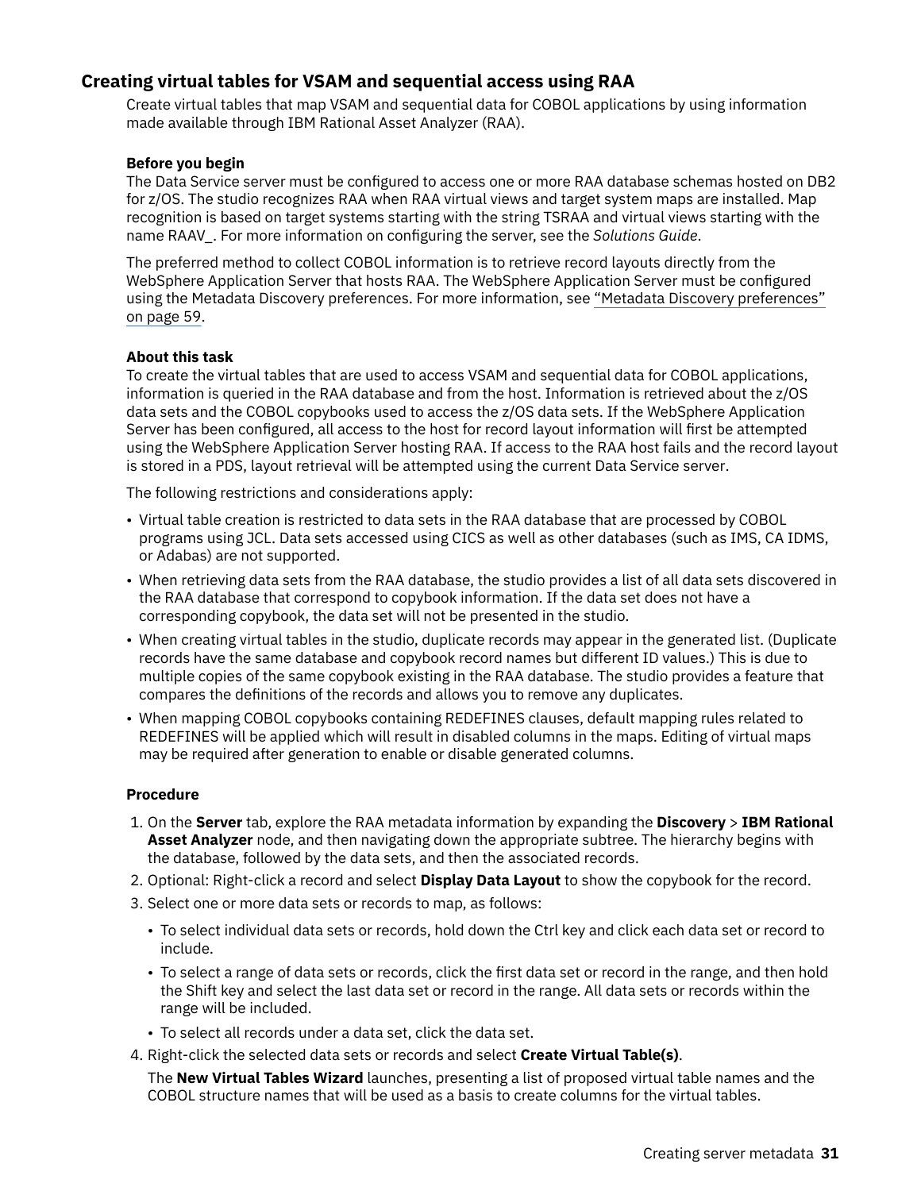## Creating virtual tables for VSAM and sequential access using RAA

Create virtual tables that map VSAM and sequential data for COBOL applications by using information made available through IBM Rational Asset Analyzer (RAA).

### Before you begin

The Data Service server must be configured to access one or more RAA database schemas hosted on DB2 for z/OS. The studio recognizes RAA when RAA virtual views and target system maps are installed. Map recognition is based on target systems starting with the string TSRAA and virtual views starting with the name RAAV_. For more information on configuring the server, see the *Solutions Guide*.

The preferred method to collect COBOL information is to retrieve record layouts directly from the WebSphere Application Server that hosts RAA. The WebSphere Application Server must be configured using the Metadata Discovery preferences. For more information, see "Metadata Discovery preferences" on page 59.

### About this task

To create the virtual tables that are used to access VSAM and sequential data for COBOL applications, information is queried in the RAA database and from the host. Information is retrieved about the z/OS data sets and the COBOL copybooks used to access the z/OS data sets. If the WebSphere Application Server has been configured, all access to the host for record layout information will first be attempted using the WebSphere Application Server hosting RAA. If access to the RAA host fails and the record layout is stored in a PDS, layout retrieval will be attempted using the current Data Service server.

The following restrictions and considerations apply:

- Virtual table creation is restricted to data sets in the RAA database that are processed by COBOL programs using JCL. Data sets accessed using CICS as well as other databases (such as IMS, CA IDMS, or Adabas) are not supported.
- When retrieving data sets from the RAA database, the studio provides a list of all data sets discovered in the RAA database that correspond to copybook information. If the data set does not have a corresponding copybook, the data set will not be presented in the studio.
- When creating virtual tables in the studio, duplicate records may appear in the generated list. (Duplicate records have the same database and copybook record names but different ID values.) This is due to multiple copies of the same copybook existing in the RAA database. The studio provides a feature that compares the definitions of the records and allows you to remove any duplicates.
- When mapping COBOL copybooks containing REDEFINES clauses, default mapping rules related to REDEFINES will be applied which will result in disabled columns in the maps. Editing of virtual maps may be required after generation to enable or disable generated columns.

### Procedure

1. On the **Server** tab, explore the RAA metadata information by expanding the **Discovery** > **IBM Rational Asset Analyzer** node, and then navigating down the appropriate subtree. The hierarchy begins with the database, followed by the data sets, and then the associated records.
2. Optional: Right-click a record and select **Display Data Layout** to show the copybook for the record.
3. Select one or more data sets or records to map, as follows:
   - To select individual data sets or records, hold down the Ctrl key and click each data set or record to include.
   - To select a range of data sets or records, click the first data set or record in the range, and then hold the Shift key and select the last data set or record in the range. All data sets or records within the range will be included.
   - To select all records under a data set, click the data set.
4. Right-click the selected data sets or records and select **Create Virtual Table(s)**.

   The **New Virtual Tables Wizard** launches, presenting a list of proposed virtual table names and the COBOL structure names that will be used as a basis to create columns for the virtual tables.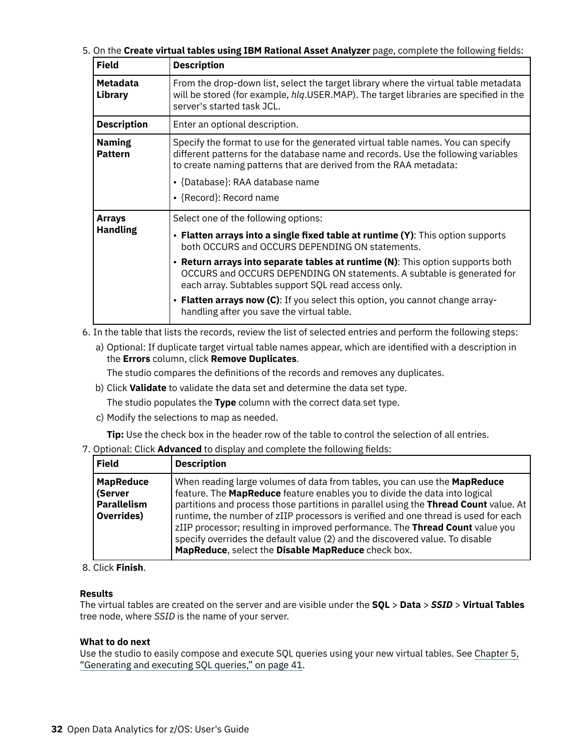5. On the **Create virtual tables using IBM Rational Asset Analyzer** page, complete the following fields:

| Field | Description |
|---|---|
| **Metadata Library** | From the drop-down list, select the target library where the virtual table metadata will be stored (for example, *hlq*.USER.MAP). The target libraries are specified in the server's started task JCL. |
| **Description** | Enter an optional description. |
| **Naming Pattern** | Specify the format to use for the generated virtual table names. You can specify different patterns for the database name and records. Use the following variables to create naming patterns that are derived from the RAA metadata:<br>• {Database}: RAA database name<br>• {Record}: Record name |
| **Arrays Handling** | Select one of the following options:<br>• **Flatten arrays into a single fixed table at runtime (Y)**: This option supports both OCCURS and OCCURS DEPENDING ON statements.<br>• **Return arrays into separate tables at runtime (N)**: This option supports both OCCURS and OCCURS DEPENDING ON statements. A subtable is generated for each array. Subtables support SQL read access only.<br>• **Flatten arrays now (C)**: If you select this option, you cannot change array-handling after you save the virtual table. |

6. In the table that lists the records, review the list of selected entries and perform the following steps:
   a) Optional: If duplicate target virtual table names appear, which are identified with a description in the **Errors** column, click **Remove Duplicates**.

      The studio compares the definitions of the records and removes any duplicates.

   b) Click **Validate** to validate the data set and determine the data set type.

      The studio populates the **Type** column with the correct data set type.

   c) Modify the selections to map as needed.

      **Tip:** Use the check box in the header row of the table to control the selection of all entries.

7. Optional: Click **Advanced** to display and complete the following fields:

| Field | Description |
|---|---|
| **MapReduce (Server Parallelism Overrides)** | When reading large volumes of data from tables, you can use the **MapReduce** feature. The **MapReduce** feature enables you to divide the data into logical partitions and process those partitions in parallel using the **Thread Count** value. At runtime, the number of zIIP processors is verified and one thread is used for each zIIP processor; resulting in improved performance. The **Thread Count** value you specify overrides the default value (2) and the discovered value. To disable **MapReduce**, select the **Disable MapReduce** check box. |

8. Click **Finish**.

**Results**

The virtual tables are created on the server and are visible under the **SQL** > **Data** > ***SSID*** > **Virtual Tables** tree node, where *SSID* is the name of your server.

**What to do next**

Use the studio to easily compose and execute SQL queries using your new virtual tables. See Chapter 5, "Generating and executing SQL queries," on page 41.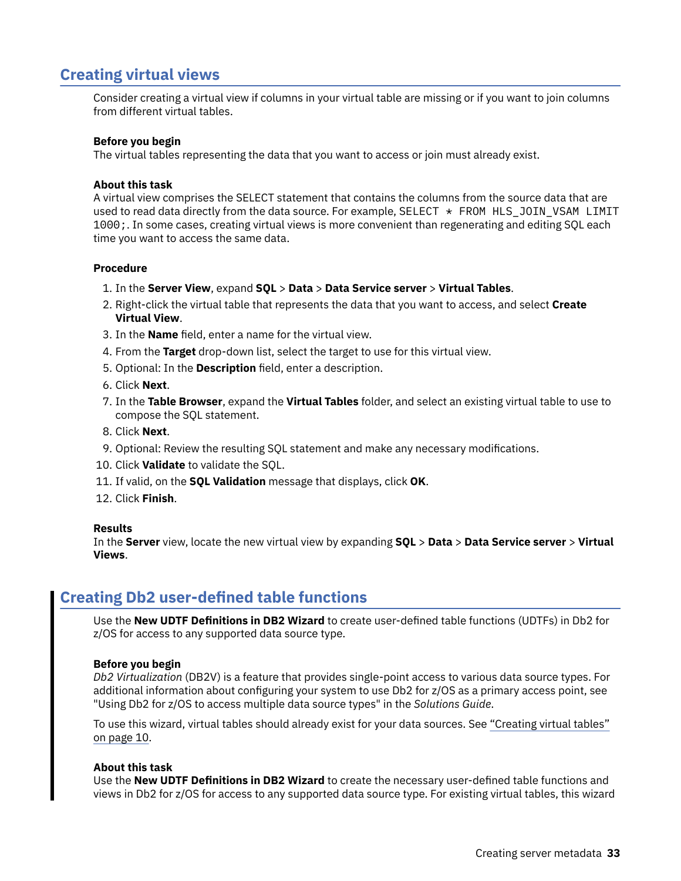## Creating virtual views

Consider creating a virtual view if columns in your virtual table are missing or if you want to join columns from different virtual tables.

**Before you begin**

The virtual tables representing the data that you want to access or join must already exist.

**About this task**

A virtual view comprises the SELECT statement that contains the columns from the source data that are used to read data directly from the data source. For example, `SELECT * FROM HLS_JOIN_VSAM LIMIT 1000;`. In some cases, creating virtual views is more convenient than regenerating and editing SQL each time you want to access the same data.

**Procedure**

1. In the **Server View**, expand **SQL** > **Data** > **Data Service server** > **Virtual Tables**.
2. Right-click the virtual table that represents the data that you want to access, and select **Create Virtual View**.
3. In the **Name** field, enter a name for the virtual view.
4. From the **Target** drop-down list, select the target to use for this virtual view.
5. Optional: In the **Description** field, enter a description.
6. Click **Next**.
7. In the **Table Browser**, expand the **Virtual Tables** folder, and select an existing virtual table to use to compose the SQL statement.
8. Click **Next**.
9. Optional: Review the resulting SQL statement and make any necessary modifications.
10. Click **Validate** to validate the SQL.
11. If valid, on the **SQL Validation** message that displays, click **OK**.
12. Click **Finish**.

**Results**

In the **Server** view, locate the new virtual view by expanding **SQL** > **Data** > **Data Service server** > **Virtual Views**.

## Creating Db2 user-defined table functions

Use the **New UDTF Definitions in DB2 Wizard** to create user-defined table functions (UDTFs) in Db2 for z/OS for access to any supported data source type.

**Before you begin**

*Db2 Virtualization* (DB2V) is a feature that provides single-point access to various data source types. For additional information about configuring your system to use Db2 for z/OS as a primary access point, see "Using Db2 for z/OS to access multiple data source types" in the *Solutions Guide*.

To use this wizard, virtual tables should already exist for your data sources. See "Creating virtual tables" on page 10.

**About this task**

Use the **New UDTF Definitions in DB2 Wizard** to create the necessary user-defined table functions and views in Db2 for z/OS for access to any supported data source type. For existing virtual tables, this wizard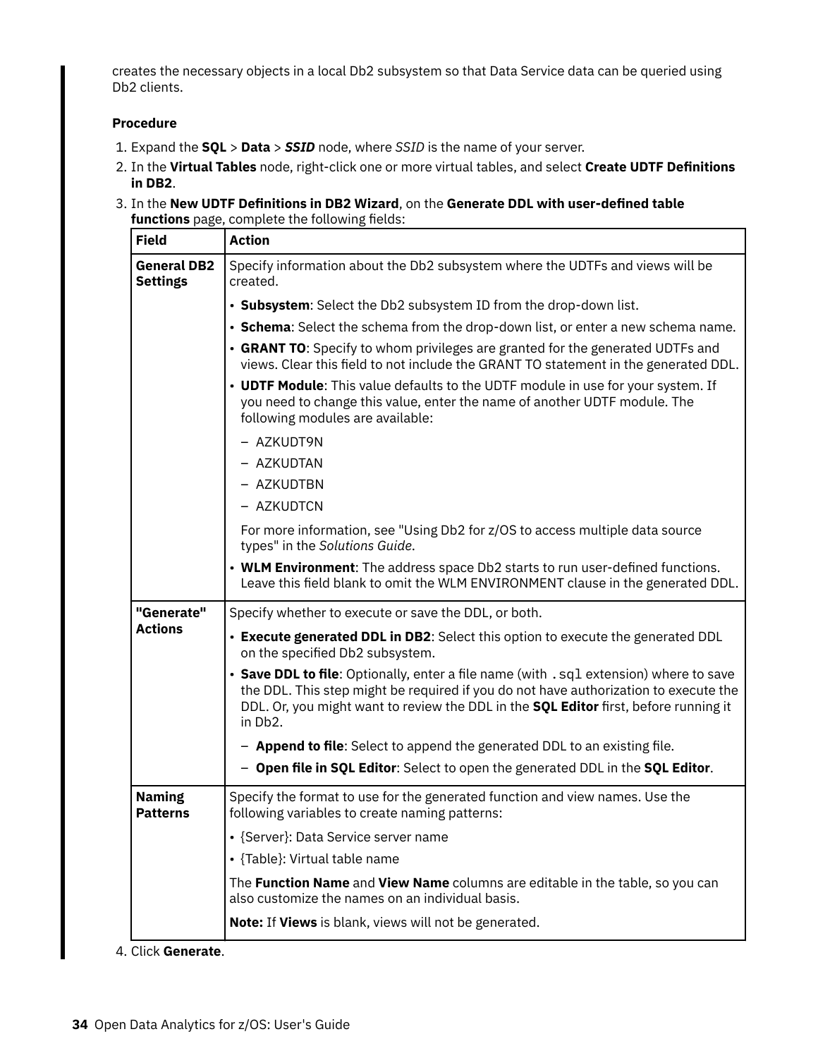creates the necessary objects in a local Db2 subsystem so that Data Service data can be queried using Db2 clients.

**Procedure**

1. Expand the **SQL** > **Data** > ***SSID*** node, where *SSID* is the name of your server.
2. In the **Virtual Tables** node, right-click one or more virtual tables, and select **Create UDTF Definitions in DB2**.
3. In the **New UDTF Definitions in DB2 Wizard**, on the **Generate DDL with user-defined table functions** page, complete the following fields:

| Field | Action |
|---|---|
| **General DB2 Settings** | Specify information about the Db2 subsystem where the UDTFs and views will be created.<br>• **Subsystem**: Select the Db2 subsystem ID from the drop-down list.<br>• **Schema**: Select the schema from the drop-down list, or enter a new schema name.<br>• **GRANT TO**: Specify to whom privileges are granted for the generated UDTFs and views. Clear this field to not include the GRANT TO statement in the generated DDL.<br>• **UDTF Module**: This value defaults to the UDTF module in use for your system. If you need to change this value, enter the name of another UDTF module. The following modules are available:<br>– AZKUDT9N<br>– AZKUDTAN<br>– AZKUDTBN<br>– AZKUDTCN<br>For more information, see "Using Db2 for z/OS to access multiple data source types" in the *Solutions Guide*.<br>• **WLM Environment**: The address space Db2 starts to run user-defined functions. Leave this field blank to omit the WLM ENVIRONMENT clause in the generated DDL. |
| **"Generate" Actions** | Specify whether to execute or save the DDL, or both.<br>• **Execute generated DDL in DB2**: Select this option to execute the generated DDL on the specified Db2 subsystem.<br>• **Save DDL to file**: Optionally, enter a file name (with `.sql` extension) where to save the DDL. This step might be required if you do not have authorization to execute the DDL. Or, you might want to review the DDL in the **SQL Editor** first, before running it in Db2.<br>– **Append to file**: Select to append the generated DDL to an existing file.<br>– **Open file in SQL Editor**: Select to open the generated DDL in the **SQL Editor**. |
| **Naming Patterns** | Specify the format to use for the generated function and view names. Use the following variables to create naming patterns:<br>• {Server}: Data Service server name<br>• {Table}: Virtual table name<br>The **Function Name** and **View Name** columns are editable in the table, so you can also customize the names on an individual basis.<br>**Note:** If **Views** is blank, views will not be generated. |

4. Click **Generate**.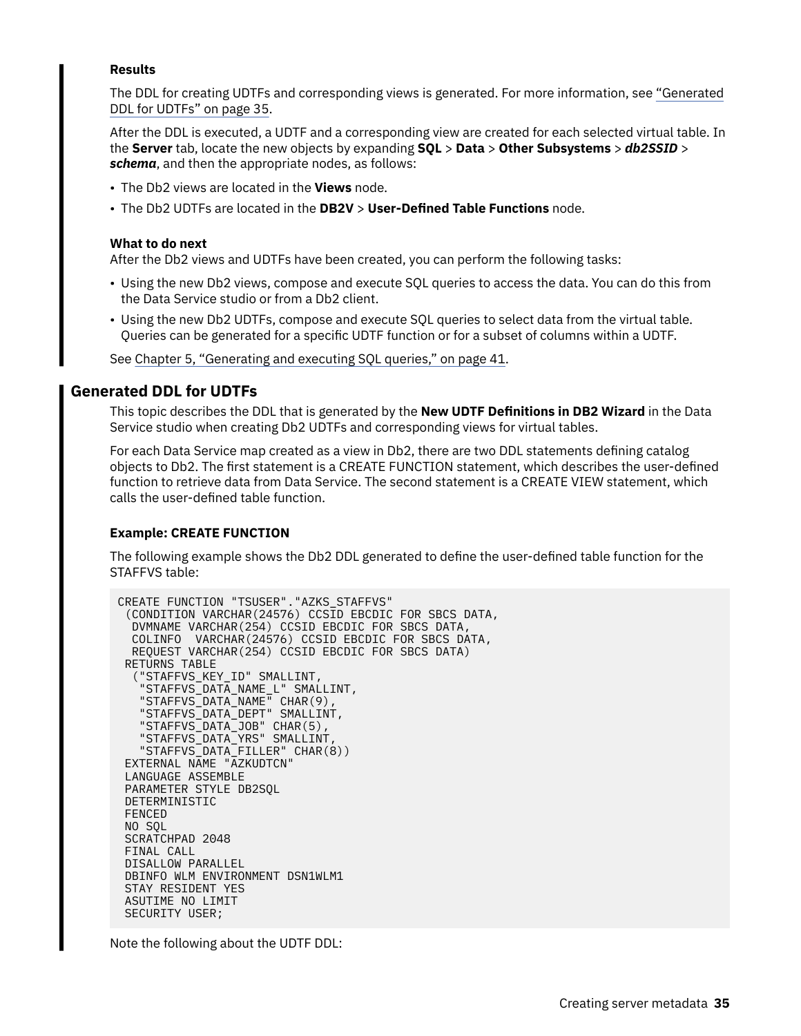#### Results

The DDL for creating UDTFs and corresponding views is generated. For more information, see "Generated DDL for UDTFs" on page 35.

After the DDL is executed, a UDTF and a corresponding view are created for each selected virtual table. In the **Server** tab, locate the new objects by expanding **SQL** > **Data** > **Other Subsystems** > ***db2SSID*** > ***schema***, and then the appropriate nodes, as follows:

- The Db2 views are located in the **Views** node.
- The Db2 UDTFs are located in the **DB2V** > **User-Defined Table Functions** node.

#### What to do next

After the Db2 views and UDTFs have been created, you can perform the following tasks:

- Using the new Db2 views, compose and execute SQL queries to access the data. You can do this from the Data Service studio or from a Db2 client.
- Using the new Db2 UDTFs, compose and execute SQL queries to select data from the virtual table. Queries can be generated for a specific UDTF function or for a subset of columns within a UDTF.

See Chapter 5, "Generating and executing SQL queries," on page 41.

## Generated DDL for UDTFs

This topic describes the DDL that is generated by the **New UDTF Definitions in DB2 Wizard** in the Data Service studio when creating Db2 UDTFs and corresponding views for virtual tables.

For each Data Service map created as a view in Db2, there are two DDL statements defining catalog objects to Db2. The first statement is a CREATE FUNCTION statement, which describes the user-defined function to retrieve data from Data Service. The second statement is a CREATE VIEW statement, which calls the user-defined table function.

#### Example: CREATE FUNCTION

The following example shows the Db2 DDL generated to define the user-defined table function for the STAFFVS table:

```
CREATE FUNCTION "TSUSER"."AZKS_STAFFVS"
 (CONDITION VARCHAR(24576) CCSID EBCDIC FOR SBCS DATA,
  DVMNAME VARCHAR(254) CCSID EBCDIC FOR SBCS DATA,
  COLINFO  VARCHAR(24576) CCSID EBCDIC FOR SBCS DATA,
  REQUEST VARCHAR(254) CCSID EBCDIC FOR SBCS DATA)
 RETURNS TABLE
  ("STAFFVS_KEY_ID" SMALLINT,
   "STAFFVS_DATA_NAME_L" SMALLINT,
   "STAFFVS_DATA_NAME" CHAR(9),
   "STAFFVS_DATA_DEPT" SMALLINT,
   "STAFFVS_DATA_JOB" CHAR(5),
   "STAFFVS_DATA_YRS" SMALLINT,
   "STAFFVS_DATA_FILLER" CHAR(8))
 EXTERNAL NAME "AZKUDTCN"
 LANGUAGE ASSEMBLE
 PARAMETER STYLE DB2SQL
 DETERMINISTIC
 FENCED
 NO SQL
 SCRATCHPAD 2048
 FINAL CALL
 DISALLOW PARALLEL
 DBINFO WLM ENVIRONMENT DSN1WLM1
 STAY RESIDENT YES
 ASUTIME NO LIMIT
 SECURITY USER;
```

Note the following about the UDTF DDL: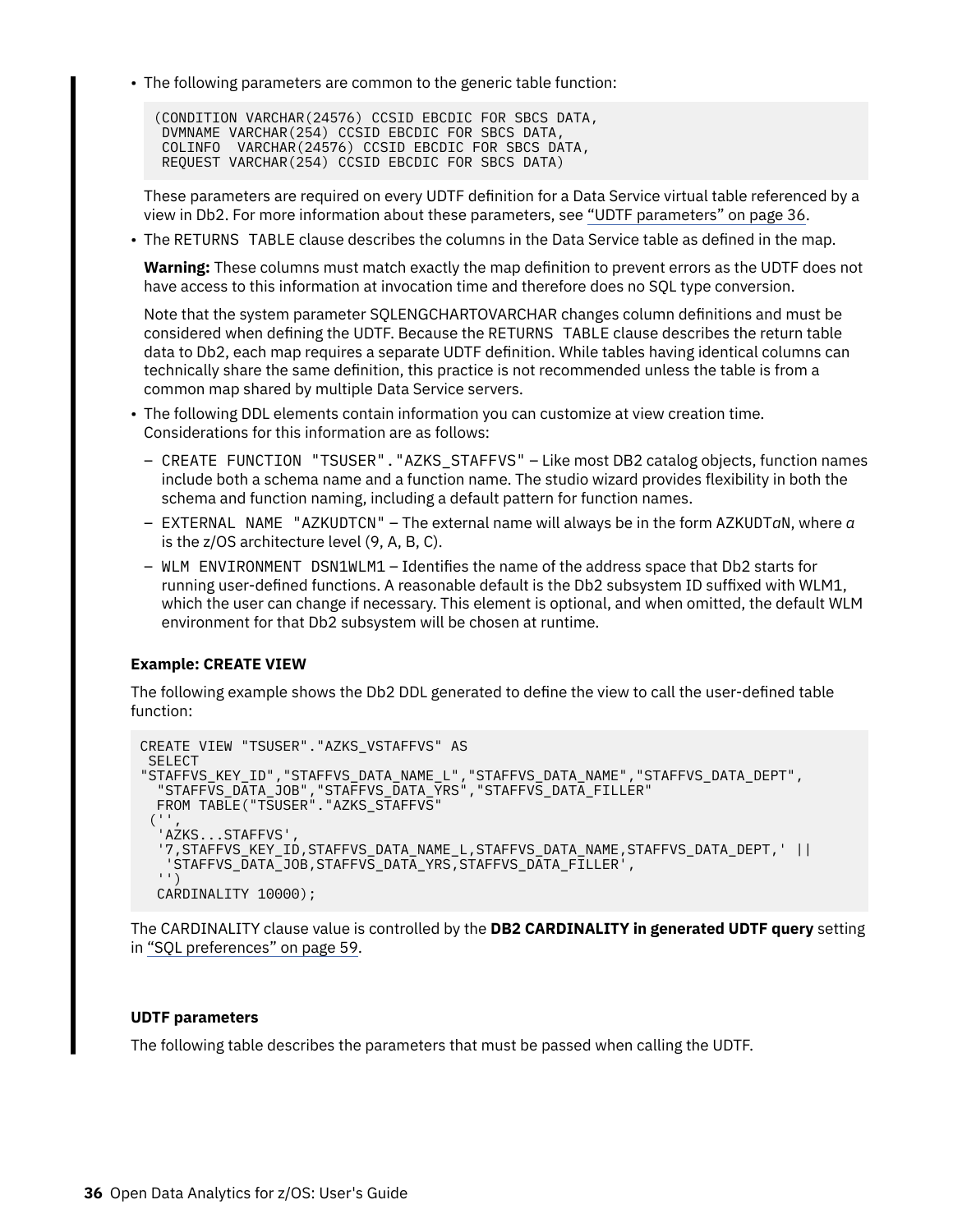- The following parameters are common to the generic table function:

  ```
  (CONDITION VARCHAR(24576) CCSID EBCDIC FOR SBCS DATA,
   DVMNAME VARCHAR(254) CCSID EBCDIC FOR SBCS DATA,
   COLINFO  VARCHAR(24576) CCSID EBCDIC FOR SBCS DATA,
   REQUEST VARCHAR(254) CCSID EBCDIC FOR SBCS DATA)
  ```

  These parameters are required on every UDTF definition for a Data Service virtual table referenced by a view in Db2. For more information about these parameters, see "UDTF parameters" on page 36.

- The RETURNS TABLE clause describes the columns in the Data Service table as defined in the map.

  **Warning:** These columns must match exactly the map definition to prevent errors as the UDTF does not have access to this information at invocation time and therefore does no SQL type conversion.

  Note that the system parameter SQLENGCHARTOVARCHAR changes column definitions and must be considered when defining the UDTF. Because the RETURNS TABLE clause describes the return table data to Db2, each map requires a separate UDTF definition. While tables having identical columns can technically share the same definition, this practice is not recommended unless the table is from a common map shared by multiple Data Service servers.

- The following DDL elements contain information you can customize at view creation time. Considerations for this information are as follows:
  - CREATE FUNCTION "TSUSER"."AZKS_STAFFVS" – Like most DB2 catalog objects, function names include both a schema name and a function name. The studio wizard provides flexibility in both the schema and function naming, including a default pattern for function names.
  - EXTERNAL NAME "AZKUDTCN" – The external name will always be in the form AZKUDT*a*N, where *a* is the z/OS architecture level (9, A, B, C).
  - WLM ENVIRONMENT DSN1WLM1 – Identifies the name of the address space that Db2 starts for running user-defined functions. A reasonable default is the Db2 subsystem ID suffixed with WLM1, which the user can change if necessary. This element is optional, and when omitted, the default WLM environment for that Db2 subsystem will be chosen at runtime.

#### Example: CREATE VIEW

The following example shows the Db2 DDL generated to define the view to call the user-defined table function:

```
CREATE VIEW "TSUSER"."AZKS_VSTAFFVS" AS
 SELECT
"STAFFVS_KEY_ID","STAFFVS_DATA_NAME_L","STAFFVS_DATA_NAME","STAFFVS_DATA_DEPT",
  "STAFFVS_DATA_JOB","STAFFVS_DATA_YRS","STAFFVS_DATA_FILLER"
  FROM TABLE("TSUSER"."AZKS_STAFFVS"
 ('',
  'AZKS...STAFFVS',
  '7,STAFFVS_KEY_ID,STAFFVS_DATA_NAME_L,STAFFVS_DATA_NAME,STAFFVS_DATA_DEPT,' ||
   'STAFFVS_DATA_JOB,STAFFVS_DATA_YRS,STAFFVS_DATA_FILLER',
  '')
  CARDINALITY 10000);
```

The CARDINALITY clause value is controlled by the **DB2 CARDINALITY in generated UDTF query** setting in "SQL preferences" on page 59.

#### UDTF parameters

The following table describes the parameters that must be passed when calling the UDTF.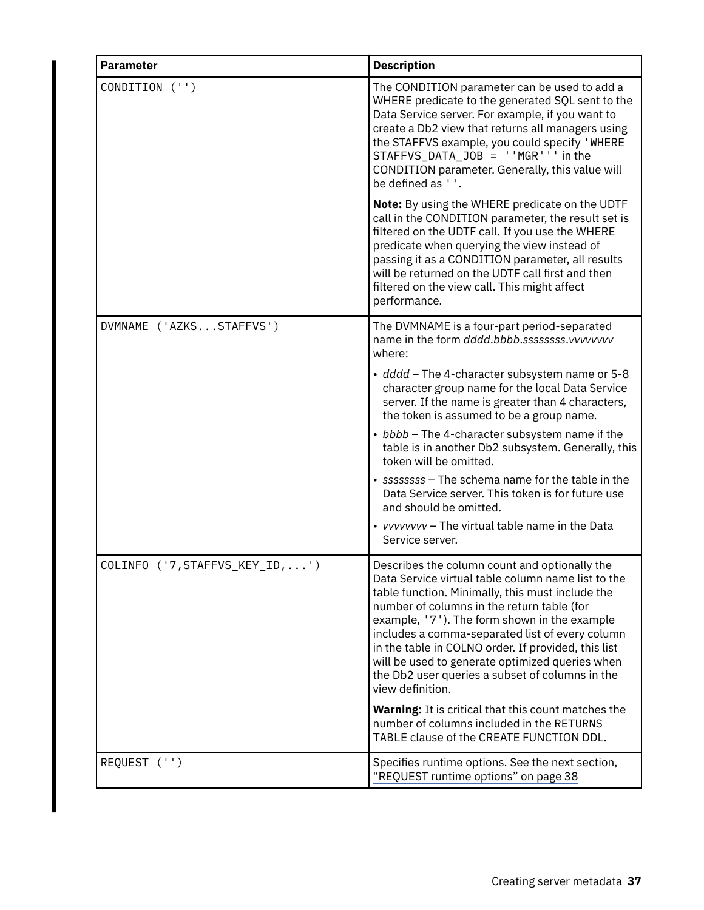| Parameter | Description |
|---|---|
| `CONDITION ('')` | The CONDITION parameter can be used to add a WHERE predicate to the generated SQL sent to the Data Service server. For example, if you want to create a Db2 view that returns all managers using the STAFFVS example, you could specify `'WHERE STAFFVS_DATA_JOB = ''MGR'''` in the CONDITION parameter. Generally, this value will be defined as `''`.<br><br>**Note:** By using the WHERE predicate on the UDTF call in the CONDITION parameter, the result set is filtered on the UDTF call. If you use the WHERE predicate when querying the view instead of passing it as a CONDITION parameter, all results will be returned on the UDTF call first and then filtered on the view call. This might affect performance. |
| `DVMNAME ('AZKS...STAFFVS')` | The DVMNAME is a four-part period-separated name in the form *dddd.bbbb.ssssssss.vvvvvvvv* where:<br><br>• *dddd* – The 4-character subsystem name or 5-8 character group name for the local Data Service server. If the name is greater than 4 characters, the token is assumed to be a group name.<br>• *bbbb* – The 4-character subsystem name if the table is in another Db2 subsystem. Generally, this token will be omitted.<br>• *ssssssss* – The schema name for the table in the Data Service server. This token is for future use and should be omitted.<br>• *vvvvvvvv* – The virtual table name in the Data Service server. |
| `COLINFO ('7,STAFFVS_KEY_ID,...')` | Describes the column count and optionally the Data Service virtual table column name list to the table function. Minimally, this must include the number of columns in the return table (for example, `'7'`). The form shown in the example includes a comma-separated list of every column in the table in COLNO order. If provided, this list will be used to generate optimized queries when the Db2 user queries a subset of columns in the view definition.<br><br>**Warning:** It is critical that this count matches the number of columns included in the RETURNS TABLE clause of the CREATE FUNCTION DDL. |
| `REQUEST ('')` | Specifies runtime options. See the next section, "REQUEST runtime options" on page 38 |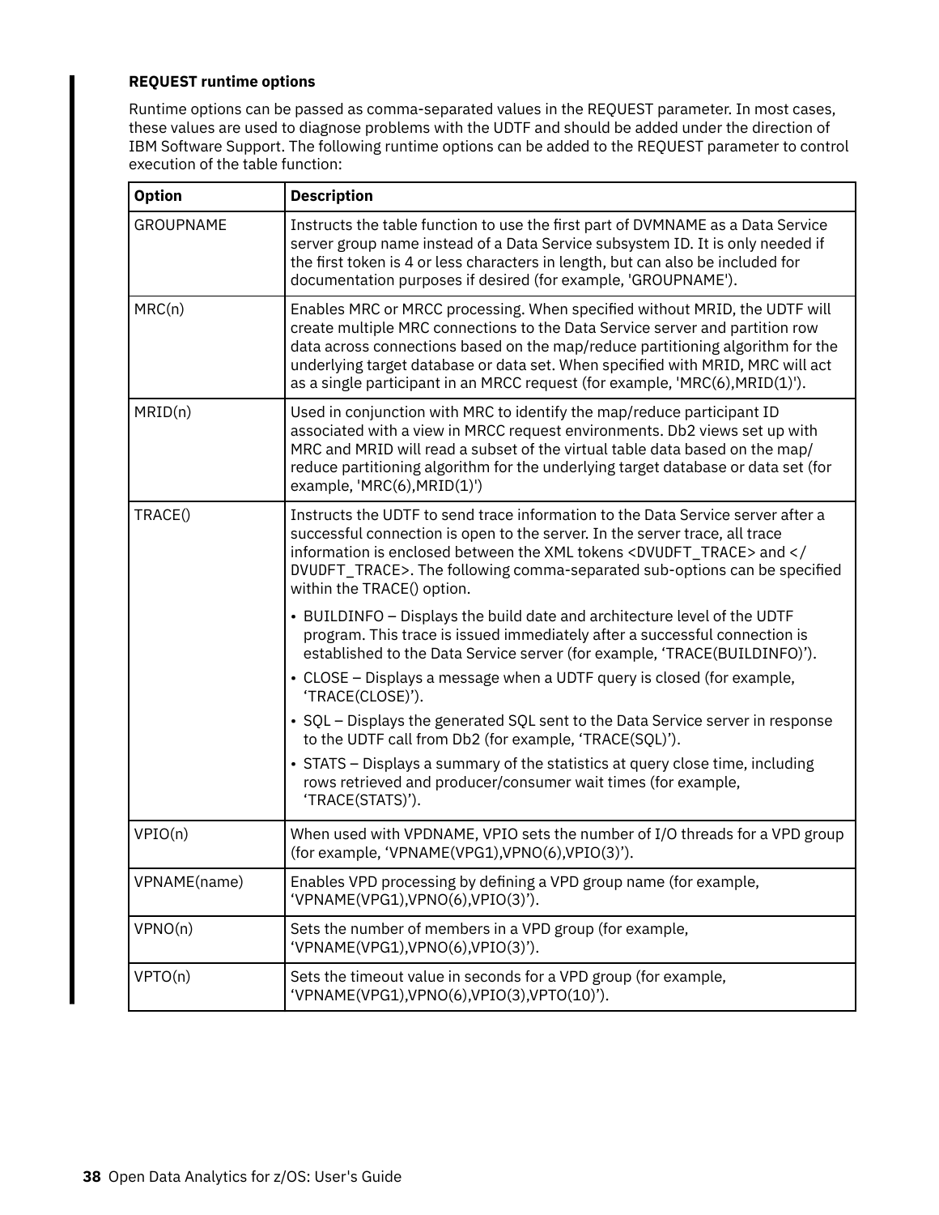### REQUEST runtime options

Runtime options can be passed as comma-separated values in the REQUEST parameter. In most cases, these values are used to diagnose problems with the UDTF and should be added under the direction of IBM Software Support. The following runtime options can be added to the REQUEST parameter to control execution of the table function:

| Option | Description |
| --- | --- |
| GROUPNAME | Instructs the table function to use the first part of DVMNAME as a Data Service server group name instead of a Data Service subsystem ID. It is only needed if the first token is 4 or less characters in length, but can also be included for documentation purposes if desired (for example, 'GROUPNAME'). |
| MRC(n) | Enables MRC or MRCC processing. When specified without MRID, the UDTF will create multiple MRC connections to the Data Service server and partition row data across connections based on the map/reduce partitioning algorithm for the underlying target database or data set. When specified with MRID, MRC will act as a single participant in an MRCC request (for example, 'MRC(6),MRID(1)'). |
| MRID(n) | Used in conjunction with MRC to identify the map/reduce participant ID associated with a view in MRCC request environments. Db2 views set up with MRC and MRID will read a subset of the virtual table data based on the map/reduce partitioning algorithm for the underlying target database or data set (for example, 'MRC(6),MRID(1)') |
| TRACE() | Instructs the UDTF to send trace information to the Data Service server after a successful connection is open to the server. In the server trace, all trace information is enclosed between the XML tokens <DVUDFT_TRACE> and </DVUDFT_TRACE>. The following comma-separated sub-options can be specified within the TRACE() option.<br><br>• BUILDINFO – Displays the build date and architecture level of the UDTF program. This trace is issued immediately after a successful connection is established to the Data Service server (for example, 'TRACE(BUILDINFO)').<br>• CLOSE – Displays a message when a UDTF query is closed (for example, 'TRACE(CLOSE)').<br>• SQL – Displays the generated SQL sent to the Data Service server in response to the UDTF call from Db2 (for example, 'TRACE(SQL)').<br>• STATS – Displays a summary of the statistics at query close time, including rows retrieved and producer/consumer wait times (for example, 'TRACE(STATS)'). |
| VPIO(n) | When used with VPDNAME, VPIO sets the number of I/O threads for a VPD group (for example, 'VPNAME(VPG1),VPNO(6),VPIO(3)'). |
| VPNAME(name) | Enables VPD processing by defining a VPD group name (for example, 'VPNAME(VPG1),VPNO(6),VPIO(3)'). |
| VPNO(n) | Sets the number of members in a VPD group (for example, 'VPNAME(VPG1),VPNO(6),VPIO(3)'). |
| VPTO(n) | Sets the timeout value in seconds for a VPD group (for example, 'VPNAME(VPG1),VPNO(6),VPIO(3),VPTO(10)'). |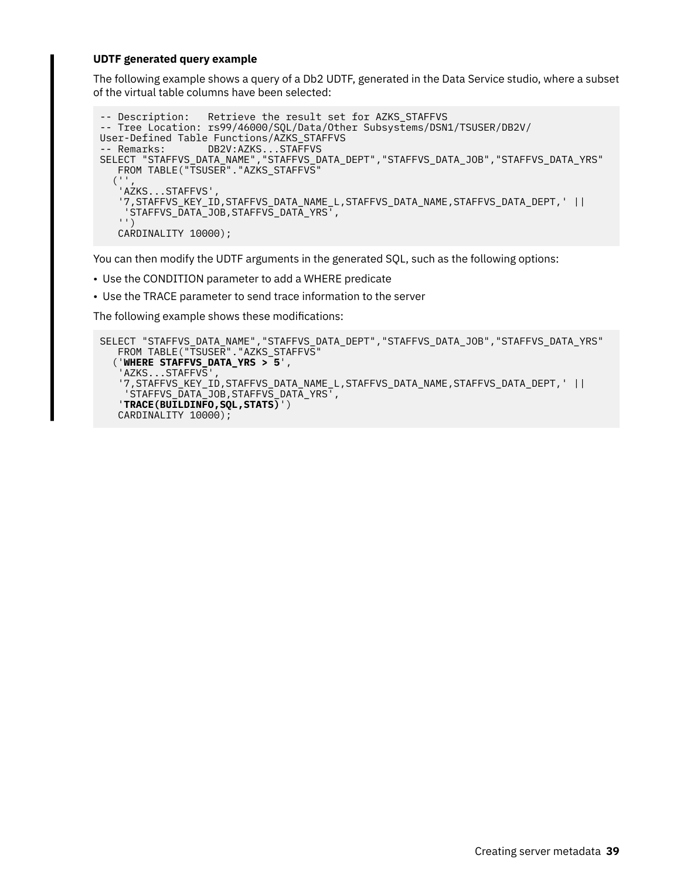**UDTF generated query example**

The following example shows a query of a Db2 UDTF, generated in the Data Service studio, where a subset of the virtual table columns have been selected:

```
-- Description:   Retrieve the result set for AZKS_STAFFVS
-- Tree Location: rs99/46000/SQL/Data/Other Subsystems/DSN1/TSUSER/DB2V/
User-Defined Table Functions/AZKS_STAFFVS
-- Remarks:       DB2V:AZKS...STAFFVS
SELECT "STAFFVS_DATA_NAME","STAFFVS_DATA_DEPT","STAFFVS_DATA_JOB","STAFFVS_DATA_YRS"
   FROM TABLE("TSUSER"."AZKS_STAFFVS"
  ('',
   'AZKS...STAFFVS',
   '7,STAFFVS_KEY_ID,STAFFVS_DATA_NAME_L,STAFFVS_DATA_NAME,STAFFVS_DATA_DEPT,' ||
    'STAFFVS_DATA_JOB,STAFFVS_DATA_YRS',
   '')
   CARDINALITY 10000);
```

You can then modify the UDTF arguments in the generated SQL, such as the following options:

- Use the CONDITION parameter to add a WHERE predicate
- Use the TRACE parameter to send trace information to the server

The following example shows these modifications:

```
SELECT "STAFFVS_DATA_NAME","STAFFVS_DATA_DEPT","STAFFVS_DATA_JOB","STAFFVS_DATA_YRS"
   FROM TABLE("TSUSER"."AZKS_STAFFVS"
  ('WHERE STAFFVS_DATA_YRS > 5',
   'AZKS...STAFFVS',
   '7,STAFFVS_KEY_ID,STAFFVS_DATA_NAME_L,STAFFVS_DATA_NAME,STAFFVS_DATA_DEPT,' ||
    'STAFFVS_DATA_JOB,STAFFVS_DATA_YRS',
   'TRACE(BUILDINFO,SQL,STATS)')
   CARDINALITY 10000);
```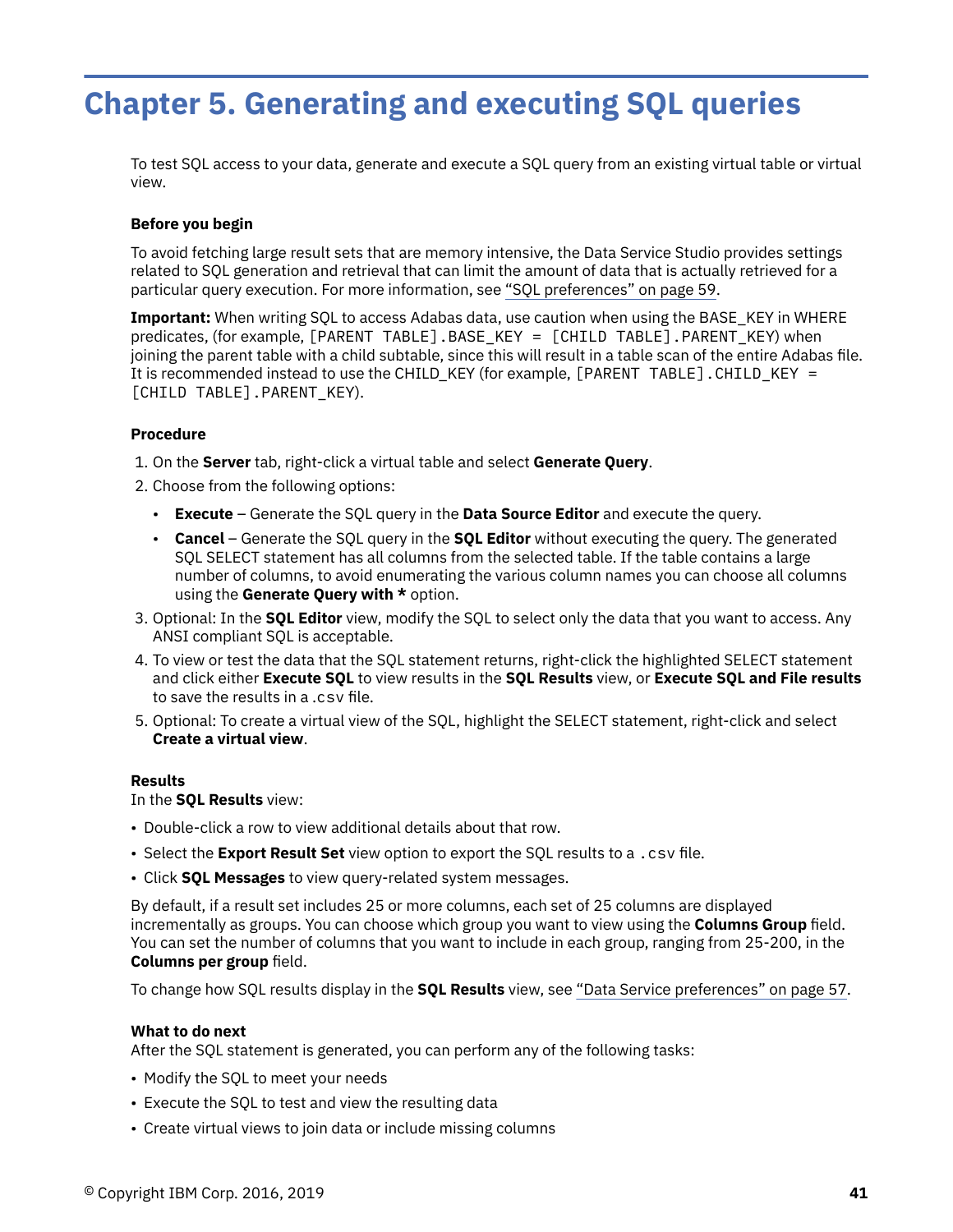# Chapter 5. Generating and executing SQL queries

To test SQL access to your data, generate and execute a SQL query from an existing virtual table or virtual view.

### Before you begin

To avoid fetching large result sets that are memory intensive, the Data Service Studio provides settings related to SQL generation and retrieval that can limit the amount of data that is actually retrieved for a particular query execution. For more information, see "SQL preferences" on page 59.

**Important:** When writing SQL to access Adabas data, use caution when using the BASE_KEY in WHERE predicates, (for example, `[PARENT TABLE].BASE_KEY = [CHILD TABLE].PARENT_KEY`) when joining the parent table with a child subtable, since this will result in a table scan of the entire Adabas file. It is recommended instead to use the CHILD_KEY (for example, `[PARENT TABLE].CHILD_KEY = [CHILD TABLE].PARENT_KEY`).

### Procedure

1. On the **Server** tab, right-click a virtual table and select **Generate Query**.
2. Choose from the following options:
   - **Execute** – Generate the SQL query in the **Data Source Editor** and execute the query.
   - **Cancel** – Generate the SQL query in the **SQL Editor** without executing the query. The generated SQL SELECT statement has all columns from the selected table. If the table contains a large number of columns, to avoid enumerating the various column names you can choose all columns using the **Generate Query with *** option.
3. Optional: In the **SQL Editor** view, modify the SQL to select only the data that you want to access. Any ANSI compliant SQL is acceptable.
4. To view or test the data that the SQL statement returns, right-click the highlighted SELECT statement and click either **Execute SQL** to view results in the **SQL Results** view, or **Execute SQL and File results** to save the results in a `.csv` file.
5. Optional: To create a virtual view of the SQL, highlight the SELECT statement, right-click and select **Create a virtual view**.

### Results

In the **SQL Results** view:

- Double-click a row to view additional details about that row.
- Select the **Export Result Set** view option to export the SQL results to a `.csv` file.
- Click **SQL Messages** to view query-related system messages.

By default, if a result set includes 25 or more columns, each set of 25 columns are displayed incrementally as groups. You can choose which group you want to view using the **Columns Group** field. You can set the number of columns that you want to include in each group, ranging from 25-200, in the **Columns per group** field.

To change how SQL results display in the **SQL Results** view, see "Data Service preferences" on page 57.

### What to do next

After the SQL statement is generated, you can perform any of the following tasks:

- Modify the SQL to meet your needs
- Execute the SQL to test and view the resulting data
- Create virtual views to join data or include missing columns

© Copyright IBM Corp. 2016, 2019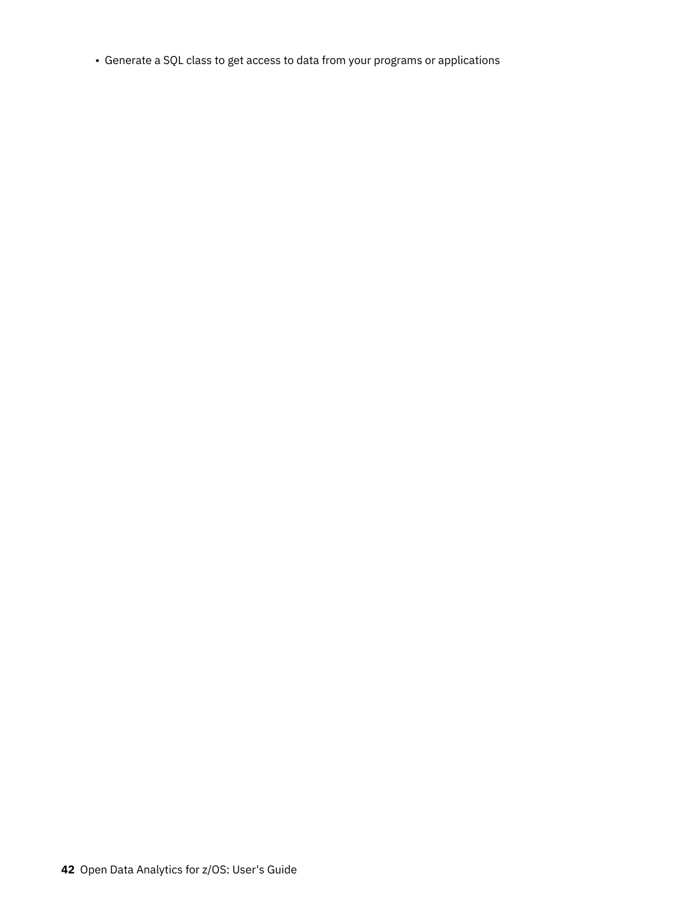- Generate a SQL class to get access to data from your programs or applications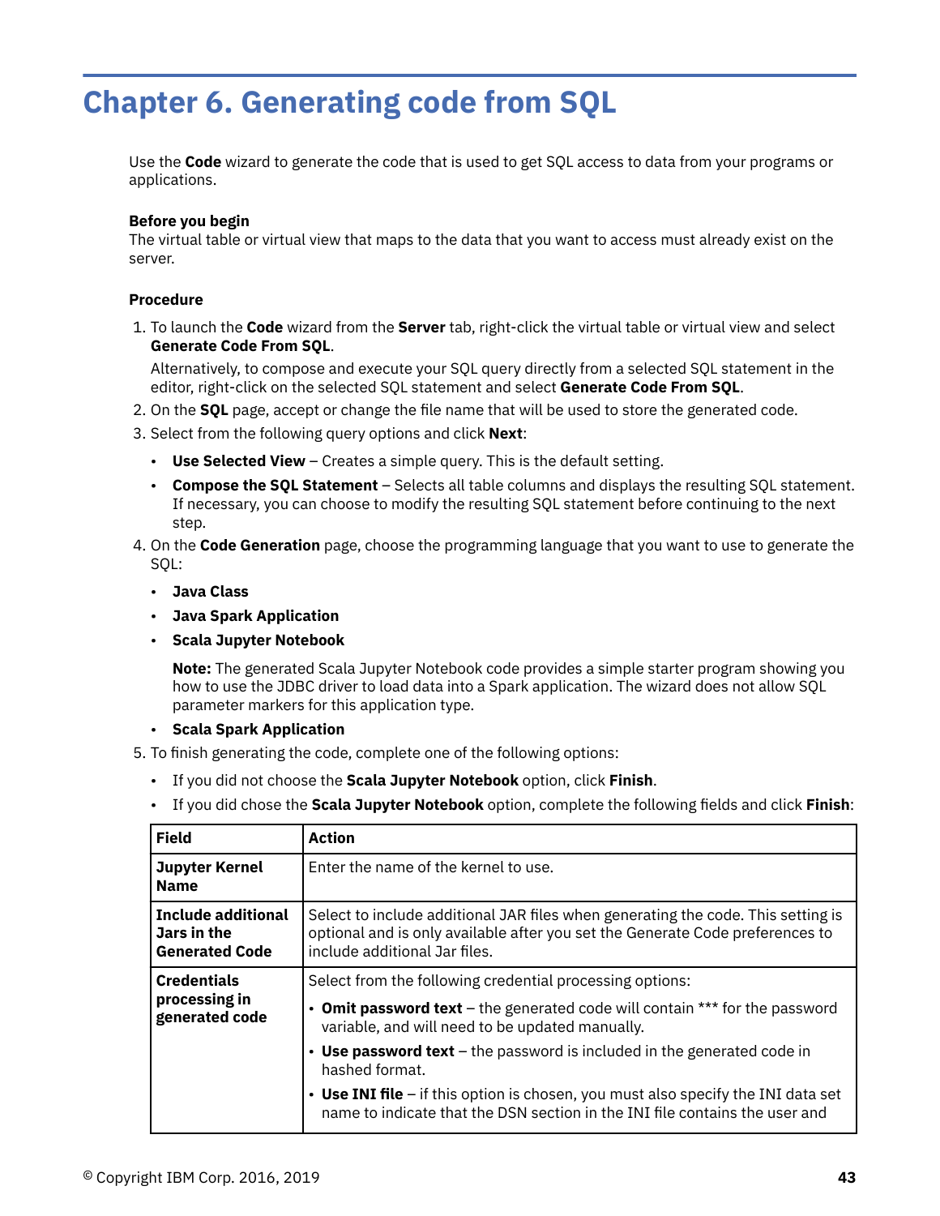# Chapter 6. Generating code from SQL

Use the **Code** wizard to generate the code that is used to get SQL access to data from your programs or applications.

**Before you begin**

The virtual table or virtual view that maps to the data that you want to access must already exist on the server.

**Procedure**

1. To launch the **Code** wizard from the **Server** tab, right-click the virtual table or virtual view and select **Generate Code From SQL**.

   Alternatively, to compose and execute your SQL query directly from a selected SQL statement in the editor, right-click on the selected SQL statement and select **Generate Code From SQL**.
2. On the **SQL** page, accept or change the file name that will be used to store the generated code.
3. Select from the following query options and click **Next**:
   - **Use Selected View** – Creates a simple query. This is the default setting.
   - **Compose the SQL Statement** – Selects all table columns and displays the resulting SQL statement. If necessary, you can choose to modify the resulting SQL statement before continuing to the next step.
4. On the **Code Generation** page, choose the programming language that you want to use to generate the SQL:
   - **Java Class**
   - **Java Spark Application**
   - **Scala Jupyter Notebook**

     **Note:** The generated Scala Jupyter Notebook code provides a simple starter program showing you how to use the JDBC driver to load data into a Spark application. The wizard does not allow SQL parameter markers for this application type.
   - **Scala Spark Application**
5. To finish generating the code, complete one of the following options:
   - If you did not choose the **Scala Jupyter Notebook** option, click **Finish**.
   - If you did chose the **Scala Jupyter Notebook** option, complete the following fields and click **Finish**:

| Field | Action |
| --- | --- |
| **Jupyter Kernel Name** | Enter the name of the kernel to use. |
| **Include additional Jars in the Generated Code** | Select to include additional JAR files when generating the code. This setting is optional and is only available after you set the Generate Code preferences to include additional Jar files. |
| **Credentials processing in generated code** | Select from the following credential processing options:<br>• **Omit password text** – the generated code will contain *** for the password variable, and will need to be updated manually.<br>• **Use password text** – the password is included in the generated code in hashed format.<br>• **Use INI file** – if this option is chosen, you must also specify the INI data set name to indicate that the DSN section in the INI file contains the user and |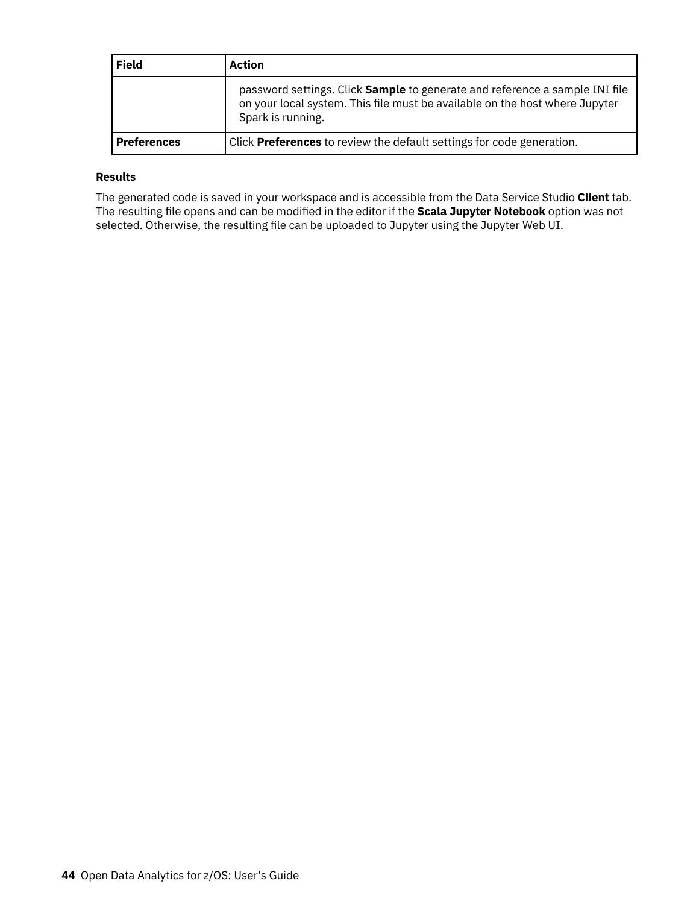| Field | Action |
| --- | --- |
| | password settings. Click **Sample** to generate and reference a sample INI file on your local system. This file must be available on the host where Jupyter Spark is running. |
| **Preferences** | Click **Preferences** to review the default settings for code generation. |

#### Results

The generated code is saved in your workspace and is accessible from the Data Service Studio **Client** tab. The resulting file opens and can be modified in the editor if the **Scala Jupyter Notebook** option was not selected. Otherwise, the resulting file can be uploaded to Jupyter using the Jupyter Web UI.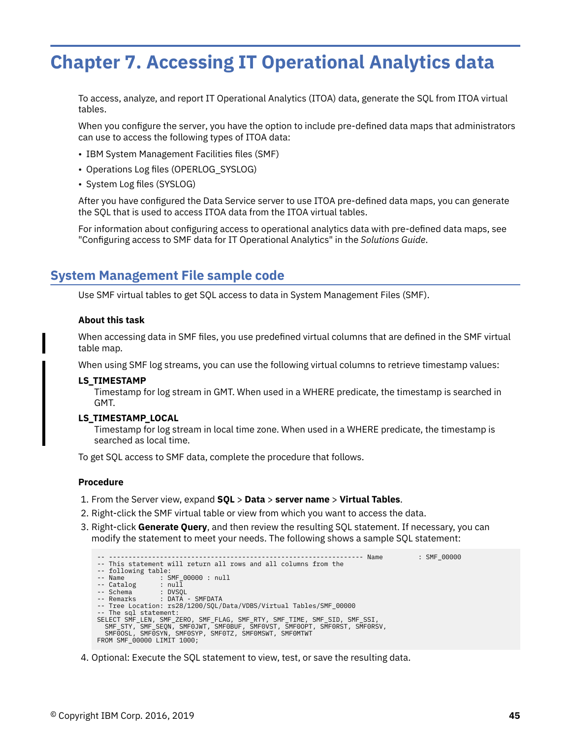# Chapter 7. Accessing IT Operational Analytics data

To access, analyze, and report IT Operational Analytics (ITOA) data, generate the SQL from ITOA virtual tables.

When you configure the server, you have the option to include pre-defined data maps that administrators can use to access the following types of ITOA data:

- IBM System Management Facilities files (SMF)
- Operations Log files (OPERLOG_SYSLOG)
- System Log files (SYSLOG)

After you have configured the Data Service server to use ITOA pre-defined data maps, you can generate the SQL that is used to access ITOA data from the ITOA virtual tables.

For information about configuring access to operational analytics data with pre-defined data maps, see "Configuring access to SMF data for IT Operational Analytics" in the *Solutions Guide*.

## System Management File sample code

Use SMF virtual tables to get SQL access to data in System Management Files (SMF).

### About this task

When accessing data in SMF files, you use predefined virtual columns that are defined in the SMF virtual table map.

When using SMF log streams, you can use the following virtual columns to retrieve timestamp values:

**LS_TIMESTAMP**
: Timestamp for log stream in GMT. When used in a WHERE predicate, the timestamp is searched in GMT.

**LS_TIMESTAMP_LOCAL**
: Timestamp for log stream in local time zone. When used in a WHERE predicate, the timestamp is searched as local time.

To get SQL access to SMF data, complete the procedure that follows.

### Procedure

1. From the Server view, expand **SQL** > **Data** > **server name** > **Virtual Tables**.
2. Right-click the SMF virtual table or view from which you want to access the data.
3. Right-click **Generate Query**, and then review the resulting SQL statement. If necessary, you can modify the statement to meet your needs. The following shows a sample SQL statement:

```
-- ----------------------------------------------------------------- Name        : SMF_00000
-- This statement will return all rows and all columns from the
-- following table:
-- Name         : SMF_00000 : null
-- Catalog      : null
-- Schema       : DVSQL
-- Remarks      : DATA - SMFDATA
-- Tree Location: rs28/1200/SQL/Data/VDBS/Virtual Tables/SMF_00000
-- The sql statement:
SELECT SMF_LEN, SMF_ZERO, SMF_FLAG, SMF_RTY, SMF_TIME, SMF_SID, SMF_SSI,
  SMF_STY, SMF_SEQN, SMF0JWT, SMF0BUF, SMF0VST, SMF0OPT, SMF0RST, SMF0RSV,
  SMF0OSL, SMF0SYN, SMF0SYP, SMF0TZ, SMF0MSWT, SMF0MTWT
FROM SMF_00000 LIMIT 1000;
```

4. Optional: Execute the SQL statement to view, test, or save the resulting data.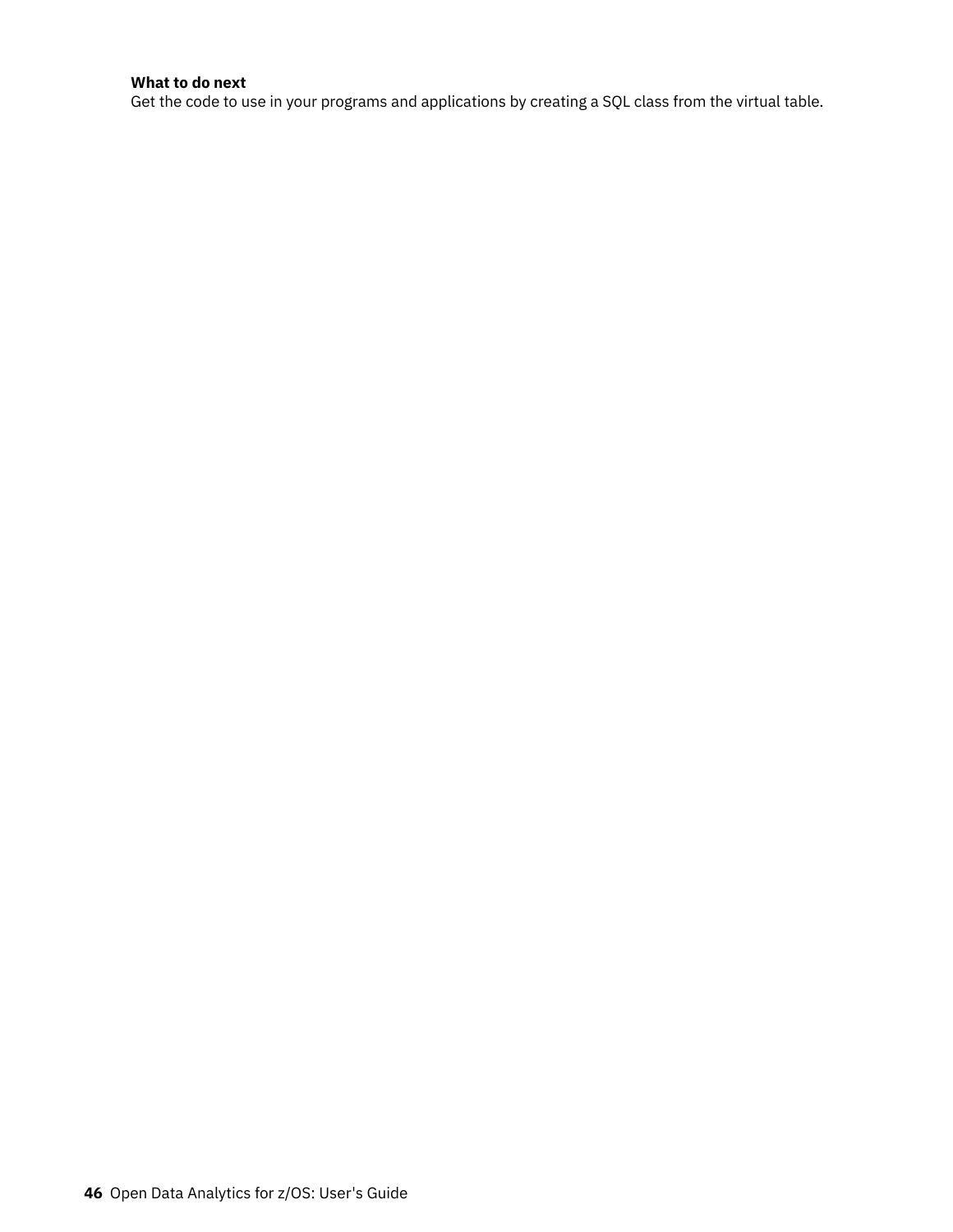**What to do next**

Get the code to use in your programs and applications by creating a SQL class from the virtual table.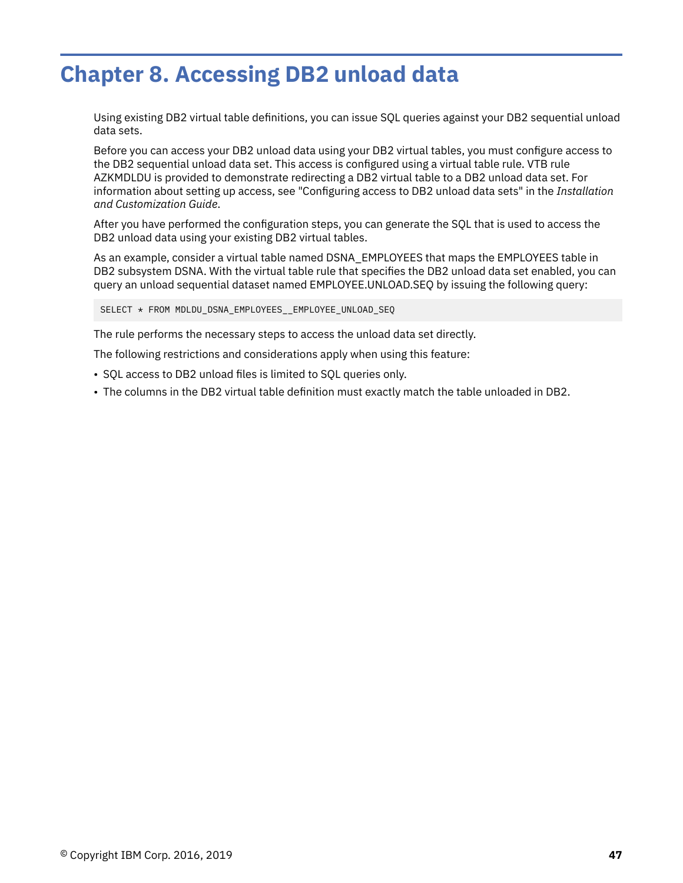# Chapter 8. Accessing DB2 unload data

Using existing DB2 virtual table definitions, you can issue SQL queries against your DB2 sequential unload data sets.

Before you can access your DB2 unload data using your DB2 virtual tables, you must configure access to the DB2 sequential unload data set. This access is configured using a virtual table rule. VTB rule AZKMDLDU is provided to demonstrate redirecting a DB2 virtual table to a DB2 unload data set. For information about setting up access, see "Configuring access to DB2 unload data sets" in the *Installation and Customization Guide*.

After you have performed the configuration steps, you can generate the SQL that is used to access the DB2 unload data using your existing DB2 virtual tables.

As an example, consider a virtual table named DSNA_EMPLOYEES that maps the EMPLOYEES table in DB2 subsystem DSNA. With the virtual table rule that specifies the DB2 unload data set enabled, you can query an unload sequential dataset named EMPLOYEE.UNLOAD.SEQ by issuing the following query:

```
SELECT * FROM MDLDU_DSNA_EMPLOYEES__EMPLOYEE_UNLOAD_SEQ
```

The rule performs the necessary steps to access the unload data set directly.

The following restrictions and considerations apply when using this feature:

- SQL access to DB2 unload files is limited to SQL queries only.
- The columns in the DB2 virtual table definition must exactly match the table unloaded in DB2.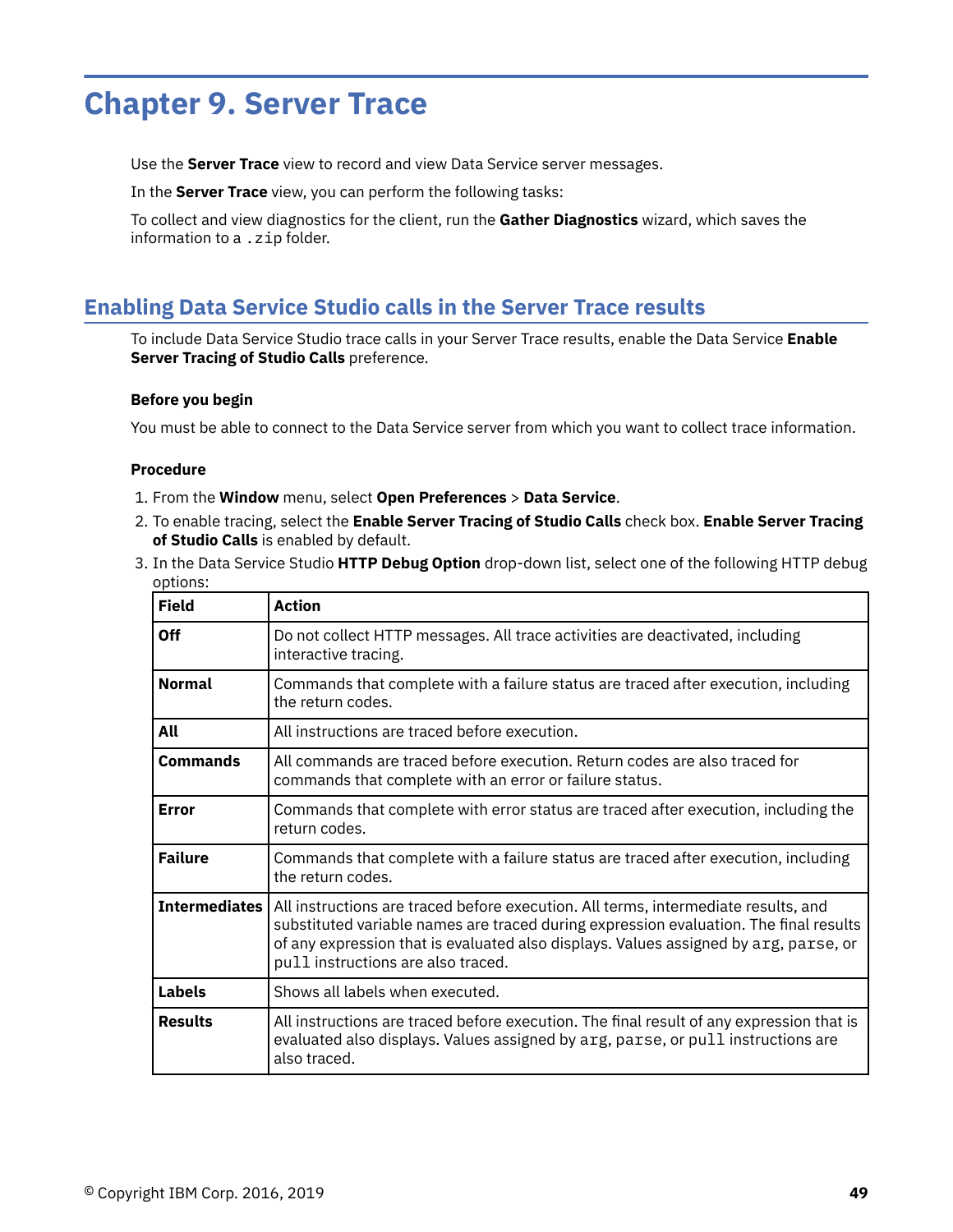# Chapter 9. Server Trace

Use the **Server Trace** view to record and view Data Service server messages.

In the **Server Trace** view, you can perform the following tasks:

To collect and view diagnostics for the client, run the **Gather Diagnostics** wizard, which saves the information to a `.zip` folder.

## Enabling Data Service Studio calls in the Server Trace results

To include Data Service Studio trace calls in your Server Trace results, enable the Data Service **Enable Server Tracing of Studio Calls** preference.

### Before you begin

You must be able to connect to the Data Service server from which you want to collect trace information.

### Procedure

1. From the **Window** menu, select **Open Preferences** > **Data Service**.
2. To enable tracing, select the **Enable Server Tracing of Studio Calls** check box. **Enable Server Tracing of Studio Calls** is enabled by default.
3. In the Data Service Studio **HTTP Debug Option** drop-down list, select one of the following HTTP debug options:

| Field | Action |
|---|---|
| **Off** | Do not collect HTTP messages. All trace activities are deactivated, including interactive tracing. |
| **Normal** | Commands that complete with a failure status are traced after execution, including the return codes. |
| **All** | All instructions are traced before execution. |
| **Commands** | All commands are traced before execution. Return codes are also traced for commands that complete with an error or failure status. |
| **Error** | Commands that complete with error status are traced after execution, including the return codes. |
| **Failure** | Commands that complete with a failure status are traced after execution, including the return codes. |
| **Intermediates** | All instructions are traced before execution. All terms, intermediate results, and substituted variable names are traced during expression evaluation. The final results of any expression that is evaluated also displays. Values assigned by `arg`, `parse`, or `pull` instructions are also traced. |
| **Labels** | Shows all labels when executed. |
| **Results** | All instructions are traced before execution. The final result of any expression that is evaluated also displays. Values assigned by `arg`, `parse`, or `pull` instructions are also traced. |

© Copyright IBM Corp. 2016, 2019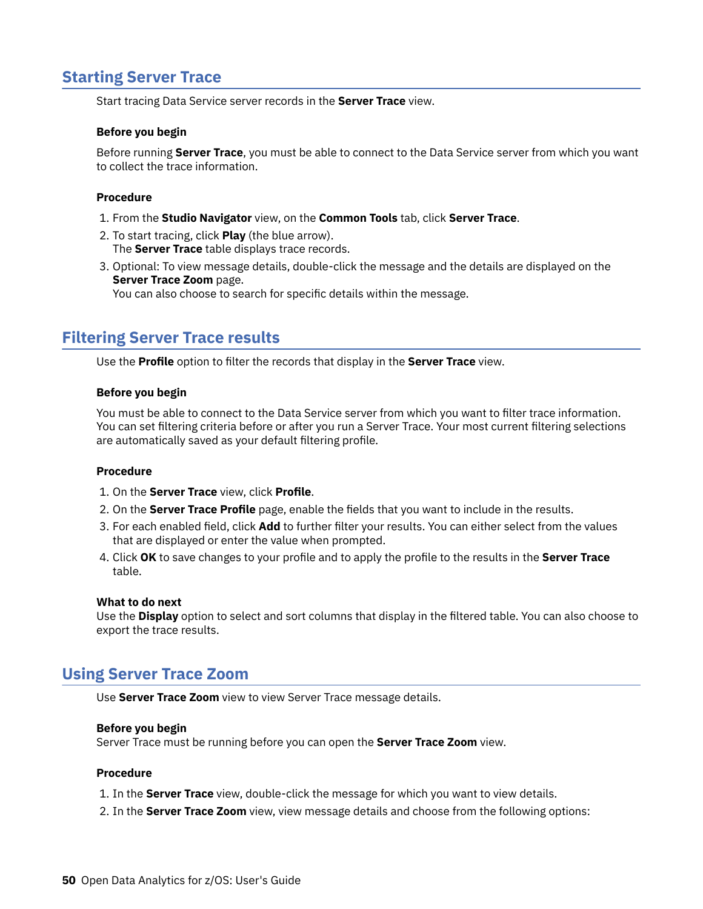## Starting Server Trace

Start tracing Data Service server records in the **Server Trace** view.

#### Before you begin

Before running **Server Trace**, you must be able to connect to the Data Service server from which you want to collect the trace information.

#### Procedure

1. From the **Studio Navigator** view, on the **Common Tools** tab, click **Server Trace**.
2. To start tracing, click **Play** (the blue arrow).
   The **Server Trace** table displays trace records.
3. Optional: To view message details, double-click the message and the details are displayed on the **Server Trace Zoom** page.
   You can also choose to search for specific details within the message.

## Filtering Server Trace results

Use the **Profile** option to filter the records that display in the **Server Trace** view.

#### Before you begin

You must be able to connect to the Data Service server from which you want to filter trace information. You can set filtering criteria before or after you run a Server Trace. Your most current filtering selections are automatically saved as your default filtering profile.

#### Procedure

1. On the **Server Trace** view, click **Profile**.
2. On the **Server Trace Profile** page, enable the fields that you want to include in the results.
3. For each enabled field, click **Add** to further filter your results. You can either select from the values that are displayed or enter the value when prompted.
4. Click **OK** to save changes to your profile and to apply the profile to the results in the **Server Trace** table.

#### What to do next

Use the **Display** option to select and sort columns that display in the filtered table. You can also choose to export the trace results.

## Using Server Trace Zoom

Use **Server Trace Zoom** view to view Server Trace message details.

#### Before you begin

Server Trace must be running before you can open the **Server Trace Zoom** view.

#### Procedure

1. In the **Server Trace** view, double-click the message for which you want to view details.
2. In the **Server Trace Zoom** view, view message details and choose from the following options: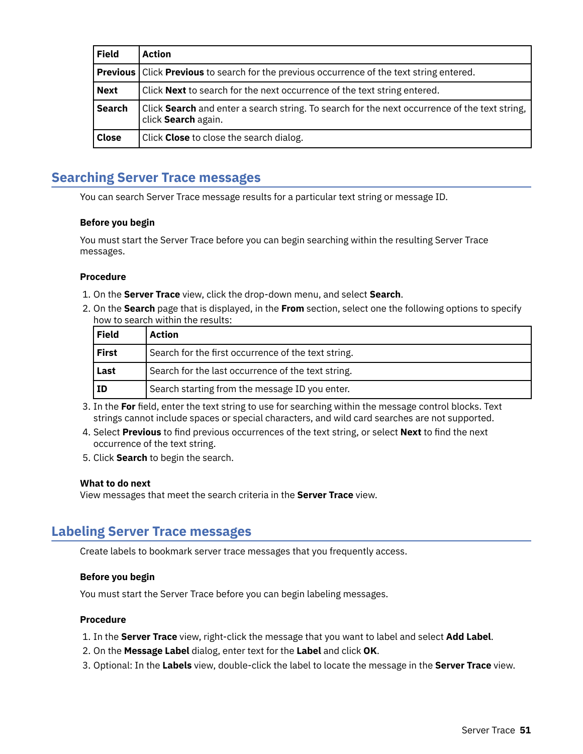| Field | Action |
| --- | --- |
| **Previous** | Click **Previous** to search for the previous occurrence of the text string entered. |
| **Next** | Click **Next** to search for the next occurrence of the text string entered. |
| **Search** | Click **Search** and enter a search string. To search for the next occurrence of the text string, click **Search** again. |
| **Close** | Click **Close** to close the search dialog. |

## Searching Server Trace messages

You can search Server Trace message results for a particular text string or message ID.

### Before you begin

You must start the Server Trace before you can begin searching within the resulting Server Trace messages.

### Procedure

1. On the **Server Trace** view, click the drop-down menu, and select **Search**.
2. On the **Search** page that is displayed, in the **From** section, select one the following options to specify how to search within the results:

   | Field | Action |
   | --- | --- |
   | **First** | Search for the first occurrence of the text string. |
   | **Last** | Search for the last occurrence of the text string. |
   | **ID** | Search starting from the message ID you enter. |

3. In the **For** field, enter the text string to use for searching within the message control blocks. Text strings cannot include spaces or special characters, and wild card searches are not supported.
4. Select **Previous** to find previous occurrences of the text string, or select **Next** to find the next occurrence of the text string.
5. Click **Search** to begin the search.

### What to do next

View messages that meet the search criteria in the **Server Trace** view.

## Labeling Server Trace messages

Create labels to bookmark server trace messages that you frequently access.

### Before you begin

You must start the Server Trace before you can begin labeling messages.

### Procedure

1. In the **Server Trace** view, right-click the message that you want to label and select **Add Label**.
2. On the **Message Label** dialog, enter text for the **Label** and click **OK**.
3. Optional: In the **Labels** view, double-click the label to locate the message in the **Server Trace** view.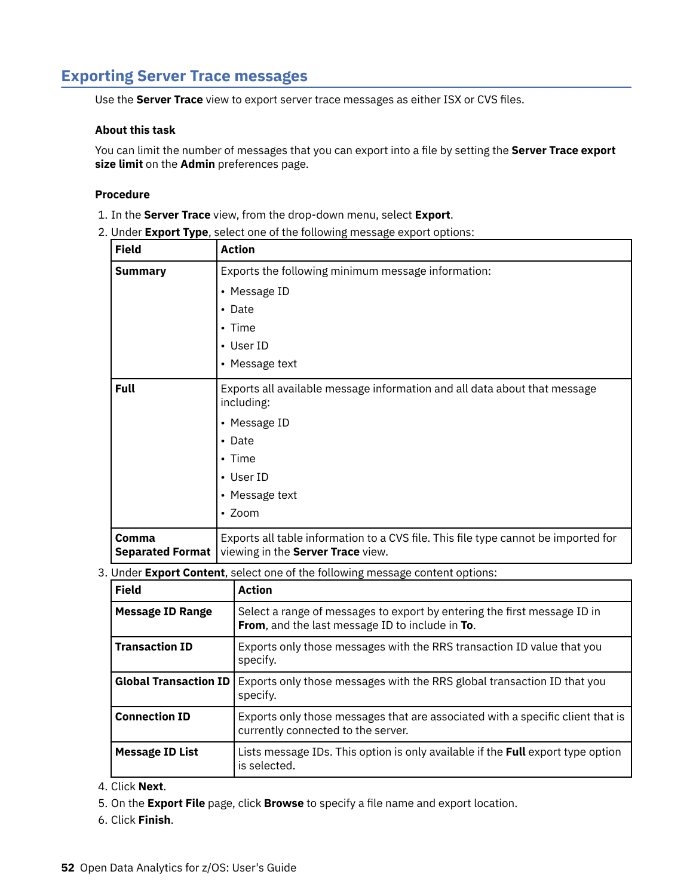## Exporting Server Trace messages

Use the **Server Trace** view to export server trace messages as either ISX or CVS files.

### About this task

You can limit the number of messages that you can export into a file by setting the **Server Trace export size limit** on the **Admin** preferences page.

### Procedure

1. In the **Server Trace** view, from the drop-down menu, select **Export**.
2. Under **Export Type**, select one of the following message export options:

| Field | Action |
|---|---|
| **Summary** | Exports the following minimum message information:<br>• Message ID<br>• Date<br>• Time<br>• User ID<br>• Message text |
| **Full** | Exports all available message information and all data about that message including:<br>• Message ID<br>• Date<br>• Time<br>• User ID<br>• Message text<br>• Zoom |
| **Comma Separated Format** | Exports all table information to a CVS file. This file type cannot be imported for viewing in the **Server Trace** view. |

3. Under **Export Content**, select one of the following message content options:

| Field | Action |
|---|---|
| **Message ID Range** | Select a range of messages to export by entering the first message ID in **From**, and the last message ID to include in **To**. |
| **Transaction ID** | Exports only those messages with the RRS transaction ID value that you specify. |
| **Global Transaction ID** | Exports only those messages with the RRS global transaction ID that you specify. |
| **Connection ID** | Exports only those messages that are associated with a specific client that is currently connected to the server. |
| **Message ID List** | Lists message IDs. This option is only available if the **Full** export type option is selected. |

4. Click **Next**.
5. On the **Export File** page, click **Browse** to specify a file name and export location.
6. Click **Finish**.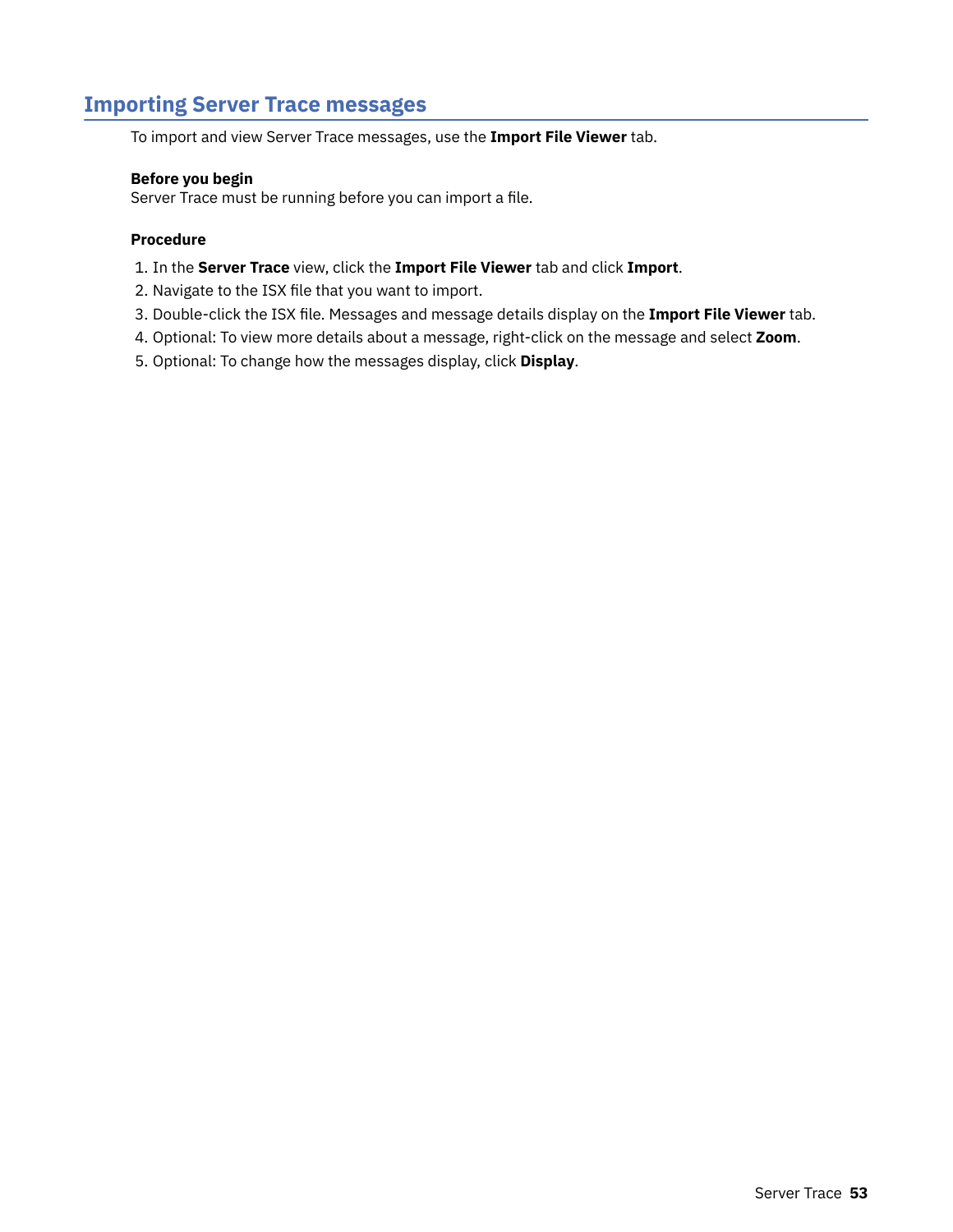## Importing Server Trace messages

To import and view Server Trace messages, use the **Import File Viewer** tab.

**Before you begin**

Server Trace must be running before you can import a file.

**Procedure**

1. In the **Server Trace** view, click the **Import File Viewer** tab and click **Import**.
2. Navigate to the ISX file that you want to import.
3. Double-click the ISX file. Messages and message details display on the **Import File Viewer** tab.
4. Optional: To view more details about a message, right-click on the message and select **Zoom**.
5. Optional: To change how the messages display, click **Display**.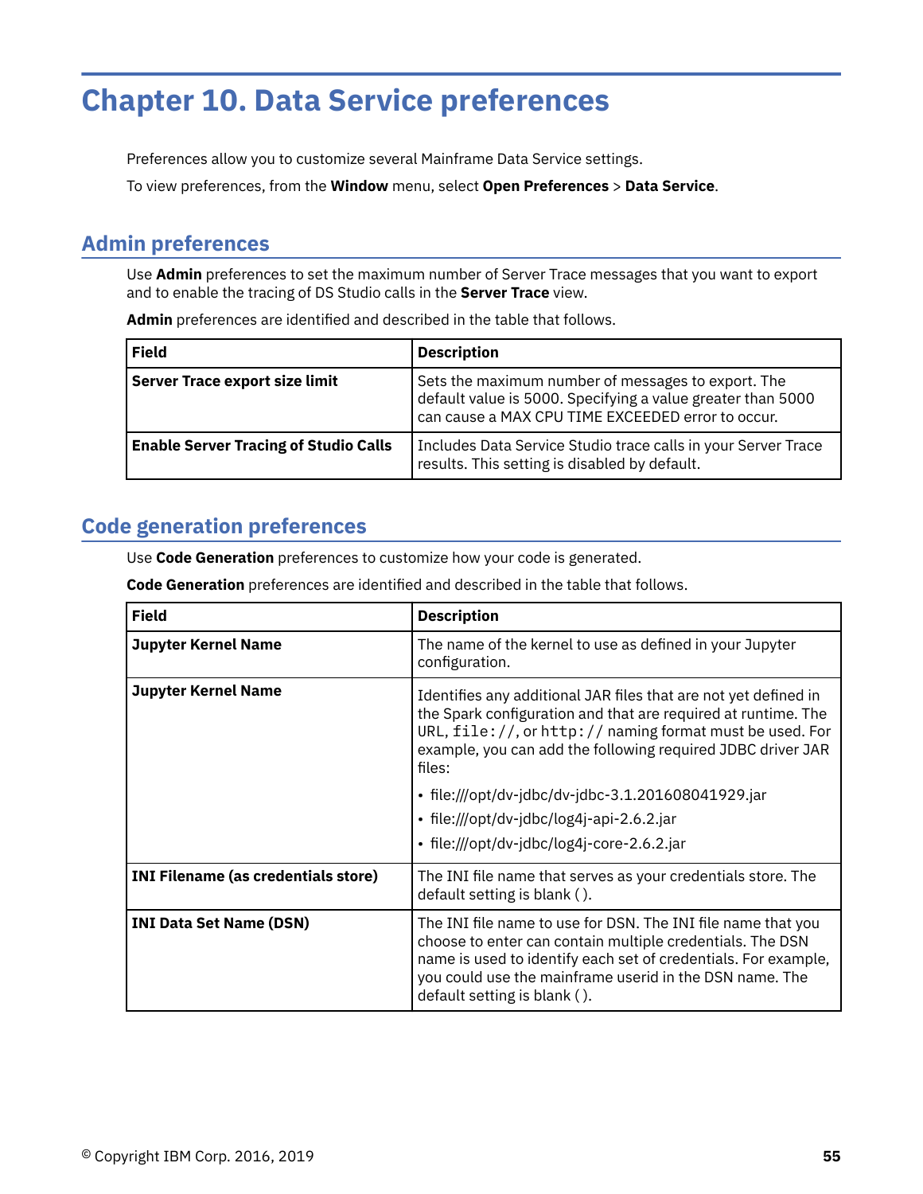# Chapter 10. Data Service preferences

Preferences allow you to customize several Mainframe Data Service settings.

To view preferences, from the **Window** menu, select **Open Preferences** > **Data Service**.

## Admin preferences

Use **Admin** preferences to set the maximum number of Server Trace messages that you want to export and to enable the tracing of DS Studio calls in the **Server Trace** view.

**Admin** preferences are identified and described in the table that follows.

| Field | Description |
| --- | --- |
| **Server Trace export size limit** | Sets the maximum number of messages to export. The default value is 5000. Specifying a value greater than 5000 can cause a MAX CPU TIME EXCEEDED error to occur. |
| **Enable Server Tracing of Studio Calls** | Includes Data Service Studio trace calls in your Server Trace results. This setting is disabled by default. |

## Code generation preferences

Use **Code Generation** preferences to customize how your code is generated.

**Code Generation** preferences are identified and described in the table that follows.

| Field | Description |
| --- | --- |
| **Jupyter Kernel Name** | The name of the kernel to use as defined in your Jupyter configuration. |
| **Jupyter Kernel Name** | Identifies any additional JAR files that are not yet defined in the Spark configuration and that are required at runtime. The URL, `file://`, or `http://` naming format must be used. For example, you can add the following required JDBC driver JAR files:<br>• file:///opt/dv-jdbc/dv-jdbc-3.1.201608041929.jar<br>• file:///opt/dv-jdbc/log4j-api-2.6.2.jar<br>• file:///opt/dv-jdbc/log4j-core-2.6.2.jar |
| **INI Filename (as credentials store)** | The INI file name that serves as your credentials store. The default setting is blank ( ). |
| **INI Data Set Name (DSN)** | The INI file name to use for DSN. The INI file name that you choose to enter can contain multiple credentials. The DSN name is used to identify each set of credentials. For example, you could use the mainframe userid in the DSN name. The default setting is blank ( ). |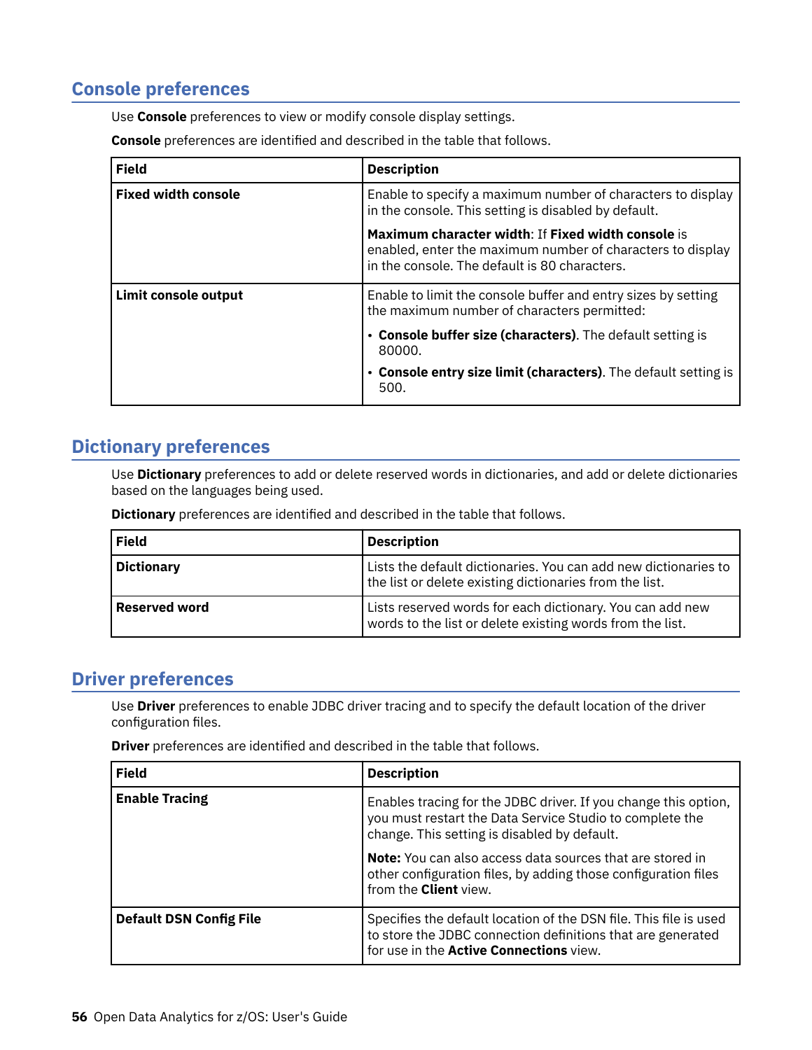## Console preferences

Use **Console** preferences to view or modify console display settings.

**Console** preferences are identified and described in the table that follows.

| Field | Description |
|---|---|
| **Fixed width console** | Enable to specify a maximum number of characters to display in the console. This setting is disabled by default.<br><br>**Maximum character width**: If **Fixed width console** is enabled, enter the maximum number of characters to display in the console. The default is 80 characters. |
| **Limit console output** | Enable to limit the console buffer and entry sizes by setting the maximum number of characters permitted:<br><br>• **Console buffer size (characters)**. The default setting is 80000.<br>• **Console entry size limit (characters)**. The default setting is 500. |

## Dictionary preferences

Use **Dictionary** preferences to add or delete reserved words in dictionaries, and add or delete dictionaries based on the languages being used.

**Dictionary** preferences are identified and described in the table that follows.

| Field | Description |
|---|---|
| **Dictionary** | Lists the default dictionaries. You can add new dictionaries to the list or delete existing dictionaries from the list. |
| **Reserved word** | Lists reserved words for each dictionary. You can add new words to the list or delete existing words from the list. |

## Driver preferences

Use **Driver** preferences to enable JDBC driver tracing and to specify the default location of the driver configuration files.

**Driver** preferences are identified and described in the table that follows.

| Field | Description |
|---|---|
| **Enable Tracing** | Enables tracing for the JDBC driver. If you change this option, you must restart the Data Service Studio to complete the change. This setting is disabled by default.<br><br>**Note:** You can also access data sources that are stored in other configuration files, by adding those configuration files from the **Client** view. |
| **Default DSN Config File** | Specifies the default location of the DSN file. This file is used to store the JDBC connection definitions that are generated for use in the **Active Connections** view. |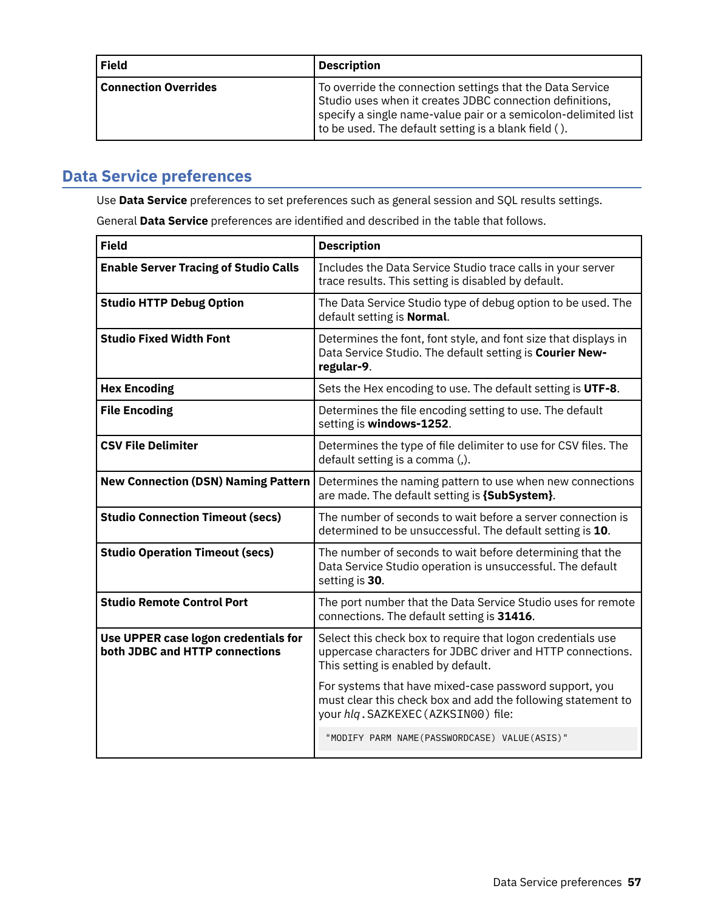| Field | Description |
| --- | --- |
| **Connection Overrides** | To override the connection settings that the Data Service Studio uses when it creates JDBC connection definitions, specify a single name-value pair or a semicolon-delimited list to be used. The default setting is a blank field ( ). |

## Data Service preferences

Use **Data Service** preferences to set preferences such as general session and SQL results settings.

General **Data Service** preferences are identified and described in the table that follows.

| Field | Description |
| --- | --- |
| **Enable Server Tracing of Studio Calls** | Includes the Data Service Studio trace calls in your server trace results. This setting is disabled by default. |
| **Studio HTTP Debug Option** | The Data Service Studio type of debug option to be used. The default setting is **Normal**. |
| **Studio Fixed Width Font** | Determines the font, font style, and font size that displays in Data Service Studio. The default setting is **Courier New-regular-9**. |
| **Hex Encoding** | Sets the Hex encoding to use. The default setting is **UTF-8**. |
| **File Encoding** | Determines the file encoding setting to use. The default setting is **windows-1252**. |
| **CSV File Delimiter** | Determines the type of file delimiter to use for CSV files. The default setting is a comma (,). |
| **New Connection (DSN) Naming Pattern** | Determines the naming pattern to use when new connections are made. The default setting is **{SubSystem}**. |
| **Studio Connection Timeout (secs)** | The number of seconds to wait before a server connection is determined to be unsuccessful. The default setting is **10**. |
| **Studio Operation Timeout (secs)** | The number of seconds to wait before determining that the Data Service Studio operation is unsuccessful. The default setting is **30**. |
| **Studio Remote Control Port** | The port number that the Data Service Studio uses for remote connections. The default setting is **31416**. |
| **Use UPPER case logon credentials for both JDBC and HTTP connections** | Select this check box to require that logon credentials use uppercase characters for JDBC driver and HTTP connections. This setting is enabled by default.<br><br>For systems that have mixed-case password support, you must clear this check box and add the following statement to your *hlq*.SAZKEXEC(AZKSIN00) file:<br><br>`"MODIFY PARM NAME(PASSWORDCASE) VALUE(ASIS)"` |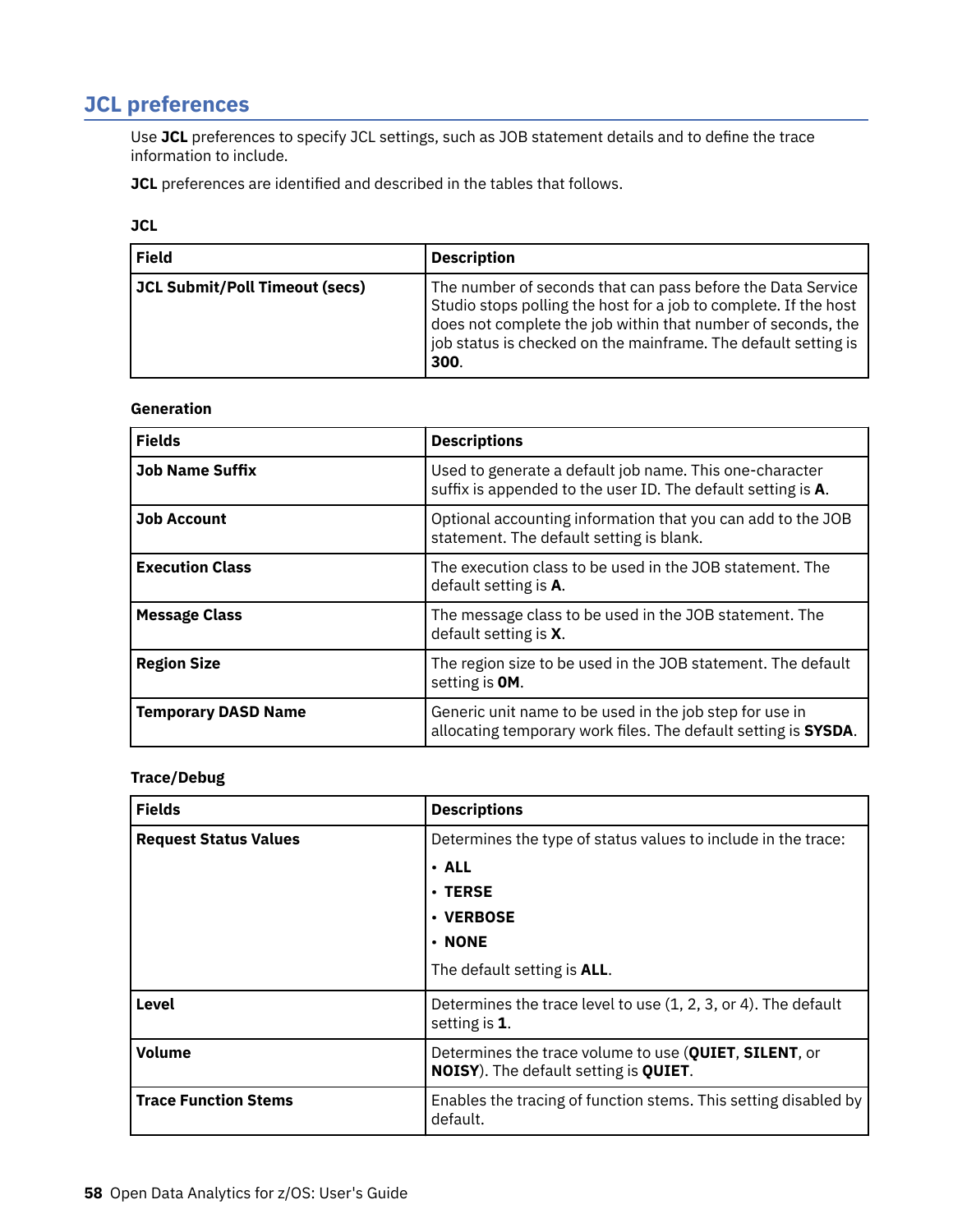## JCL preferences

Use **JCL** preferences to specify JCL settings, such as JOB statement details and to define the trace information to include.

**JCL** preferences are identified and described in the tables that follows.

**JCL**

| Field | Description |
| --- | --- |
| **JCL Submit/Poll Timeout (secs)** | The number of seconds that can pass before the Data Service Studio stops polling the host for a job to complete. If the host does not complete the job within that number of seconds, the job status is checked on the mainframe. The default setting is **300**. |

**Generation**

| Fields | Descriptions |
| --- | --- |
| **Job Name Suffix** | Used to generate a default job name. This one-character suffix is appended to the user ID. The default setting is **A**. |
| **Job Account** | Optional accounting information that you can add to the JOB statement. The default setting is blank. |
| **Execution Class** | The execution class to be used in the JOB statement. The default setting is **A**. |
| **Message Class** | The message class to be used in the JOB statement. The default setting is **X**. |
| **Region Size** | The region size to be used in the JOB statement. The default setting is **0M**. |
| **Temporary DASD Name** | Generic unit name to be used in the job step for use in allocating temporary work files. The default setting is **SYSDA**. |

**Trace/Debug**

| Fields | Descriptions |
| --- | --- |
| **Request Status Values** | Determines the type of status values to include in the trace: <br>• **ALL** <br>• **TERSE** <br>• **VERBOSE** <br>• **NONE** <br>The default setting is **ALL**. |
| **Level** | Determines the trace level to use (1, 2, 3, or 4). The default setting is **1**. |
| **Volume** | Determines the trace volume to use (**QUIET**, **SILENT**, or **NOISY**). The default setting is **QUIET**. |
| **Trace Function Stems** | Enables the tracing of function stems. This setting disabled by default. |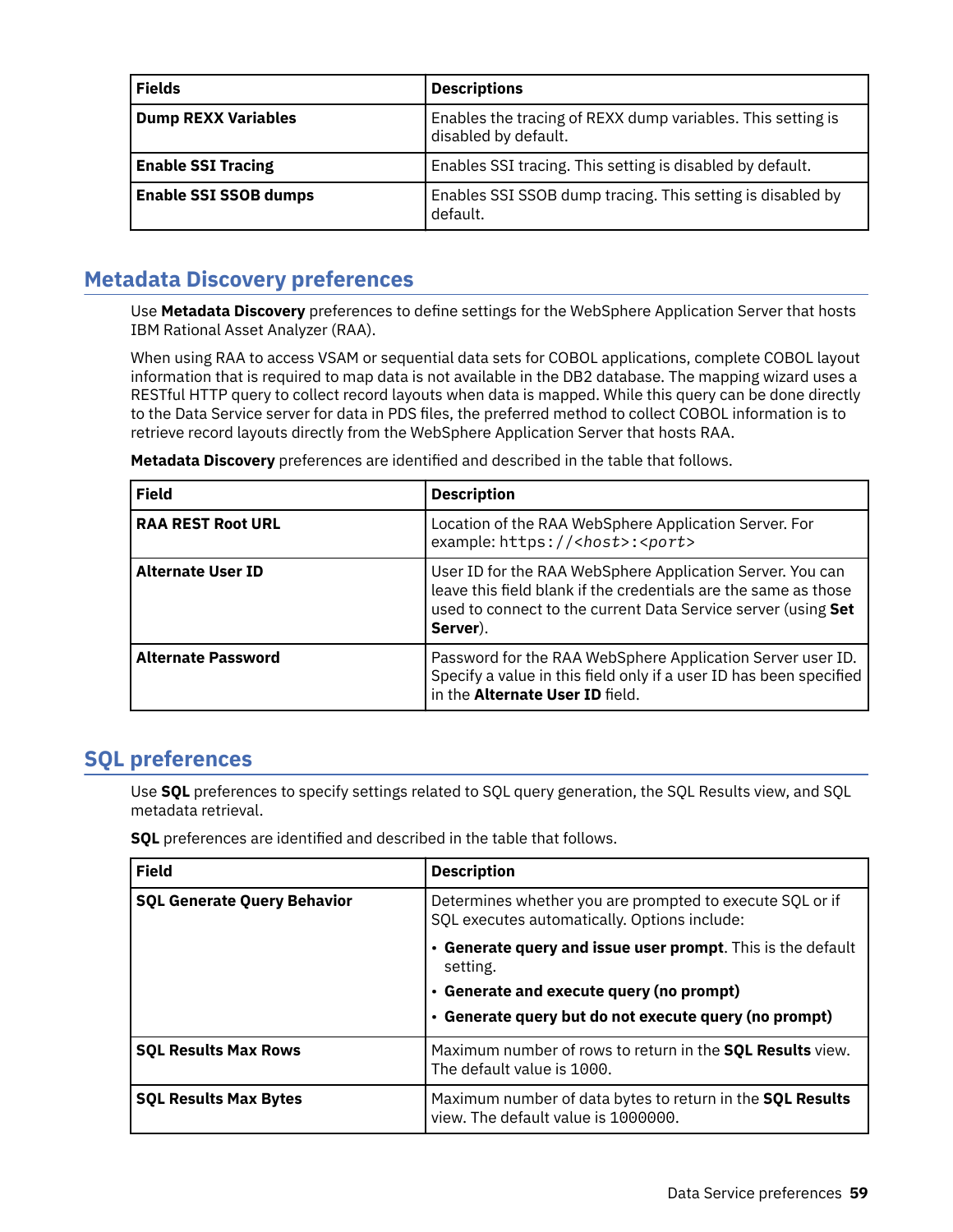| Fields | Descriptions |
|---|---|
| **Dump REXX Variables** | Enables the tracing of REXX dump variables. This setting is disabled by default. |
| **Enable SSI Tracing** | Enables SSI tracing. This setting is disabled by default. |
| **Enable SSI SSOB dumps** | Enables SSI SSOB dump tracing. This setting is disabled by default. |

## Metadata Discovery preferences

Use **Metadata Discovery** preferences to define settings for the WebSphere Application Server that hosts IBM Rational Asset Analyzer (RAA).

When using RAA to access VSAM or sequential data sets for COBOL applications, complete COBOL layout information that is required to map data is not available in the DB2 database. The mapping wizard uses a RESTful HTTP query to collect record layouts when data is mapped. While this query can be done directly to the Data Service server for data in PDS files, the preferred method to collect COBOL information is to retrieve record layouts directly from the WebSphere Application Server that hosts RAA.

**Metadata Discovery** preferences are identified and described in the table that follows.

| Field | Description |
|---|---|
| **RAA REST Root URL** | Location of the RAA WebSphere Application Server. For example: `https://<host>:<port>` |
| **Alternate User ID** | User ID for the RAA WebSphere Application Server. You can leave this field blank if the credentials are the same as those used to connect to the current Data Service server (using **Set Server**). |
| **Alternate Password** | Password for the RAA WebSphere Application Server user ID. Specify a value in this field only if a user ID has been specified in the **Alternate User ID** field. |

## SQL preferences

Use **SQL** preferences to specify settings related to SQL query generation, the SQL Results view, and SQL metadata retrieval.

**SQL** preferences are identified and described in the table that follows.

| Field | Description |
|---|---|
| **SQL Generate Query Behavior** | Determines whether you are prompted to execute SQL or if SQL executes automatically. Options include:<br>• **Generate query and issue user prompt**. This is the default setting.<br>• **Generate and execute query (no prompt)**<br>• **Generate query but do not execute query (no prompt)** |
| **SQL Results Max Rows** | Maximum number of rows to return in the **SQL Results** view. The default value is `1000`. |
| **SQL Results Max Bytes** | Maximum number of data bytes to return in the **SQL Results** view. The default value is `1000000`. |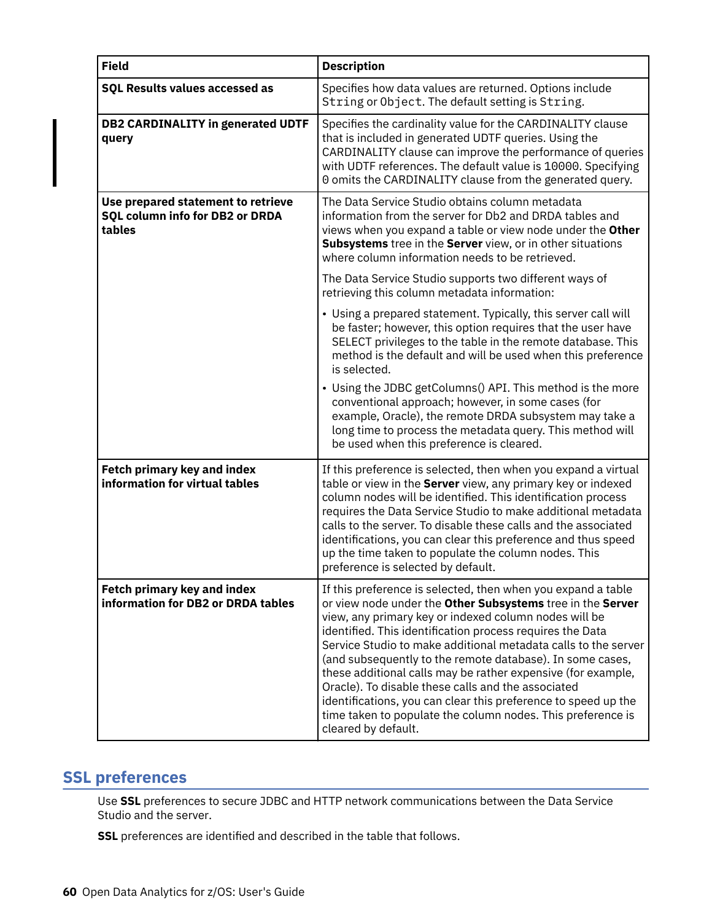| Field | Description |
|---|---|
| **SQL Results values accessed as** | Specifies how data values are returned. Options include `String` or `Object`. The default setting is `String`. |
| **DB2 CARDINALITY in generated UDTF query** | Specifies the cardinality value for the CARDINALITY clause that is included in generated UDTF queries. Using the CARDINALITY clause can improve the performance of queries with UDTF references. The default value is `10000`. Specifying `0` omits the CARDINALITY clause from the generated query. |
| **Use prepared statement to retrieve SQL column info for DB2 or DRDA tables** | The Data Service Studio obtains column metadata information from the server for Db2 and DRDA tables and views when you expand a table or view node under the **Other Subsystems** tree in the **Server** view, or in other situations where column information needs to be retrieved.<br><br>The Data Service Studio supports two different ways of retrieving this column metadata information:<br><br>• Using a prepared statement. Typically, this server call will be faster; however, this option requires that the user have SELECT privileges to the table in the remote database. This method is the default and will be used when this preference is selected.<br>• Using the JDBC getColumns() API. This method is the more conventional approach; however, in some cases (for example, Oracle), the remote DRDA subsystem may take a long time to process the metadata query. This method will be used when this preference is cleared. |
| **Fetch primary key and index information for virtual tables** | If this preference is selected, then when you expand a virtual table or view in the **Server** view, any primary key or indexed column nodes will be identified. This identification process requires the Data Service Studio to make additional metadata calls to the server. To disable these calls and the associated identifications, you can clear this preference and thus speed up the time taken to populate the column nodes. This preference is selected by default. |
| **Fetch primary key and index information for DB2 or DRDA tables** | If this preference is selected, then when you expand a table or view node under the **Other Subsystems** tree in the **Server** view, any primary key or indexed column nodes will be identified. This identification process requires the Data Service Studio to make additional metadata calls to the server (and subsequently to the remote database). In some cases, these additional calls may be rather expensive (for example, Oracle). To disable these calls and the associated identifications, you can clear this preference to speed up the time taken to populate the column nodes. This preference is cleared by default. |

## SSL preferences

Use **SSL** preferences to secure JDBC and HTTP network communications between the Data Service Studio and the server.

**SSL** preferences are identified and described in the table that follows.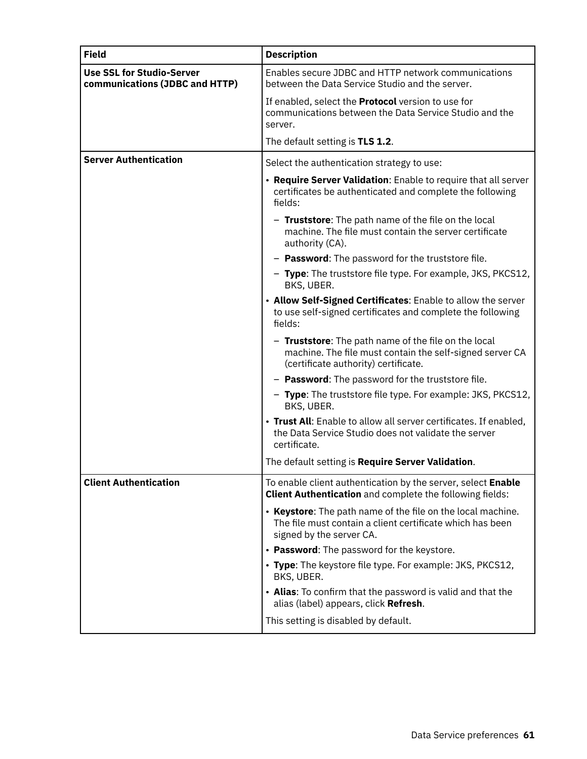| Field | Description |
|---|---|
| **Use SSL for Studio-Server communications (JDBC and HTTP)** | Enables secure JDBC and HTTP network communications between the Data Service Studio and the server.<br><br>If enabled, select the **Protocol** version to use for communications between the Data Service Studio and the server.<br><br>The default setting is **TLS 1.2**. |
| **Server Authentication** | Select the authentication strategy to use:<br><br>• **Require Server Validation**: Enable to require that all server certificates be authenticated and complete the following fields:<br>  – **Truststore**: The path name of the file on the local machine. The file must contain the server certificate authority (CA).<br>  – **Password**: The password for the truststore file.<br>  – **Type**: The truststore file type. For example, JKS, PKCS12, BKS, UBER.<br>• **Allow Self-Signed Certificates**: Enable to allow the server to use self-signed certificates and complete the following fields:<br>  – **Truststore**: The path name of the file on the local machine. The file must contain the self-signed server CA (certificate authority) certificate.<br>  – **Password**: The password for the truststore file.<br>  – **Type**: The truststore file type. For example: JKS, PKCS12, BKS, UBER.<br>• **Trust All**: Enable to allow all server certificates. If enabled, the Data Service Studio does not validate the server certificate.<br><br>The default setting is **Require Server Validation**. |
| **Client Authentication** | To enable client authentication by the server, select **Enable Client Authentication** and complete the following fields:<br><br>• **Keystore**: The path name of the file on the local machine. The file must contain a client certificate which has been signed by the server CA.<br>• **Password**: The password for the keystore.<br>• **Type**: The keystore file type. For example: JKS, PKCS12, BKS, UBER.<br>• **Alias**: To confirm that the password is valid and that the alias (label) appears, click **Refresh**.<br><br>This setting is disabled by default. |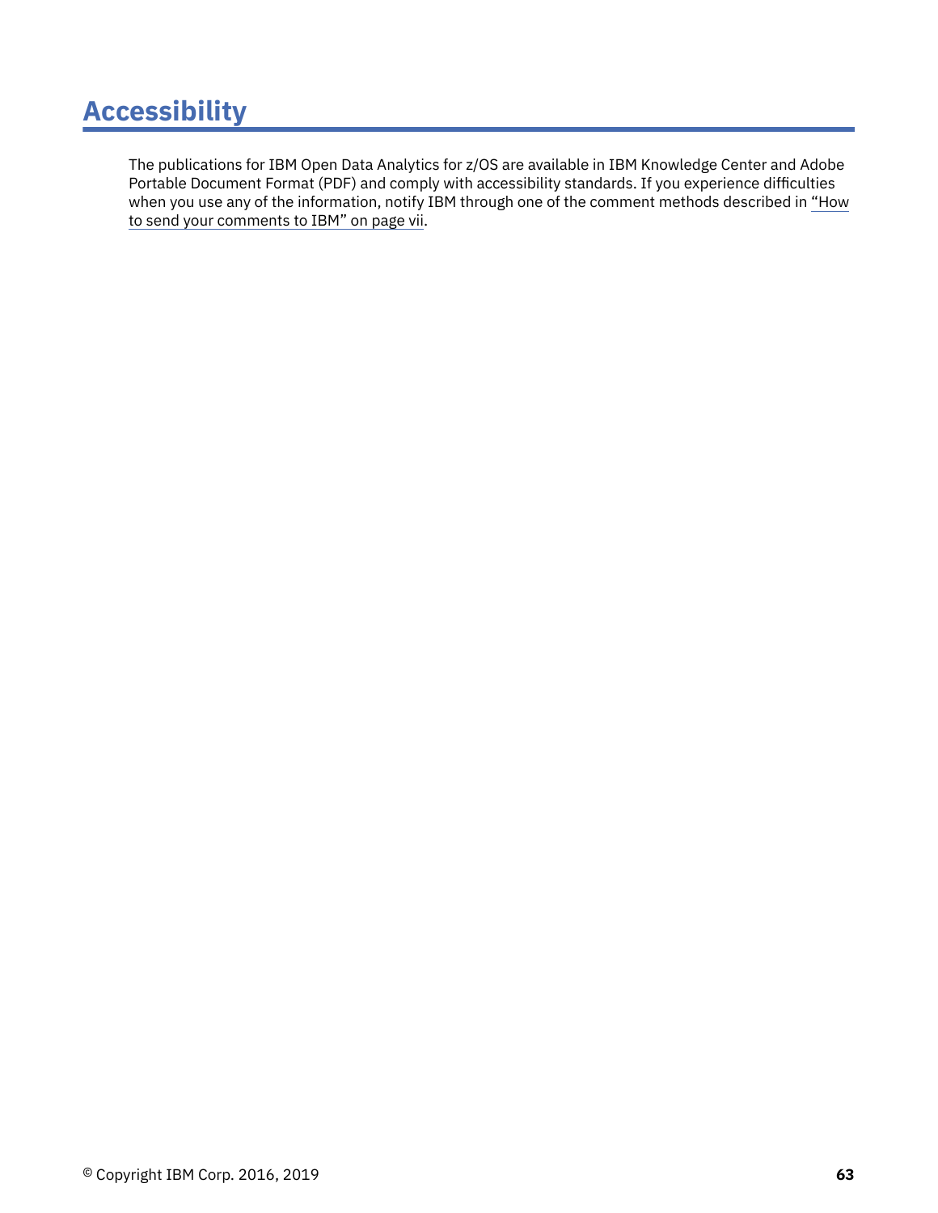# Accessibility

The publications for IBM Open Data Analytics for z/OS are available in IBM Knowledge Center and Adobe Portable Document Format (PDF) and comply with accessibility standards. If you experience difficulties when you use any of the information, notify IBM through one of the comment methods described in "How to send your comments to IBM" on page vii.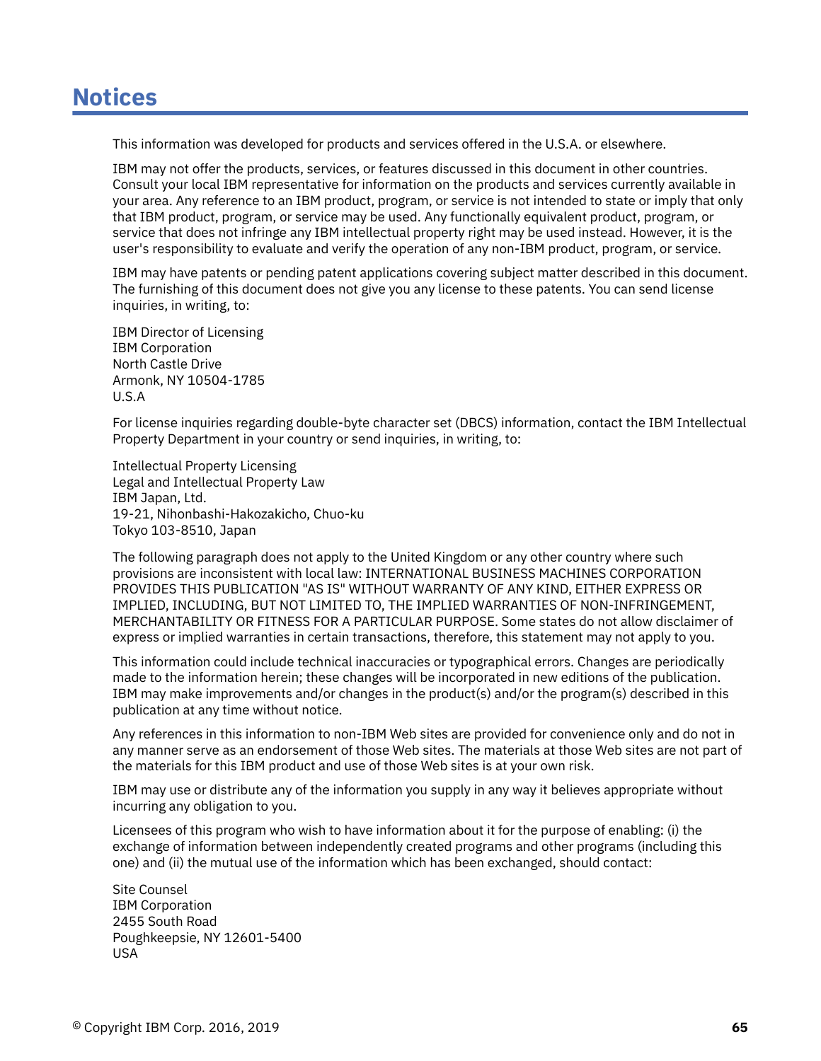# Notices

This information was developed for products and services offered in the U.S.A. or elsewhere.

IBM may not offer the products, services, or features discussed in this document in other countries. Consult your local IBM representative for information on the products and services currently available in your area. Any reference to an IBM product, program, or service is not intended to state or imply that only that IBM product, program, or service may be used. Any functionally equivalent product, program, or service that does not infringe any IBM intellectual property right may be used instead. However, it is the user's responsibility to evaluate and verify the operation of any non-IBM product, program, or service.

IBM may have patents or pending patent applications covering subject matter described in this document. The furnishing of this document does not give you any license to these patents. You can send license inquiries, in writing, to:

IBM Director of Licensing
IBM Corporation
North Castle Drive
Armonk, NY 10504-1785
U.S.A

For license inquiries regarding double-byte character set (DBCS) information, contact the IBM Intellectual Property Department in your country or send inquiries, in writing, to:

Intellectual Property Licensing
Legal and Intellectual Property Law
IBM Japan, Ltd.
19-21, Nihonbashi-Hakozakicho, Chuo-ku
Tokyo 103-8510, Japan

The following paragraph does not apply to the United Kingdom or any other country where such provisions are inconsistent with local law: INTERNATIONAL BUSINESS MACHINES CORPORATION PROVIDES THIS PUBLICATION "AS IS" WITHOUT WARRANTY OF ANY KIND, EITHER EXPRESS OR IMPLIED, INCLUDING, BUT NOT LIMITED TO, THE IMPLIED WARRANTIES OF NON-INFRINGEMENT, MERCHANTABILITY OR FITNESS FOR A PARTICULAR PURPOSE. Some states do not allow disclaimer of express or implied warranties in certain transactions, therefore, this statement may not apply to you.

This information could include technical inaccuracies or typographical errors. Changes are periodically made to the information herein; these changes will be incorporated in new editions of the publication. IBM may make improvements and/or changes in the product(s) and/or the program(s) described in this publication at any time without notice.

Any references in this information to non-IBM Web sites are provided for convenience only and do not in any manner serve as an endorsement of those Web sites. The materials at those Web sites are not part of the materials for this IBM product and use of those Web sites is at your own risk.

IBM may use or distribute any of the information you supply in any way it believes appropriate without incurring any obligation to you.

Licensees of this program who wish to have information about it for the purpose of enabling: (i) the exchange of information between independently created programs and other programs (including this one) and (ii) the mutual use of the information which has been exchanged, should contact:

Site Counsel
IBM Corporation
2455 South Road
Poughkeepsie, NY 12601-5400
USA

© Copyright IBM Corp. 2016, 2019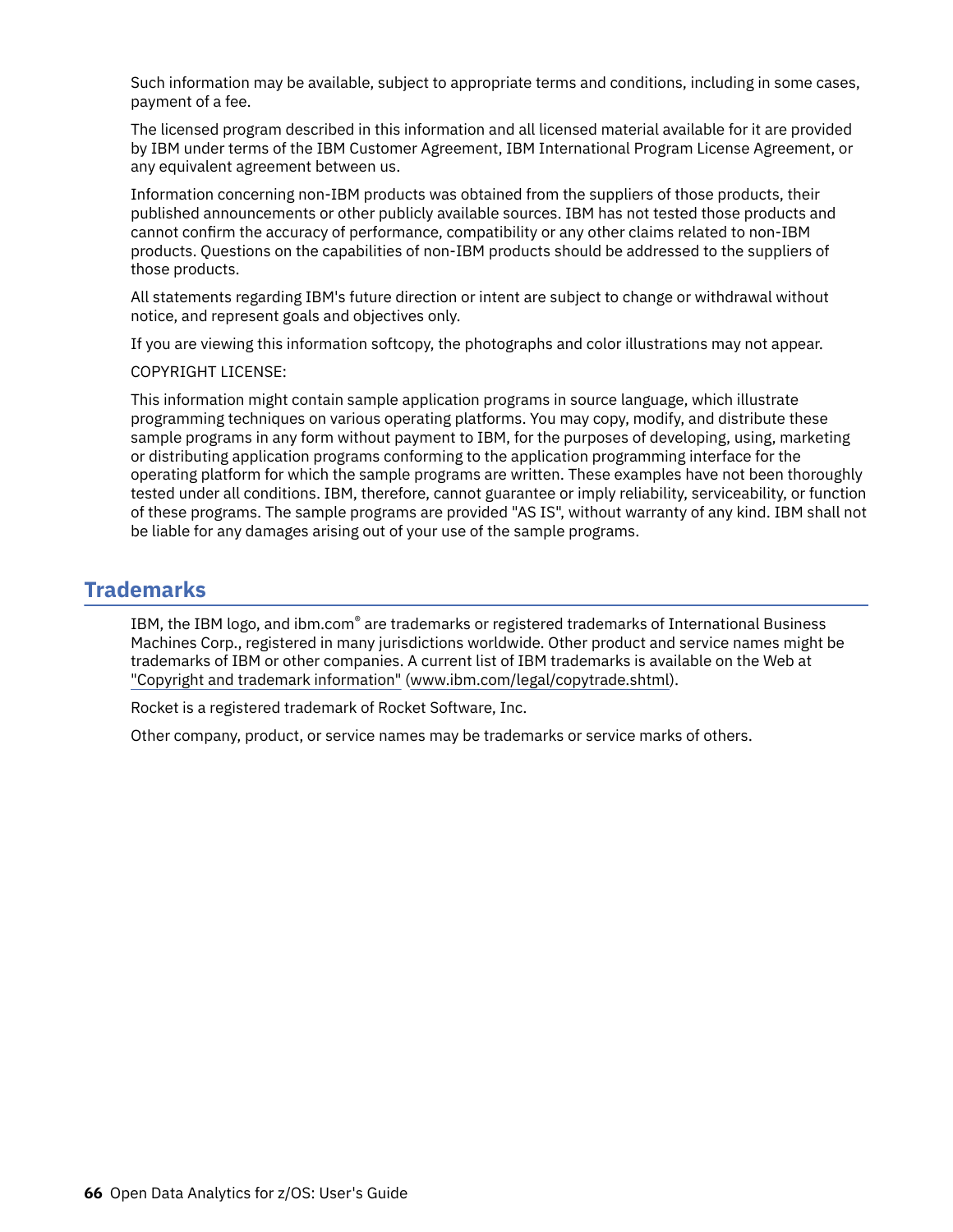Such information may be available, subject to appropriate terms and conditions, including in some cases, payment of a fee.

The licensed program described in this information and all licensed material available for it are provided by IBM under terms of the IBM Customer Agreement, IBM International Program License Agreement, or any equivalent agreement between us.

Information concerning non-IBM products was obtained from the suppliers of those products, their published announcements or other publicly available sources. IBM has not tested those products and cannot confirm the accuracy of performance, compatibility or any other claims related to non-IBM products. Questions on the capabilities of non-IBM products should be addressed to the suppliers of those products.

All statements regarding IBM's future direction or intent are subject to change or withdrawal without notice, and represent goals and objectives only.

If you are viewing this information softcopy, the photographs and color illustrations may not appear.

COPYRIGHT LICENSE:

This information might contain sample application programs in source language, which illustrate programming techniques on various operating platforms. You may copy, modify, and distribute these sample programs in any form without payment to IBM, for the purposes of developing, using, marketing or distributing application programs conforming to the application programming interface for the operating platform for which the sample programs are written. These examples have not been thoroughly tested under all conditions. IBM, therefore, cannot guarantee or imply reliability, serviceability, or function of these programs. The sample programs are provided "AS IS", without warranty of any kind. IBM shall not be liable for any damages arising out of your use of the sample programs.

## Trademarks

IBM, the IBM logo, and ibm.com® are trademarks or registered trademarks of International Business Machines Corp., registered in many jurisdictions worldwide. Other product and service names might be trademarks of IBM or other companies. A current list of IBM trademarks is available on the Web at "Copyright and trademark information" (www.ibm.com/legal/copytrade.shtml).

Rocket is a registered trademark of Rocket Software, Inc.

Other company, product, or service names may be trademarks or service marks of others.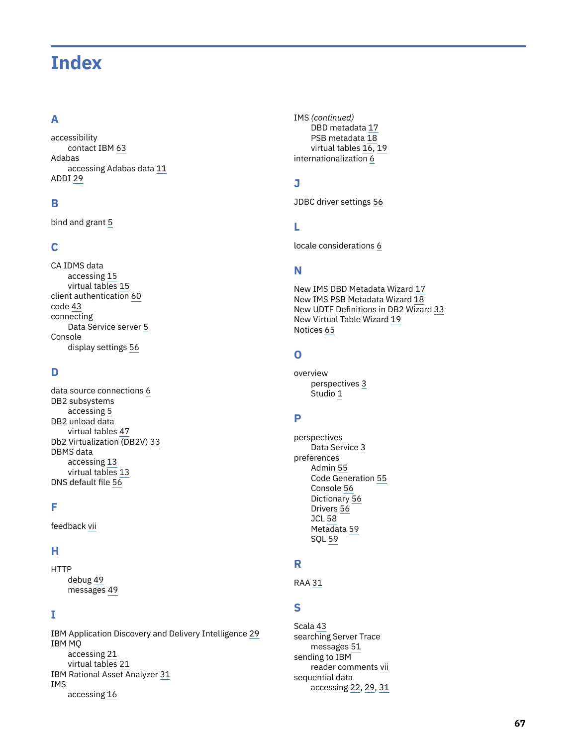# Index

## A

accessibility
- contact IBM 63

Adabas
- accessing Adabas data 11

ADDI 29

## B

bind and grant 5

## C

CA IDMS data
- accessing 15
- virtual tables 15

client authentication 60

code 43

connecting
- Data Service server 5

Console
- display settings 56

## D

data source connections 6

DB2 subsystems
- accessing 5

DB2 unload data
- virtual tables 47

Db2 Virtualization (DB2V) 33

DBMS data
- accessing 13
- virtual tables 13

DNS default file 56

## F

feedback vii

## H

HTTP
- debug 49
- messages 49

## I

IBM Application Discovery and Delivery Intelligence 29

IBM MQ
- accessing 21
- virtual tables 21

IBM Rational Asset Analyzer 31

IMS
- accessing 16
- DBD metadata 17
- PSB metadata 18
- virtual tables 16, 19

internationalization 6

## J

JDBC driver settings 56

## L

locale considerations 6

## N

New IMS DBD Metadata Wizard 17

New IMS PSB Metadata Wizard 18

New UDTF Definitions in DB2 Wizard 33

New Virtual Table Wizard 19

Notices 65

## O

overview
- perspectives 3
- Studio 1

## P

perspectives
- Data Service 3

preferences
- Admin 55
- Code Generation 55
- Console 56
- Dictionary 56
- Drivers 56
- JCL 58
- Metadata 59
- SQL 59

## R

RAA 31

## S

Scala 43

searching Server Trace
- messages 51

sending to IBM
- reader comments vii

sequential data
- accessing 22, 29, 31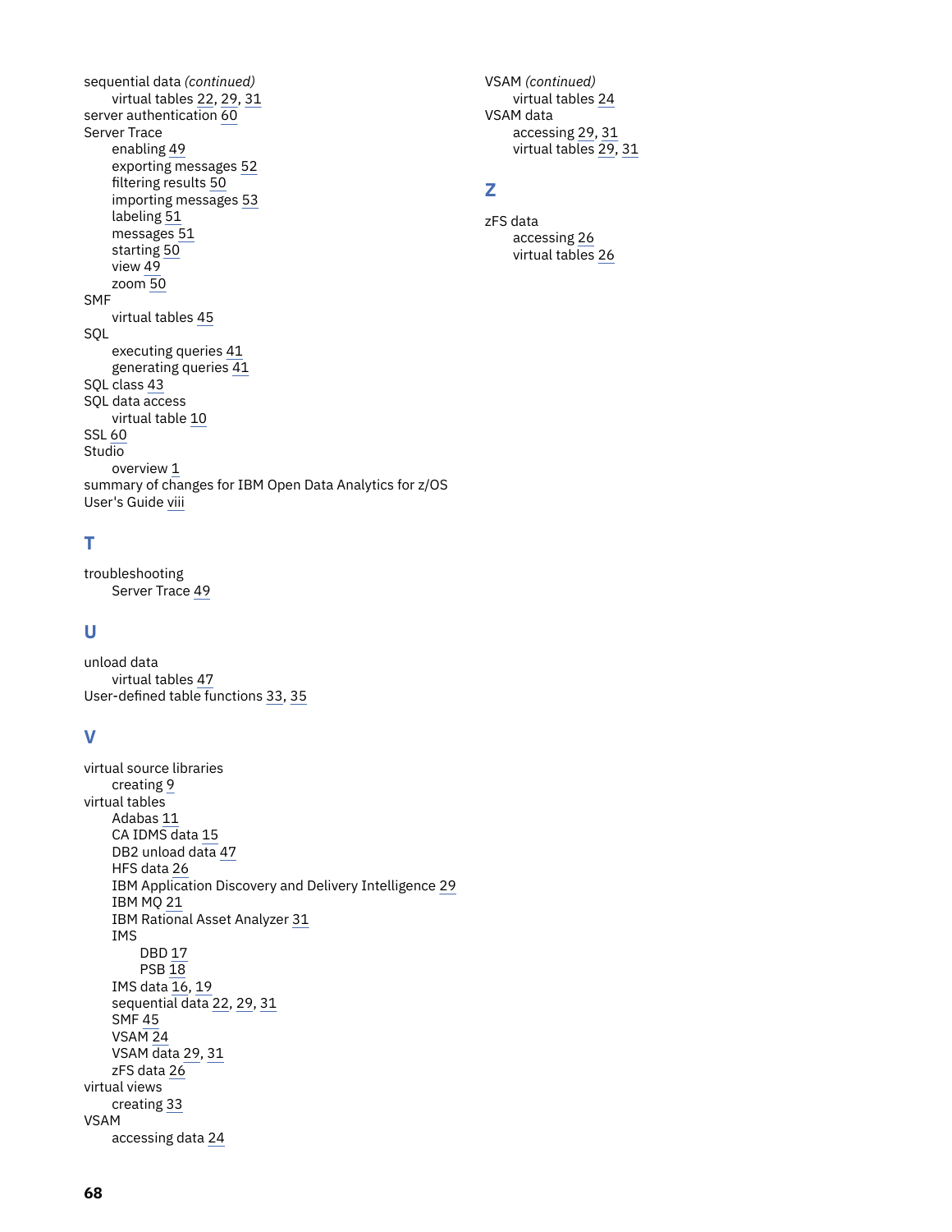sequential data *(continued)*
- virtual tables 22, 29, 31

server authentication 60

Server Trace
- enabling 49
- exporting messages 52
- filtering results 50
- importing messages 53
- labeling 51
- messages 51
- starting 50
- view 49
- zoom 50

SMF
- virtual tables 45

SQL
- executing queries 41
- generating queries 41

SQL class 43

SQL data access
- virtual table 10

SSL 60

Studio
- overview 1

summary of changes for IBM Open Data Analytics for z/OS User's Guide viii

## T

troubleshooting
- Server Trace 49

## U

unload data
- virtual tables 47

User-defined table functions 33, 35

## V

virtual source libraries
- creating 9

virtual tables
- Adabas 11
- CA IDMS data 15
- DB2 unload data 47
- HFS data 26
- IBM Application Discovery and Delivery Intelligence 29
- IBM MQ 21
- IBM Rational Asset Analyzer 31
- IMS
  - DBD 17
  - PSB 18
- IMS data 16, 19
- sequential data 22, 29, 31
- SMF 45
- VSAM 24
- VSAM data 29, 31
- zFS data 26

virtual views
- creating 33

VSAM
- accessing data 24

VSAM *(continued)*
- virtual tables 24

VSAM data
- accessing 29, 31
- virtual tables 29, 31

## Z

zFS data
- accessing 26
- virtual tables 26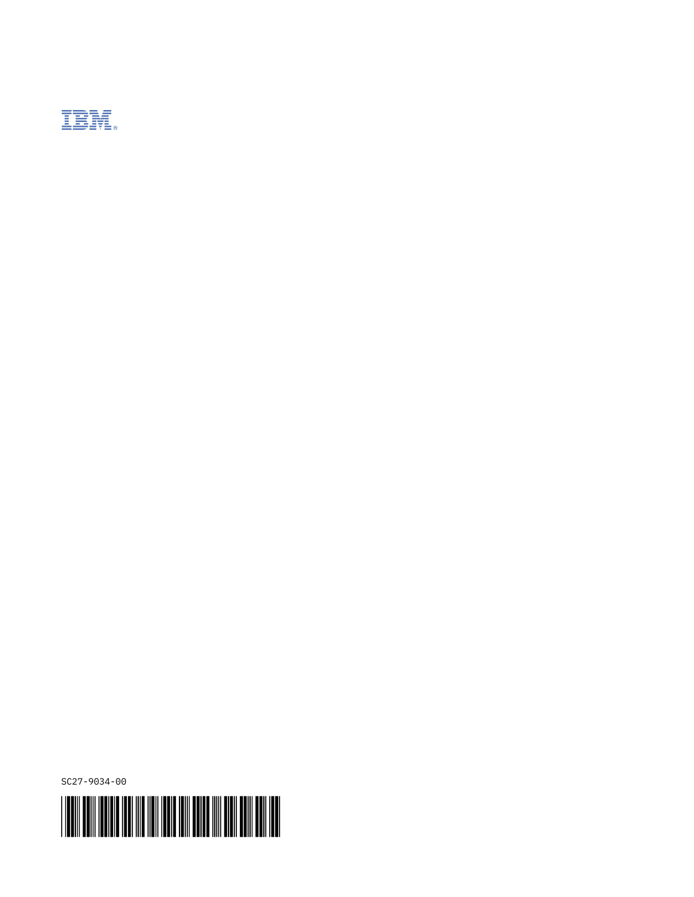SC27-9034-00